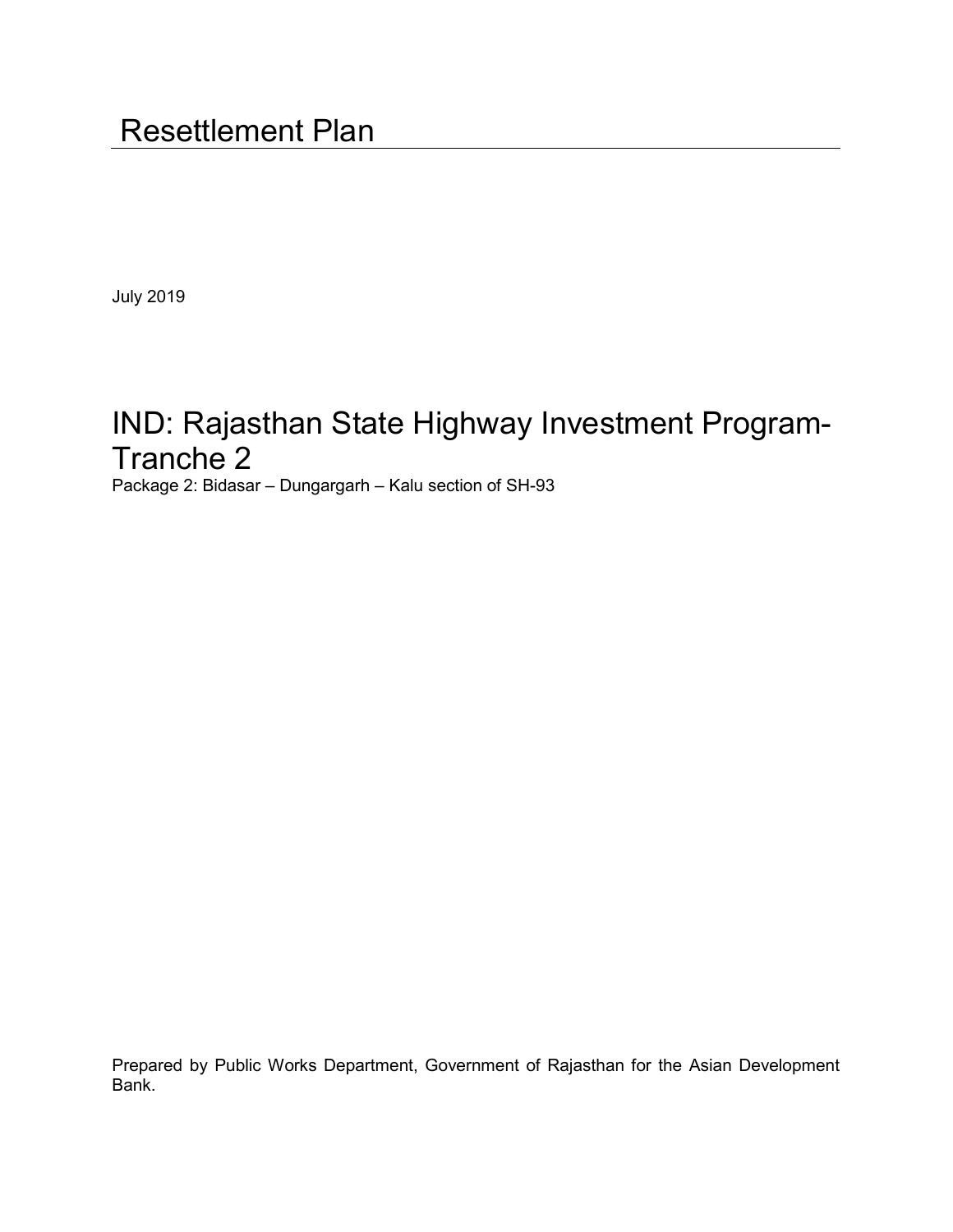# Resettlement Plan

July 2019

## IND: Rajasthan State Highway Investment Program-Tranche 2

Package 2: Bidasar – Dungargarh – Kalu section of SH-93

Prepared by Public Works Department, Government of Rajasthan for the Asian Development Bank.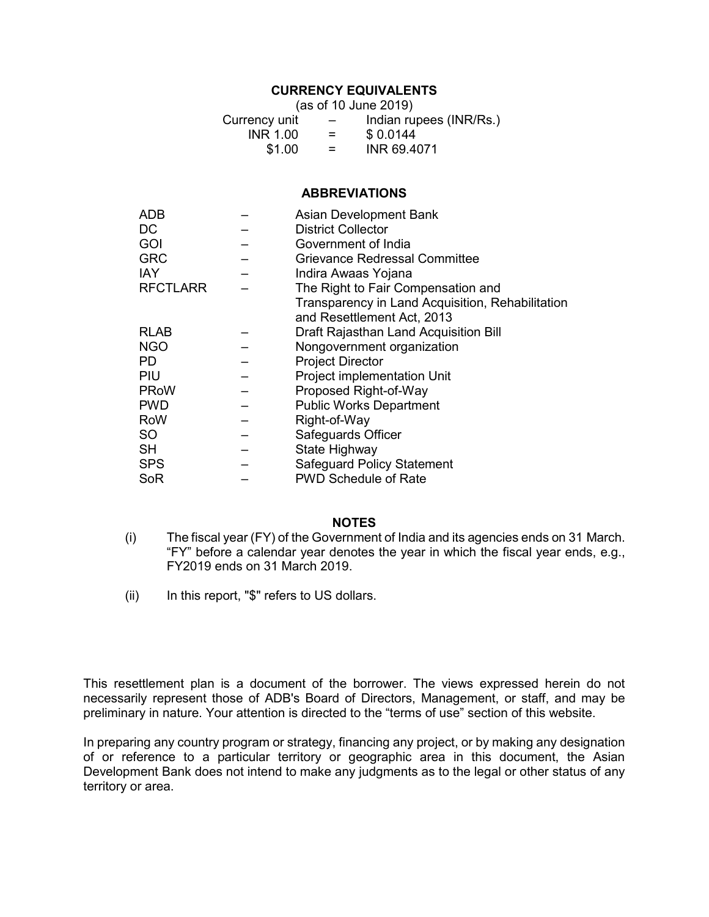## CURRENCY EQUIVALENTS

(as of 10 June 2019)

| | | |
|---|---|---|
| Currency unit | – | Indian rupees (INR/Rs.) |
| INR 1.00 | = | $ 0.0144 |
| $1.00 | = | INR 69.4071 |

## ABBREVIATIONS

| | | |
|---|---|---|
| ADB | – | Asian Development Bank |
| DC | – | District Collector |
| GOI | – | Government of India |
| GRC | – | Grievance Redressal Committee |
| IAY | – | Indira Awaas Yojana |
| RFCTLARR | – | The Right to Fair Compensation and Transparency in Land Acquisition, Rehabilitation and Resettlement Act, 2013 |
| RLAB | – | Draft Rajasthan Land Acquisition Bill |
| NGO | – | Nongovernment organization |
| PD | – | Project Director |
| PIU | – | Project implementation Unit |
| PRoW | – | Proposed Right-of-Way |
| PWD | – | Public Works Department |
| RoW | – | Right-of-Way |
| SO | – | Safeguards Officer |
| SH | – | State Highway |
| SPS | – | Safeguard Policy Statement |
| SoR | – | PWD Schedule of Rate |

## NOTES

(i) The fiscal year (FY) of the Government of India and its agencies ends on 31 March. "FY" before a calendar year denotes the year in which the fiscal year ends, e.g., FY2019 ends on 31 March 2019.

(ii) In this report, "$" refers to US dollars.

This resettlement plan is a document of the borrower. The views expressed herein do not necessarily represent those of ADB's Board of Directors, Management, or staff, and may be preliminary in nature. Your attention is directed to the "terms of use" section of this website.

In preparing any country program or strategy, financing any project, or by making any designation of or reference to a particular territory or geographic area in this document, the Asian Development Bank does not intend to make any judgments as to the legal or other status of any territory or area.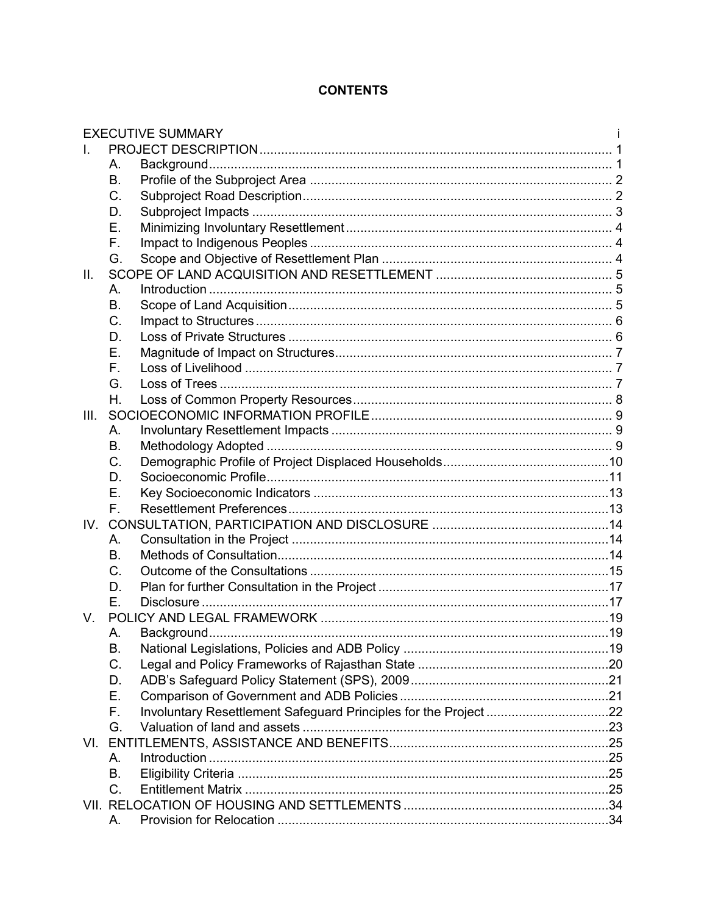# CONTENTS

| | | | |
|---|---|---|---|
| EXECUTIVE SUMMARY | | | i |
| I. | PROJECT DESCRIPTION | | 1 |
| | A. | Background | 1 |
| | B. | Profile of the Subproject Area | 2 |
| | C. | Subproject Road Description | 2 |
| | D. | Subproject Impacts | 3 |
| | E. | Minimizing Involuntary Resettlement | 4 |
| | F. | Impact to Indigenous Peoples | 4 |
| | G. | Scope and Objective of Resettlement Plan | 4 |
| II. | SCOPE OF LAND ACQUISITION AND RESETTLEMENT | | 5 |
| | A. | Introduction | 5 |
| | B. | Scope of Land Acquisition | 5 |
| | C. | Impact to Structures | 6 |
| | D. | Loss of Private Structures | 6 |
| | E. | Magnitude of Impact on Structures | 7 |
| | F. | Loss of Livelihood | 7 |
| | G. | Loss of Trees | 7 |
| | H. | Loss of Common Property Resources | 8 |
| III. | SOCIOECONOMIC INFORMATION PROFILE | | 9 |
| | A. | Involuntary Resettlement Impacts | 9 |
| | B. | Methodology Adopted | 9 |
| | C. | Demographic Profile of Project Displaced Households | 10 |
| | D. | Socioeconomic Profile | 11 |
| | E. | Key Socioeconomic Indicators | 13 |
| | F. | Resettlement Preferences | 13 |
| IV. | CONSULTATION, PARTICIPATION AND DISCLOSURE | | 14 |
| | A. | Consultation in the Project | 14 |
| | B. | Methods of Consultation | 14 |
| | C. | Outcome of the Consultations | 15 |
| | D. | Plan for further Consultation in the Project | 17 |
| | E. | Disclosure | 17 |
| V. | POLICY AND LEGAL FRAMEWORK | | 19 |
| | A. | Background | 19 |
| | B. | National Legislations, Policies and ADB Policy | 19 |
| | C. | Legal and Policy Frameworks of Rajasthan State | 20 |
| | D. | ADB's Safeguard Policy Statement (SPS), 2009 | 21 |
| | E. | Comparison of Government and ADB Policies | 21 |
| | F. | Involuntary Resettlement Safeguard Principles for the Project | 22 |
| | G. | Valuation of land and assets | 23 |
| VI. | ENTITLEMENTS, ASSISTANCE AND BENEFITS | | 25 |
| | A. | Introduction | 25 |
| | B. | Eligibility Criteria | 25 |
| | C. | Entitlement Matrix | 25 |
| VII. | RELOCATION OF HOUSING AND SETTLEMENTS | | 34 |
| | A. | Provision for Relocation | 34 |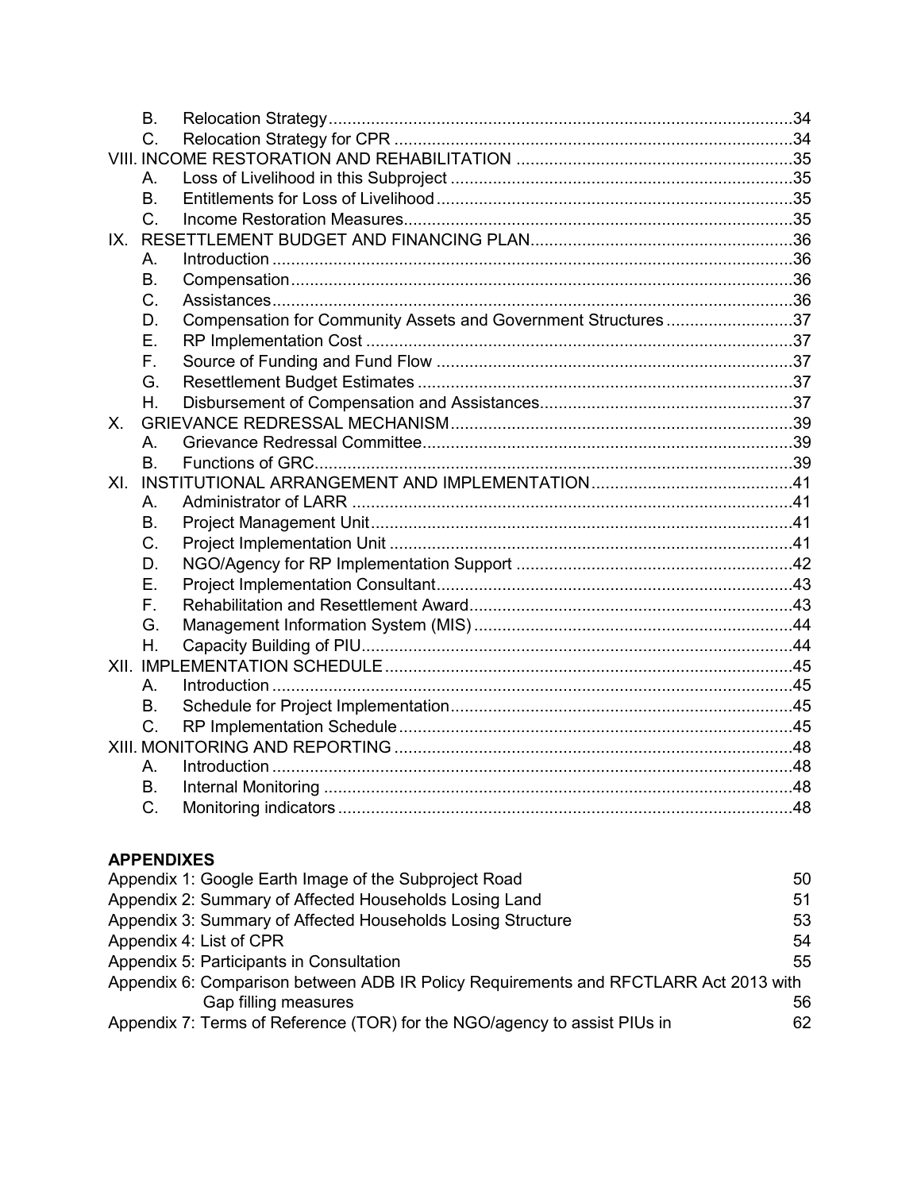B. Relocation Strategy ........ 34
C. Relocation Strategy for CPR ........ 34

VIII. INCOME RESTORATION AND REHABILITATION ........ 35
A. Loss of Livelihood in this Subproject ........ 35
B. Entitlements for Loss of Livelihood ........ 35
C. Income Restoration Measures ........ 35

IX. RESETTLEMENT BUDGET AND FINANCING PLAN ........ 36
A. Introduction ........ 36
B. Compensation ........ 36
C. Assistances ........ 36
D. Compensation for Community Assets and Government Structures ........ 37
E. RP Implementation Cost ........ 37
F. Source of Funding and Fund Flow ........ 37
G. Resettlement Budget Estimates ........ 37
H. Disbursement of Compensation and Assistances ........ 37

X. GRIEVANCE REDRESSAL MECHANISM ........ 39
A. Grievance Redressal Committee ........ 39
B. Functions of GRC ........ 39

XI. INSTITUTIONAL ARRANGEMENT AND IMPLEMENTATION ........ 41
A. Administrator of LARR ........ 41
B. Project Management Unit ........ 41
C. Project Implementation Unit ........ 41
D. NGO/Agency for RP Implementation Support ........ 42
E. Project Implementation Consultant ........ 43
F. Rehabilitation and Resettlement Award ........ 43
G. Management Information System (MIS) ........ 44
H. Capacity Building of PIU ........ 44

XII. IMPLEMENTATION SCHEDULE ........ 45
A. Introduction ........ 45
B. Schedule for Project Implementation ........ 45
C. RP Implementation Schedule ........ 45

XIII. MONITORING AND REPORTING ........ 48
A. Introduction ........ 48
B. Internal Monitoring ........ 48
C. Monitoring indicators ........ 48

**APPENDIXES**

Appendix 1: Google Earth Image of the Subproject Road ........ 50
Appendix 2: Summary of Affected Households Losing Land ........ 51
Appendix 3: Summary of Affected Households Losing Structure ........ 53
Appendix 4: List of CPR ........ 54
Appendix 5: Participants in Consultation ........ 55
Appendix 6: Comparison between ADB IR Policy Requirements and RFCTLARR Act 2013 with Gap filling measures ........ 56
Appendix 7: Terms of Reference (TOR) for the NGO/agency to assist PIUs in ........ 62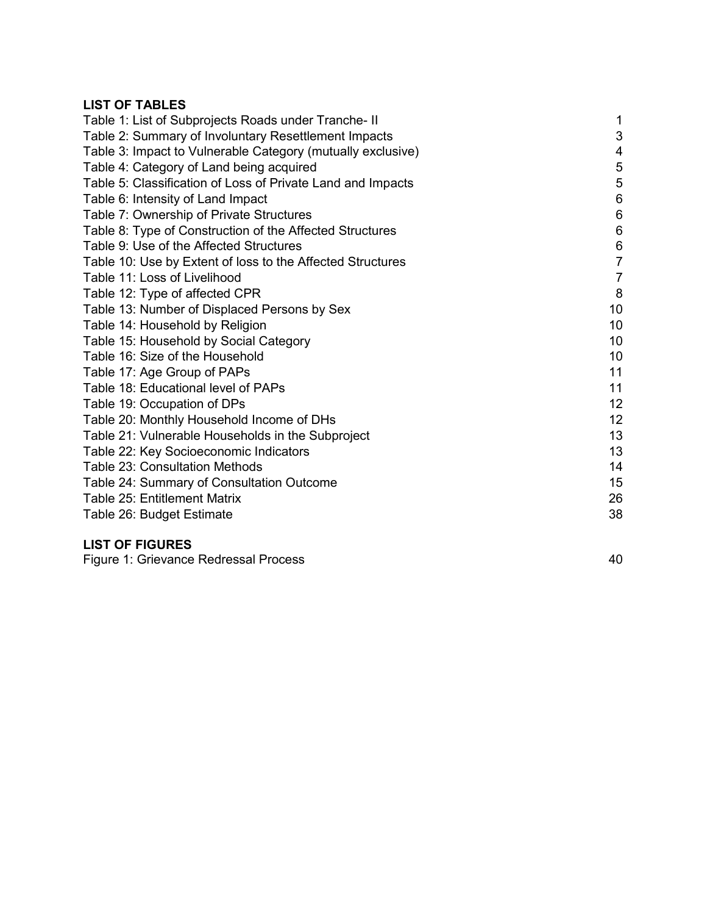**LIST OF TABLES**

| | |
|---|---|
| Table 1: List of Subprojects Roads under Tranche- II | 1 |
| Table 2: Summary of Involuntary Resettlement Impacts | 3 |
| Table 3: Impact to Vulnerable Category (mutually exclusive) | 4 |
| Table 4: Category of Land being acquired | 5 |
| Table 5: Classification of Loss of Private Land and Impacts | 5 |
| Table 6: Intensity of Land Impact | 6 |
| Table 7: Ownership of Private Structures | 6 |
| Table 8: Type of Construction of the Affected Structures | 6 |
| Table 9: Use of the Affected Structures | 6 |
| Table 10: Use by Extent of loss to the Affected Structures | 7 |
| Table 11: Loss of Livelihood | 7 |
| Table 12: Type of affected CPR | 8 |
| Table 13: Number of Displaced Persons by Sex | 10 |
| Table 14: Household by Religion | 10 |
| Table 15: Household by Social Category | 10 |
| Table 16: Size of the Household | 10 |
| Table 17: Age Group of PAPs | 11 |
| Table 18: Educational level of PAPs | 11 |
| Table 19: Occupation of DPs | 12 |
| Table 20: Monthly Household Income of DHs | 12 |
| Table 21: Vulnerable Households in the Subproject | 13 |
| Table 22: Key Socioeconomic Indicators | 13 |
| Table 23: Consultation Methods | 14 |
| Table 24: Summary of Consultation Outcome | 15 |
| Table 25: Entitlement Matrix | 26 |
| Table 26: Budget Estimate | 38 |

**LIST OF FIGURES**

| | |
|---|---|
| Figure 1: Grievance Redressal Process | 40 |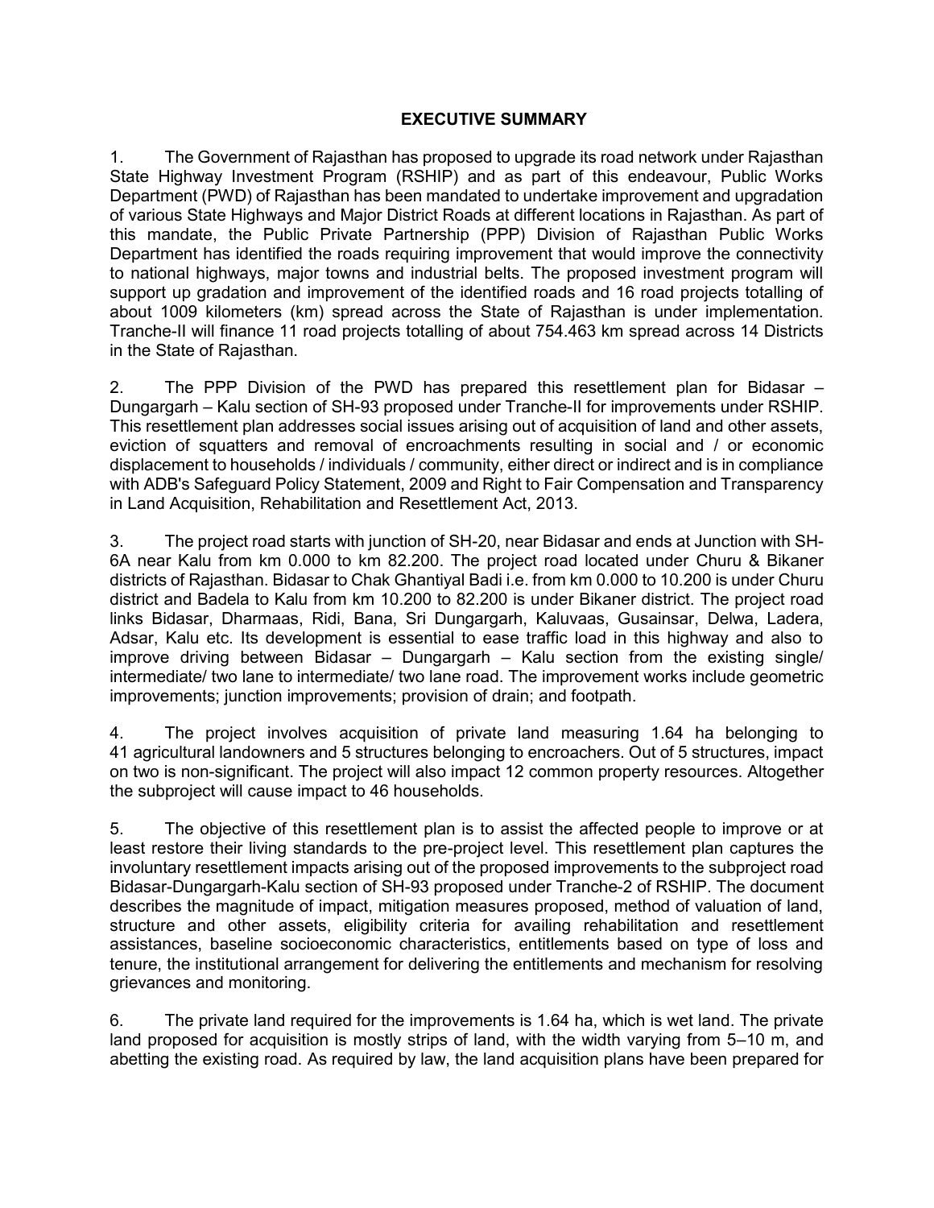## EXECUTIVE SUMMARY

1. The Government of Rajasthan has proposed to upgrade its road network under Rajasthan State Highway Investment Program (RSHIP) and as part of this endeavour, Public Works Department (PWD) of Rajasthan has been mandated to undertake improvement and upgradation of various State Highways and Major District Roads at different locations in Rajasthan. As part of this mandate, the Public Private Partnership (PPP) Division of Rajasthan Public Works Department has identified the roads requiring improvement that would improve the connectivity to national highways, major towns and industrial belts. The proposed investment program will support up gradation and improvement of the identified roads and 16 road projects totalling of about 1009 kilometers (km) spread across the State of Rajasthan is under implementation. Tranche-II will finance 11 road projects totalling of about 754.463 km spread across 14 Districts in the State of Rajasthan.

2. The PPP Division of the PWD has prepared this resettlement plan for Bidasar – Dungargarh – Kalu section of SH-93 proposed under Tranche-II for improvements under RSHIP. This resettlement plan addresses social issues arising out of acquisition of land and other assets, eviction of squatters and removal of encroachments resulting in social and / or economic displacement to households / individuals / community, either direct or indirect and is in compliance with ADB's Safeguard Policy Statement, 2009 and Right to Fair Compensation and Transparency in Land Acquisition, Rehabilitation and Resettlement Act, 2013.

3. The project road starts with junction of SH-20, near Bidasar and ends at Junction with SH-6A near Kalu from km 0.000 to km 82.200. The project road located under Churu & Bikaner districts of Rajasthan. Bidasar to Chak Ghantiyal Badi i.e. from km 0.000 to 10.200 is under Churu district and Badela to Kalu from km 10.200 to 82.200 is under Bikaner district. The project road links Bidasar, Dharmaas, Ridi, Bana, Sri Dungargarh, Kaluvaas, Gusainsar, Delwa, Ladera, Adsar, Kalu etc. Its development is essential to ease traffic load in this highway and also to improve driving between Bidasar – Dungargarh – Kalu section from the existing single/ intermediate/ two lane to intermediate/ two lane road. The improvement works include geometric improvements; junction improvements; provision of drain; and footpath.

4. The project involves acquisition of private land measuring 1.64 ha belonging to 41 agricultural landowners and 5 structures belonging to encroachers. Out of 5 structures, impact on two is non-significant. The project will also impact 12 common property resources. Altogether the subproject will cause impact to 46 households.

5. The objective of this resettlement plan is to assist the affected people to improve or at least restore their living standards to the pre-project level. This resettlement plan captures the involuntary resettlement impacts arising out of the proposed improvements to the subproject road Bidasar-Dungargarh-Kalu section of SH-93 proposed under Tranche-2 of RSHIP. The document describes the magnitude of impact, mitigation measures proposed, method of valuation of land, structure and other assets, eligibility criteria for availing rehabilitation and resettlement assistances, baseline socioeconomic characteristics, entitlements based on type of loss and tenure, the institutional arrangement for delivering the entitlements and mechanism for resolving grievances and monitoring.

6. The private land required for the improvements is 1.64 ha, which is wet land. The private land proposed for acquisition is mostly strips of land, with the width varying from 5–10 m, and abetting the existing road. As required by law, the land acquisition plans have been prepared for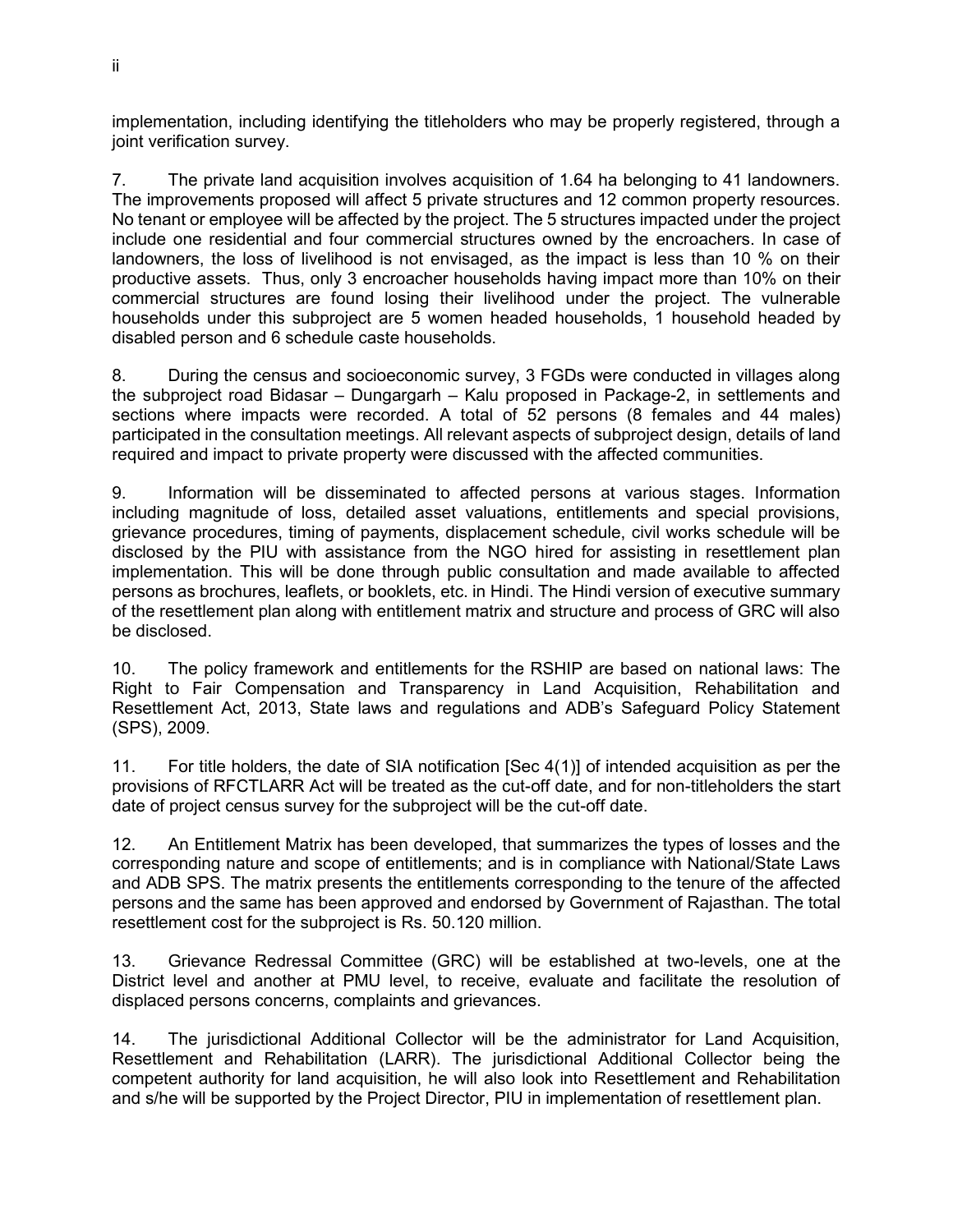implementation, including identifying the titleholders who may be properly registered, through a joint verification survey.

7. The private land acquisition involves acquisition of 1.64 ha belonging to 41 landowners. The improvements proposed will affect 5 private structures and 12 common property resources. No tenant or employee will be affected by the project. The 5 structures impacted under the project include one residential and four commercial structures owned by the encroachers. In case of landowners, the loss of livelihood is not envisaged, as the impact is less than 10 % on their productive assets. Thus, only 3 encroacher households having impact more than 10% on their commercial structures are found losing their livelihood under the project. The vulnerable households under this subproject are 5 women headed households, 1 household headed by disabled person and 6 schedule caste households.

8. During the census and socioeconomic survey, 3 FGDs were conducted in villages along the subproject road Bidasar – Dungargarh – Kalu proposed in Package-2, in settlements and sections where impacts were recorded. A total of 52 persons (8 females and 44 males) participated in the consultation meetings. All relevant aspects of subproject design, details of land required and impact to private property were discussed with the affected communities.

9. Information will be disseminated to affected persons at various stages. Information including magnitude of loss, detailed asset valuations, entitlements and special provisions, grievance procedures, timing of payments, displacement schedule, civil works schedule will be disclosed by the PIU with assistance from the NGO hired for assisting in resettlement plan implementation. This will be done through public consultation and made available to affected persons as brochures, leaflets, or booklets, etc. in Hindi. The Hindi version of executive summary of the resettlement plan along with entitlement matrix and structure and process of GRC will also be disclosed.

10. The policy framework and entitlements for the RSHIP are based on national laws: The Right to Fair Compensation and Transparency in Land Acquisition, Rehabilitation and Resettlement Act, 2013, State laws and regulations and ADB's Safeguard Policy Statement (SPS), 2009.

11. For title holders, the date of SIA notification [Sec 4(1)] of intended acquisition as per the provisions of RFCTLARR Act will be treated as the cut-off date, and for non-titleholders the start date of project census survey for the subproject will be the cut-off date.

12. An Entitlement Matrix has been developed, that summarizes the types of losses and the corresponding nature and scope of entitlements; and is in compliance with National/State Laws and ADB SPS. The matrix presents the entitlements corresponding to the tenure of the affected persons and the same has been approved and endorsed by Government of Rajasthan. The total resettlement cost for the subproject is Rs. 50.120 million.

13. Grievance Redressal Committee (GRC) will be established at two-levels, one at the District level and another at PMU level, to receive, evaluate and facilitate the resolution of displaced persons concerns, complaints and grievances.

14. The jurisdictional Additional Collector will be the administrator for Land Acquisition, Resettlement and Rehabilitation (LARR). The jurisdictional Additional Collector being the competent authority for land acquisition, he will also look into Resettlement and Rehabilitation and s/he will be supported by the Project Director, PIU in implementation of resettlement plan.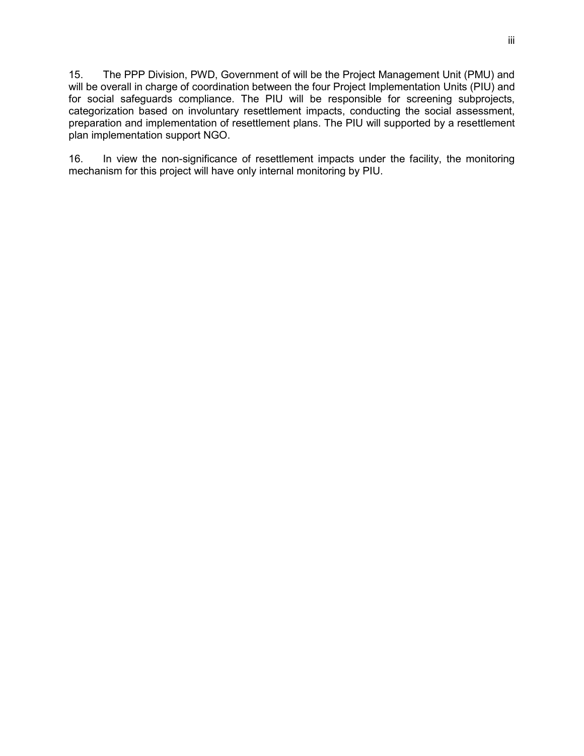15. The PPP Division, PWD, Government of will be the Project Management Unit (PMU) and will be overall in charge of coordination between the four Project Implementation Units (PIU) and for social safeguards compliance. The PIU will be responsible for screening subprojects, categorization based on involuntary resettlement impacts, conducting the social assessment, preparation and implementation of resettlement plans. The PIU will supported by a resettlement plan implementation support NGO.

16. In view the non-significance of resettlement impacts under the facility, the monitoring mechanism for this project will have only internal monitoring by PIU.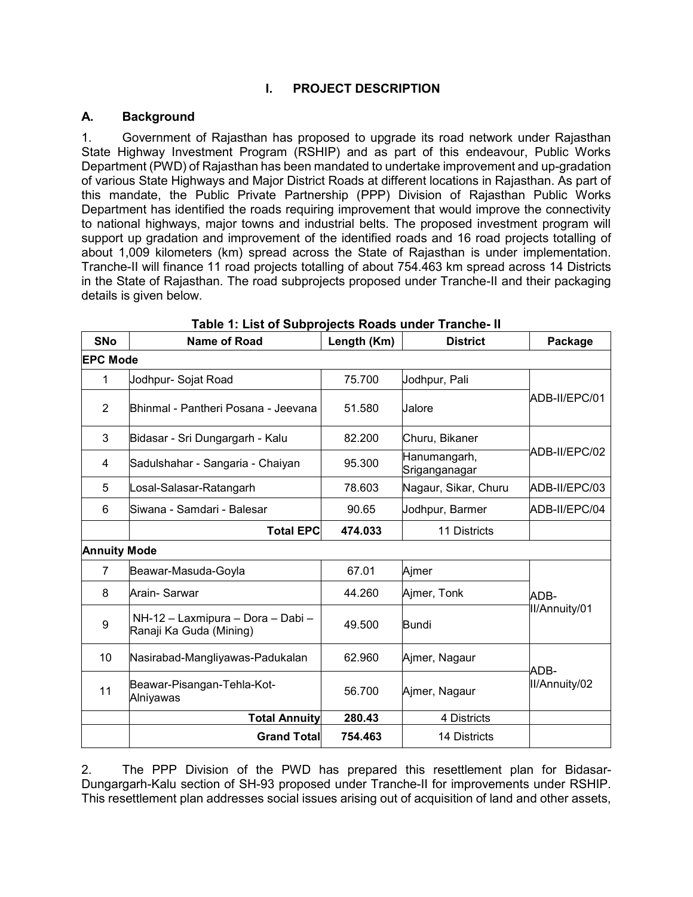# I. PROJECT DESCRIPTION

## A. Background

1. Government of Rajasthan has proposed to upgrade its road network under Rajasthan State Highway Investment Program (RSHIP) and as part of this endeavour, Public Works Department (PWD) of Rajasthan has been mandated to undertake improvement and up-gradation of various State Highways and Major District Roads at different locations in Rajasthan. As part of this mandate, the Public Private Partnership (PPP) Division of Rajasthan Public Works Department has identified the roads requiring improvement that would improve the connectivity to national highways, major towns and industrial belts. The proposed investment program will support up gradation and improvement of the identified roads and 16 road projects totalling of about 1,009 kilometers (km) spread across the State of Rajasthan is under implementation. Tranche-II will finance 11 road projects totalling of about 754.463 km spread across 14 Districts in the State of Rajasthan. The road subprojects proposed under Tranche-II and their packaging details is given below.

**Table 1: List of Subprojects Roads under Tranche- II**

| SNo | Name of Road | Length (Km) | District | Package |
|---|---|---|---|---|
| **EPC Mode** | | | | |
| 1 | Jodhpur- Sojat Road | 75.700 | Jodhpur, Pali | ADB-II/EPC/01 |
| 2 | Bhinmal - Pantheri Posana - Jeevana | 51.580 | Jalore | |
| 3 | Bidasar - Sri Dungargarh - Kalu | 82.200 | Churu, Bikaner | ADB-II/EPC/02 |
| 4 | Sadulshahar - Sangaria - Chaiyan | 95.300 | Hanumangarh, Sriganganagar | |
| 5 | Losal-Salasar-Ratangarh | 78.603 | Nagaur, Sikar, Churu | ADB-II/EPC/03 |
| 6 | Siwana - Samdari - Balesar | 90.65 | Jodhpur, Barmer | ADB-II/EPC/04 |
| | **Total EPC** | **474.033** | 11 Districts | |
| **Annuity Mode** | | | | |
| 7 | Beawar-Masuda-Goyla | 67.01 | Ajmer | ADB-II/Annuity/01 |
| 8 | Arain- Sarwar | 44.260 | Ajmer, Tonk | |
| 9 | NH-12 – Laxmipura – Dora – Dabi – Ranaji Ka Guda (Mining) | 49.500 | Bundi | |
| 10 | Nasirabad-Mangliyawas-Padukalan | 62.960 | Ajmer, Nagaur | ADB-II/Annuity/02 |
| 11 | Beawar-Pisangan-Tehla-Kot-Alniyawas | 56.700 | Ajmer, Nagaur | |
| | **Total Annuity** | **280.43** | 4 Districts | |
| | **Grand Total** | **754.463** | 14 Districts | |

2. The PPP Division of the PWD has prepared this resettlement plan for Bidasar-Dungargarh-Kalu section of SH-93 proposed under Tranche-II for improvements under RSHIP. This resettlement plan addresses social issues arising out of acquisition of land and other assets,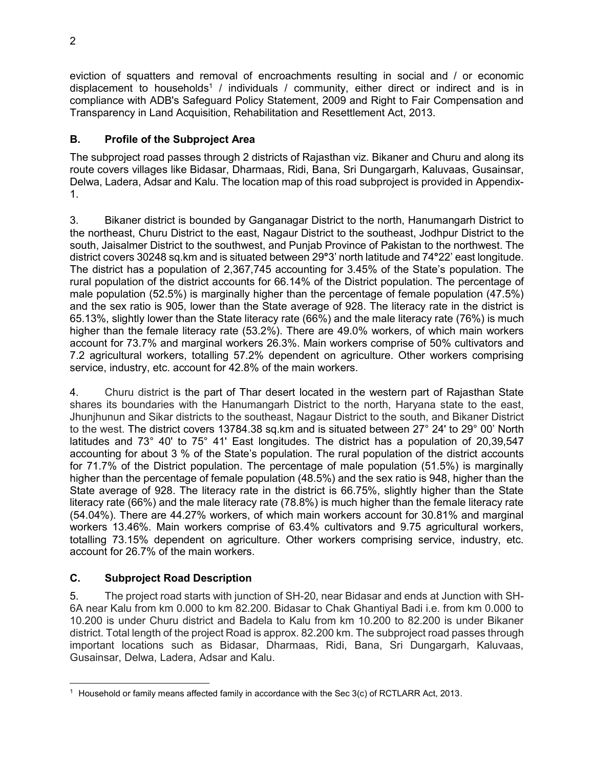eviction of squatters and removal of encroachments resulting in social and / or economic displacement to households[1] / individuals / community, either direct or indirect and is in compliance with ADB's Safeguard Policy Statement, 2009 and Right to Fair Compensation and Transparency in Land Acquisition, Rehabilitation and Resettlement Act, 2013.

### B. Profile of the Subproject Area

The subproject road passes through 2 districts of Rajasthan viz. Bikaner and Churu and along its route covers villages like Bidasar, Dharmaas, Ridi, Bana, Sri Dungargarh, Kaluvaas, Gusainsar, Delwa, Ladera, Adsar and Kalu. The location map of this road subproject is provided in Appendix-1.

3. Bikaner district is bounded by Ganganagar District to the north, Hanumangarh District to the northeast, Churu District to the east, Nagaur District to the southeast, Jodhpur District to the south, Jaisalmer District to the southwest, and Punjab Province of Pakistan to the northwest. The district covers 30248 sq.km and is situated between 29°3' north latitude and 74°22' east longitude. The district has a population of 2,367,745 accounting for 3.45% of the State's population. The rural population of the district accounts for 66.14% of the District population. The percentage of male population (52.5%) is marginally higher than the percentage of female population (47.5%) and the sex ratio is 905, lower than the State average of 928. The literacy rate in the district is 65.13%, slightly lower than the State literacy rate (66%) and the male literacy rate (76%) is much higher than the female literacy rate (53.2%). There are 49.0% workers, of which main workers account for 73.7% and marginal workers 26.3%. Main workers comprise of 50% cultivators and 7.2 agricultural workers, totalling 57.2% dependent on agriculture. Other workers comprising service, industry, etc. account for 42.8% of the main workers.

4. Churu district is the part of Thar desert located in the western part of Rajasthan State shares its boundaries with the Hanumangarh District to the north, Haryana state to the east, Jhunjhunun and Sikar districts to the southeast, Nagaur District to the south, and Bikaner District to the west. The district covers 13784.38 sq.km and is situated between 27° 24' to 29° 00' North latitudes and 73° 40' to 75° 41' East longitudes. The district has a population of 20,39,547 accounting for about 3 % of the State's population. The rural population of the district accounts for 71.7% of the District population. The percentage of male population (51.5%) is marginally higher than the percentage of female population (48.5%) and the sex ratio is 948, higher than the State average of 928. The literacy rate in the district is 66.75%, slightly higher than the State literacy rate (66%) and the male literacy rate (78.8%) is much higher than the female literacy rate (54.04%). There are 44.27% workers, of which main workers account for 30.81% and marginal workers 13.46%. Main workers comprise of 63.4% cultivators and 9.75 agricultural workers, totalling 73.15% dependent on agriculture. Other workers comprising service, industry, etc. account for 26.7% of the main workers.

### C. Subproject Road Description

5. The project road starts with junction of SH-20, near Bidasar and ends at Junction with SH-6A near Kalu from km 0.000 to km 82.200. Bidasar to Chak Ghantiyal Badi i.e. from km 0.000 to 10.200 is under Churu district and Badela to Kalu from km 10.200 to 82.200 is under Bikaner district. Total length of the project Road is approx. 82.200 km. The subproject road passes through important locations such as Bidasar, Dharmaas, Ridi, Bana, Sri Dungargarh, Kaluvaas, Gusainsar, Delwa, Ladera, Adsar and Kalu.

[1] Household or family means affected family in accordance with the Sec 3(c) of RCTLARR Act, 2013.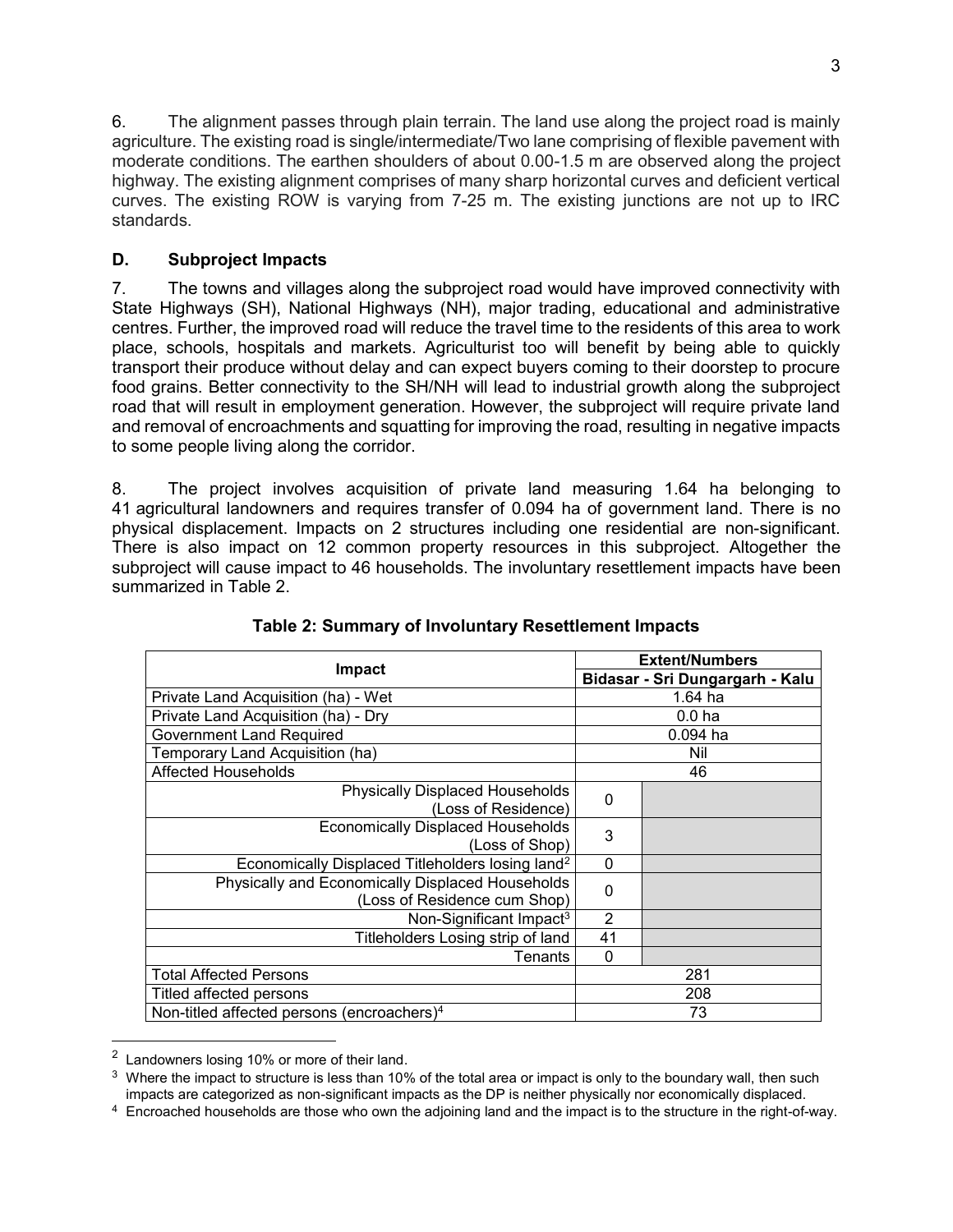6. The alignment passes through plain terrain. The land use along the project road is mainly agriculture. The existing road is single/intermediate/Two lane comprising of flexible pavement with moderate conditions. The earthen shoulders of about 0.00-1.5 m are observed along the project highway. The existing alignment comprises of many sharp horizontal curves and deficient vertical curves. The existing ROW is varying from 7-25 m. The existing junctions are not up to IRC standards.

### D. Subproject Impacts

7. The towns and villages along the subproject road would have improved connectivity with State Highways (SH), National Highways (NH), major trading, educational and administrative centres. Further, the improved road will reduce the travel time to the residents of this area to work place, schools, hospitals and markets. Agriculturist too will benefit by being able to quickly transport their produce without delay and can expect buyers coming to their doorstep to procure food grains. Better connectivity to the SH/NH will lead to industrial growth along the subproject road that will result in employment generation. However, the subproject will require private land and removal of encroachments and squatting for improving the road, resulting in negative impacts to some people living along the corridor.

8. The project involves acquisition of private land measuring 1.64 ha belonging to 41 agricultural landowners and requires transfer of 0.094 ha of government land. There is no physical displacement. Impacts on 2 structures including one residential are non-significant. There is also impact on 12 common property resources in this subproject. Altogether the subproject will cause impact to 46 households. The involuntary resettlement impacts have been summarized in Table 2.

**Table 2: Summary of Involuntary Resettlement Impacts**

| Impact | Extent/Numbers | |
|---|---|---|
| | Bidasar - Sri Dungargarh - Kalu | |
| Private Land Acquisition (ha) - Wet | 1.64 ha | |
| Private Land Acquisition (ha) - Dry | 0.0 ha | |
| Government Land Required | 0.094 ha | |
| Temporary Land Acquisition (ha) | Nil | |
| Affected Households | 46 | |
| Physically Displaced Households (Loss of Residence) | 0 | |
| Economically Displaced Households (Loss of Shop) | 3 | |
| Economically Displaced Titleholders losing land[2] | 0 | |
| Physically and Economically Displaced Households (Loss of Residence cum Shop) | 0 | |
| Non-Significant Impact[3] | 2 | |
| Titleholders Losing strip of land | 41 | |
| Tenants | 0 | |
| Total Affected Persons | 281 | |
| Titled affected persons | 208 | |
| Non-titled affected persons (encroachers)[4] | 73 | |

[2] Landowners losing 10% or more of their land.

[3] Where the impact to structure is less than 10% of the total area or impact is only to the boundary wall, then such impacts are categorized as non-significant impacts as the DP is neither physically nor economically displaced.

[4] Encroached households are those who own the adjoining land and the impact is to the structure in the right-of-way.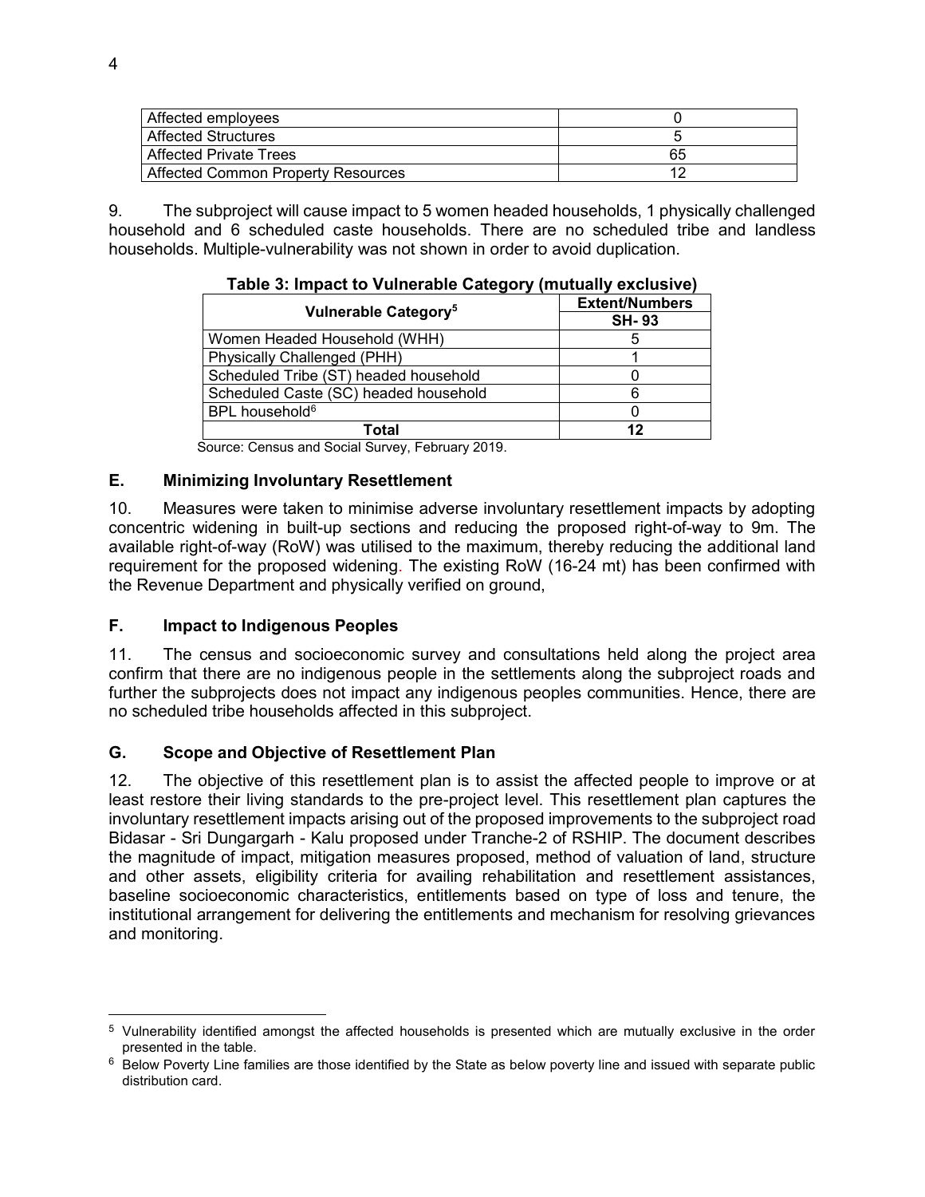| Affected employees | 0 |
|---|---|
| Affected Structures | 5 |
| Affected Private Trees | 65 |
| Affected Common Property Resources | 12 |

9. The subproject will cause impact to 5 women headed households, 1 physically challenged household and 6 scheduled caste households. There are no scheduled tribe and landless households. Multiple-vulnerability was not shown in order to avoid duplication.

**Table 3: Impact to Vulnerable Category (mutually exclusive)**

| Vulnerable Category[5] | Extent/Numbers |
|---|---|
| | **SH- 93** |
| Women Headed Household (WHH) | 5 |
| Physically Challenged (PHH) | 1 |
| Scheduled Tribe (ST) headed household | 0 |
| Scheduled Caste (SC) headed household | 6 |
| BPL household[6] | 0 |
| **Total** | **12** |

Source: Census and Social Survey, February 2019.

### E. Minimizing Involuntary Resettlement

10. Measures were taken to minimise adverse involuntary resettlement impacts by adopting concentric widening in built-up sections and reducing the proposed right-of-way to 9m. The available right-of-way (RoW) was utilised to the maximum, thereby reducing the additional land requirement for the proposed widening. The existing RoW (16-24 mt) has been confirmed with the Revenue Department and physically verified on ground,

### F. Impact to Indigenous Peoples

11. The census and socioeconomic survey and consultations held along the project area confirm that there are no indigenous people in the settlements along the subproject roads and further the subprojects does not impact any indigenous peoples communities. Hence, there are no scheduled tribe households affected in this subproject.

### G. Scope and Objective of Resettlement Plan

12. The objective of this resettlement plan is to assist the affected people to improve or at least restore their living standards to the pre-project level. This resettlement plan captures the involuntary resettlement impacts arising out of the proposed improvements to the subproject road Bidasar - Sri Dungargarh - Kalu proposed under Tranche-2 of RSHIP. The document describes the magnitude of impact, mitigation measures proposed, method of valuation of land, structure and other assets, eligibility criteria for availing rehabilitation and resettlement assistances, baseline socioeconomic characteristics, entitlements based on type of loss and tenure, the institutional arrangement for delivering the entitlements and mechanism for resolving grievances and monitoring.

---

[5] Vulnerability identified amongst the affected households is presented which are mutually exclusive in the order presented in the table.

[6] Below Poverty Line families are those identified by the State as below poverty line and issued with separate public distribution card.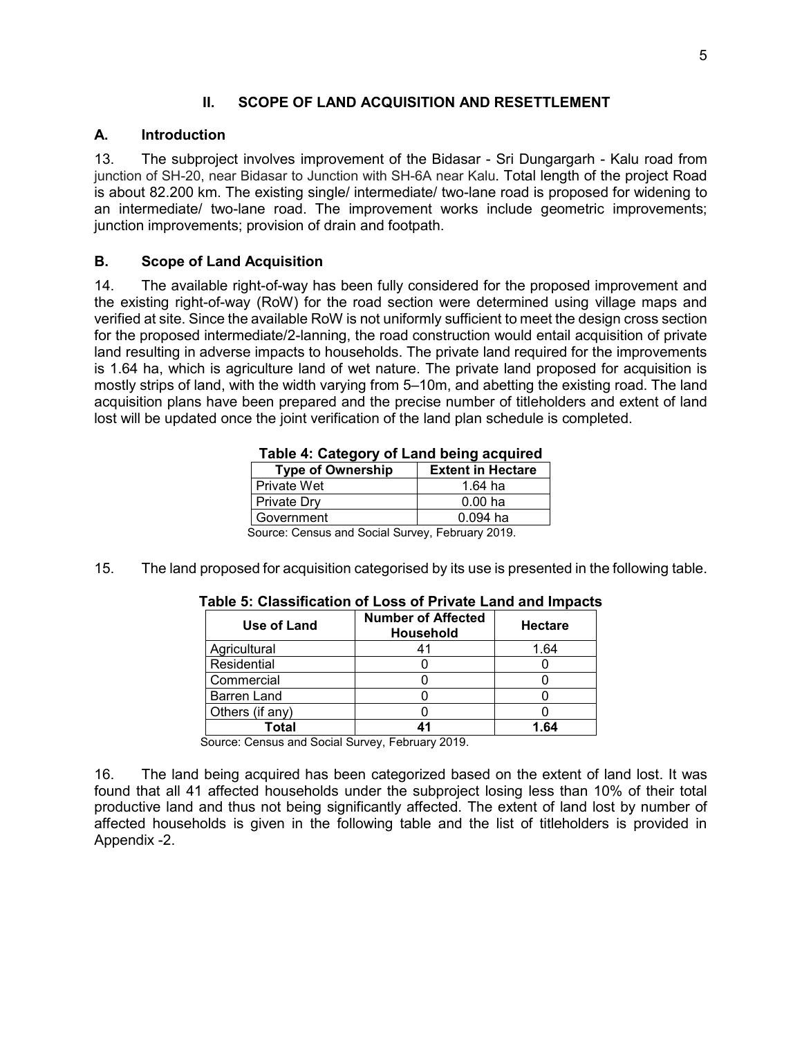## II. SCOPE OF LAND ACQUISITION AND RESETTLEMENT

### A. Introduction

13. The subproject involves improvement of the Bidasar - Sri Dungargarh - Kalu road from junction of SH-20, near Bidasar to Junction with SH-6A near Kalu. Total length of the project Road is about 82.200 km. The existing single/ intermediate/ two-lane road is proposed for widening to an intermediate/ two-lane road. The improvement works include geometric improvements; junction improvements; provision of drain and footpath.

### B. Scope of Land Acquisition

14. The available right-of-way has been fully considered for the proposed improvement and the existing right-of-way (RoW) for the road section were determined using village maps and verified at site. Since the available RoW is not uniformly sufficient to meet the design cross section for the proposed intermediate/2-lanning, the road construction would entail acquisition of private land resulting in adverse impacts to households. The private land required for the improvements is 1.64 ha, which is agriculture land of wet nature. The private land proposed for acquisition is mostly strips of land, with the width varying from 5–10m, and abetting the existing road. The land acquisition plans have been prepared and the precise number of titleholders and extent of land lost will be updated once the joint verification of the land plan schedule is completed.

**Table 4: Category of Land being acquired**

| Type of Ownership | Extent in Hectare |
|---|---|
| Private Wet | 1.64 ha |
| Private Dry | 0.00 ha |
| Government | 0.094 ha |

Source: Census and Social Survey, February 2019.

15. The land proposed for acquisition categorised by its use is presented in the following table.

**Table 5: Classification of Loss of Private Land and Impacts**

| Use of Land | Number of Affected Household | Hectare |
|---|---|---|
| Agricultural | 41 | 1.64 |
| Residential | 0 | 0 |
| Commercial | 0 | 0 |
| Barren Land | 0 | 0 |
| Others (if any) | 0 | 0 |
| **Total** | **41** | **1.64** |

Source: Census and Social Survey, February 2019.

16. The land being acquired has been categorized based on the extent of land lost. It was found that all 41 affected households under the subproject losing less than 10% of their total productive land and thus not being significantly affected. The extent of land lost by number of affected households is given in the following table and the list of titleholders is provided in Appendix -2.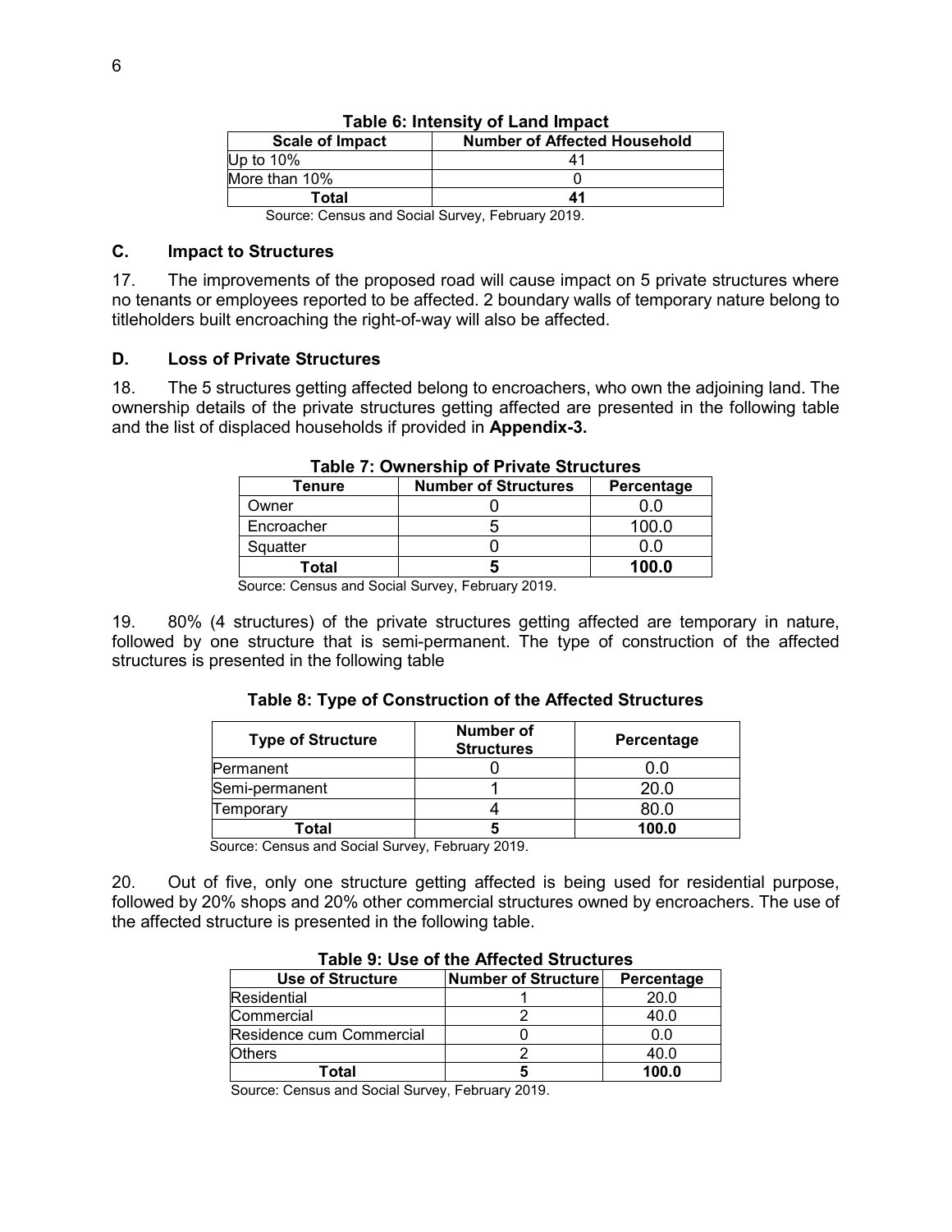**Table 6: Intensity of Land Impact**

| Scale of Impact | Number of Affected Household |
|---|---|
| Up to 10% | 41 |
| More than 10% | 0 |
| **Total** | **41** |

Source: Census and Social Survey, February 2019.

## C. Impact to Structures

17. The improvements of the proposed road will cause impact on 5 private structures where no tenants or employees reported to be affected. 2 boundary walls of temporary nature belong to titleholders built encroaching the right-of-way will also be affected.

## D. Loss of Private Structures

18. The 5 structures getting affected belong to encroachers, who own the adjoining land. The ownership details of the private structures getting affected are presented in the following table and the list of displaced households if provided in **Appendix-3.**

**Table 7: Ownership of Private Structures**

| Tenure | Number of Structures | Percentage |
|---|---|---|
| Owner | 0 | 0.0 |
| Encroacher | 5 | 100.0 |
| Squatter | 0 | 0.0 |
| **Total** | **5** | **100.0** |

Source: Census and Social Survey, February 2019.

19. 80% (4 structures) of the private structures getting affected are temporary in nature, followed by one structure that is semi-permanent. The type of construction of the affected structures is presented in the following table

**Table 8: Type of Construction of the Affected Structures**

| Type of Structure | Number of Structures | Percentage |
|---|---|---|
| Permanent | 0 | 0.0 |
| Semi-permanent | 1 | 20.0 |
| Temporary | 4 | 80.0 |
| **Total** | **5** | **100.0** |

Source: Census and Social Survey, February 2019.

20. Out of five, only one structure getting affected is being used for residential purpose, followed by 20% shops and 20% other commercial structures owned by encroachers. The use of the affected structure is presented in the following table.

**Table 9: Use of the Affected Structures**

| Use of Structure | Number of Structure | Percentage |
|---|---|---|
| Residential | 1 | 20.0 |
| Commercial | 2 | 40.0 |
| Residence cum Commercial | 0 | 0.0 |
| Others | 2 | 40.0 |
| **Total** | **5** | **100.0** |

Source: Census and Social Survey, February 2019.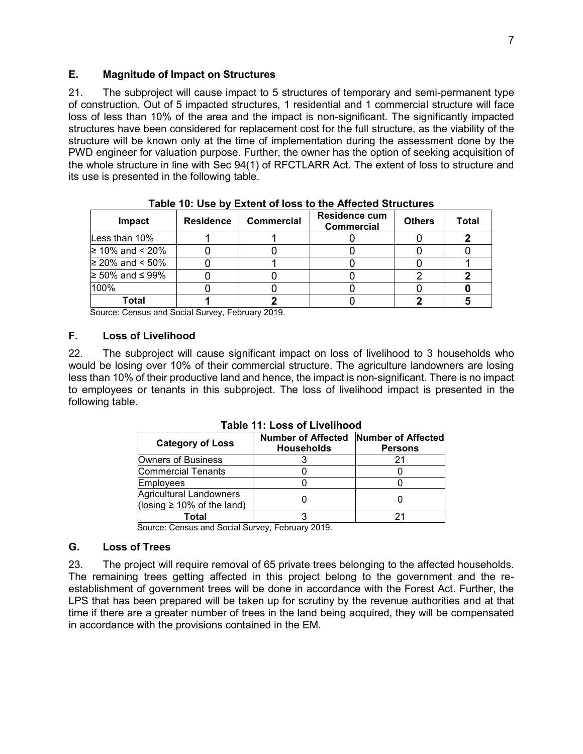## E. Magnitude of Impact on Structures

21. The subproject will cause impact to 5 structures of temporary and semi-permanent type of construction. Out of 5 impacted structures, 1 residential and 1 commercial structure will face loss of less than 10% of the area and the impact is non-significant. The significantly impacted structures have been considered for replacement cost for the full structure, as the viability of the structure will be known only at the time of implementation during the assessment done by the PWD engineer for valuation purpose. Further, the owner has the option of seeking acquisition of the whole structure in line with Sec 94(1) of RFCTLARR Act. The extent of loss to structure and its use is presented in the following table.

**Table 10: Use by Extent of loss to the Affected Structures**

| Impact | Residence | Commercial | Residence cum Commercial | Others | Total |
|---|---|---|---|---|---|
| Less than 10% | 1 | 1 | 0 | 0 | **2** |
| ≥ 10% and < 20% | 0 | 0 | 0 | 0 | 0 |
| ≥ 20% and < 50% | 0 | 1 | 0 | 0 | 1 |
| ≥ 50% and ≤ 99% | 0 | 0 | 0 | 2 | **2** |
| 100% | 0 | 0 | 0 | 0 | **0** |
| **Total** | **1** | **2** | 0 | **2** | **5** |

Source: Census and Social Survey, February 2019.

## F. Loss of Livelihood

22. The subproject will cause significant impact on loss of livelihood to 3 households who would be losing over 10% of their commercial structure. The agriculture landowners are losing less than 10% of their productive land and hence, the impact is non-significant. There is no impact to employees or tenants in this subproject. The loss of livelihood impact is presented in the following table.

**Table 11: Loss of Livelihood**

| Category of Loss | Number of Affected Households | Number of Affected Persons |
|---|---|---|
| Owners of Business | 3 | 21 |
| Commercial Tenants | 0 | 0 |
| Employees | 0 | 0 |
| Agricultural Landowners (losing ≥ 10% of the land) | 0 | 0 |
| **Total** | 3 | 21 |

Source: Census and Social Survey, February 2019.

## G. Loss of Trees

23. The project will require removal of 65 private trees belonging to the affected households. The remaining trees getting affected in this project belong to the government and the re-establishment of government trees will be done in accordance with the Forest Act. Further, the LPS that has been prepared will be taken up for scrutiny by the revenue authorities and at that time if there are a greater number of trees in the land being acquired, they will be compensated in accordance with the provisions contained in the EM.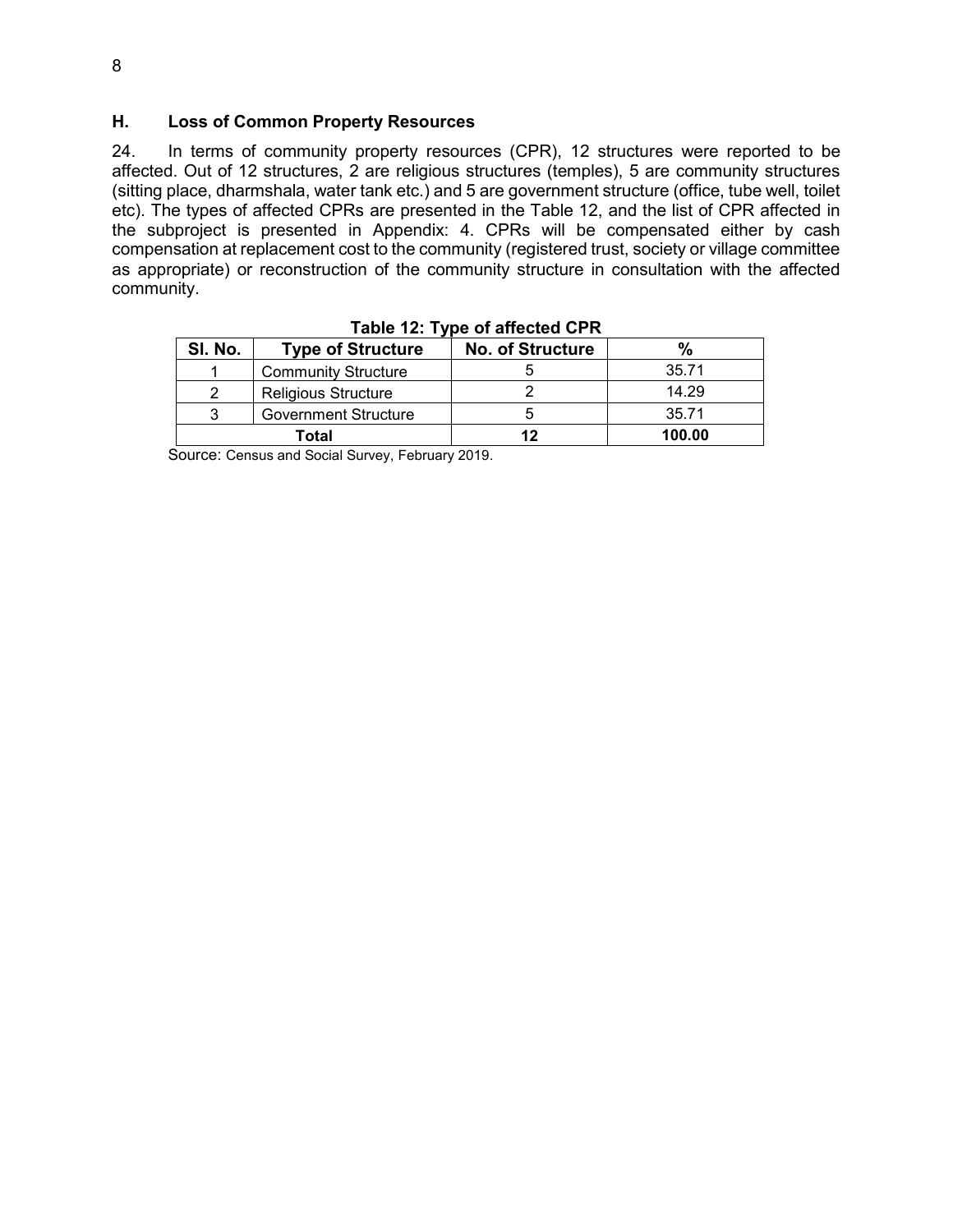## H. Loss of Common Property Resources

24. In terms of community property resources (CPR), 12 structures were reported to be affected. Out of 12 structures, 2 are religious structures (temples), 5 are community structures (sitting place, dharmshala, water tank etc.) and 5 are government structure (office, tube well, toilet etc). The types of affected CPRs are presented in the Table 12, and the list of CPR affected in the subproject is presented in Appendix: 4. CPRs will be compensated either by cash compensation at replacement cost to the community (registered trust, society or village committee as appropriate) or reconstruction of the community structure in consultation with the affected community.

**Table 12: Type of affected CPR**

| Sl. No. | Type of Structure | No. of Structure | % |
|---|---|---|---|
| 1 | Community Structure | 5 | 35.71 |
| 2 | Religious Structure | 2 | 14.29 |
| 3 | Government Structure | 5 | 35.71 |
| **Total** | | **12** | **100.00** |

Source: Census and Social Survey, February 2019.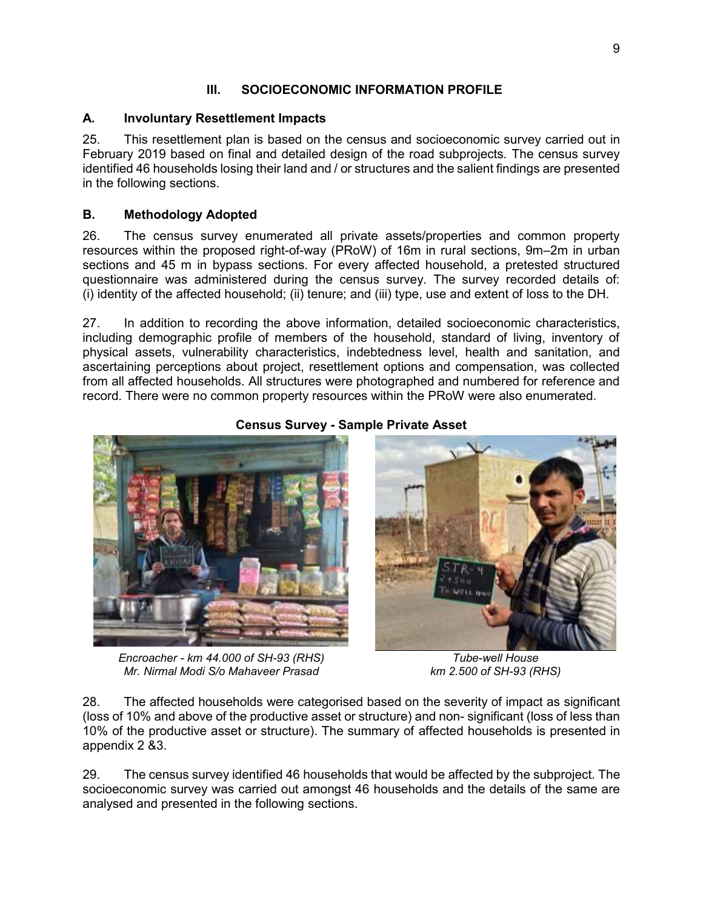## III. SOCIOECONOMIC INFORMATION PROFILE

### A. Involuntary Resettlement Impacts

25. This resettlement plan is based on the census and socioeconomic survey carried out in February 2019 based on final and detailed design of the road subprojects. The census survey identified 46 households losing their land and / or structures and the salient findings are presented in the following sections.

### B. Methodology Adopted

26. The census survey enumerated all private assets/properties and common property resources within the proposed right-of-way (PRoW) of 16m in rural sections, 9m–2m in urban sections and 45 m in bypass sections. For every affected household, a pretested structured questionnaire was administered during the census survey. The survey recorded details of: (i) identity of the affected household; (ii) tenure; and (iii) type, use and extent of loss to the DH.

27. In addition to recording the above information, detailed socioeconomic characteristics, including demographic profile of members of the household, standard of living, inventory of physical assets, vulnerability characteristics, indebtedness level, health and sanitation, and ascertaining perceptions about project, resettlement options and compensation, was collected from all affected households. All structures were photographed and numbered for reference and record. There were no common property resources within the PRoW were also enumerated.

**Census Survey - Sample Private Asset**

*Encroacher - km 44.000 of SH-93 (RHS)*
*Mr. Nirmal Modi S/o Mahaveer Prasad*

*Tube-well House*
*km 2.500 of SH-93 (RHS)*

28. The affected households were categorised based on the severity of impact as significant (loss of 10% and above of the productive asset or structure) and non- significant (loss of less than 10% of the productive asset or structure). The summary of affected households is presented in appendix 2 &3.

29. The census survey identified 46 households that would be affected by the subproject. The socioeconomic survey was carried out amongst 46 households and the details of the same are analysed and presented in the following sections.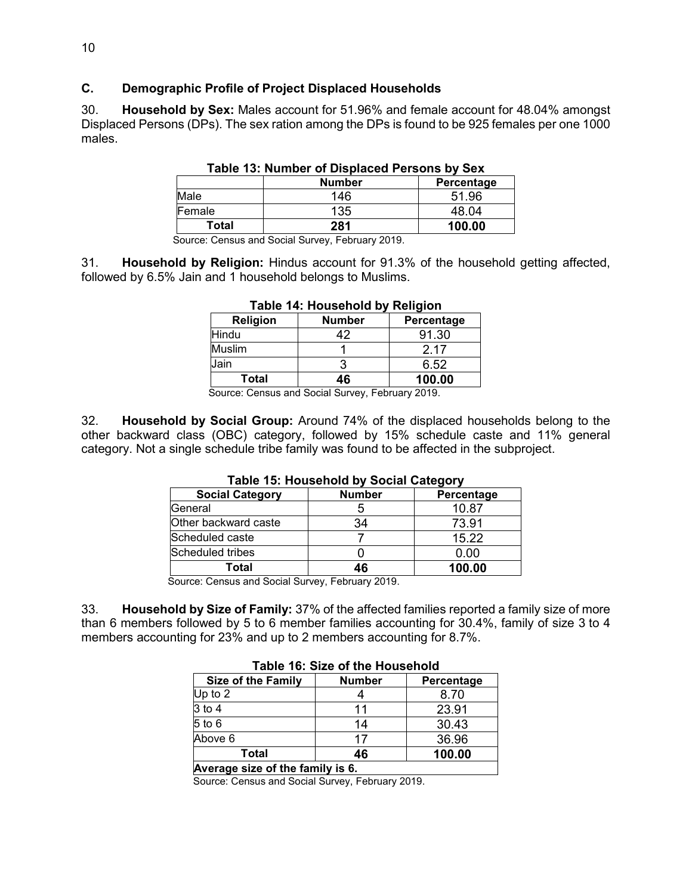## C. Demographic Profile of Project Displaced Households

30. **Household by Sex:** Males account for 51.96% and female account for 48.04% amongst Displaced Persons (DPs). The sex ration among the DPs is found to be 925 females per one 1000 males.

**Table 13: Number of Displaced Persons by Sex**

| | Number | Percentage |
|---|---|---|
| Male | 146 | 51.96 |
| Female | 135 | 48.04 |
| **Total** | **281** | **100.00** |

Source: Census and Social Survey, February 2019.

31. **Household by Religion:** Hindus account for 91.3% of the household getting affected, followed by 6.5% Jain and 1 household belongs to Muslims.

**Table 14: Household by Religion**

| Religion | Number | Percentage |
|---|---|---|
| Hindu | 42 | 91.30 |
| Muslim | 1 | 2.17 |
| Jain | 3 | 6.52 |
| **Total** | **46** | **100.00** |

Source: Census and Social Survey, February 2019.

32. **Household by Social Group:** Around 74% of the displaced households belong to the other backward class (OBC) category, followed by 15% schedule caste and 11% general category. Not a single schedule tribe family was found to be affected in the subproject.

**Table 15: Household by Social Category**

| Social Category | Number | Percentage |
|---|---|---|
| General | 5 | 10.87 |
| Other backward caste | 34 | 73.91 |
| Scheduled caste | 7 | 15.22 |
| Scheduled tribes | 0 | 0.00 |
| **Total** | **46** | **100.00** |

Source: Census and Social Survey, February 2019.

33. **Household by Size of Family:** 37% of the affected families reported a family size of more than 6 members followed by 5 to 6 member families accounting for 30.4%, family of size 3 to 4 members accounting for 23% and up to 2 members accounting for 8.7%.

**Table 16: Size of the Household**

| Size of the Family | Number | Percentage |
|---|---|---|
| Up to 2 | 4 | 8.70 |
| 3 to 4 | 11 | 23.91 |
| 5 to 6 | 14 | 30.43 |
| Above 6 | 17 | 36.96 |
| **Total** | **46** | **100.00** |
| **Average size of the family is 6.** | | |

Source: Census and Social Survey, February 2019.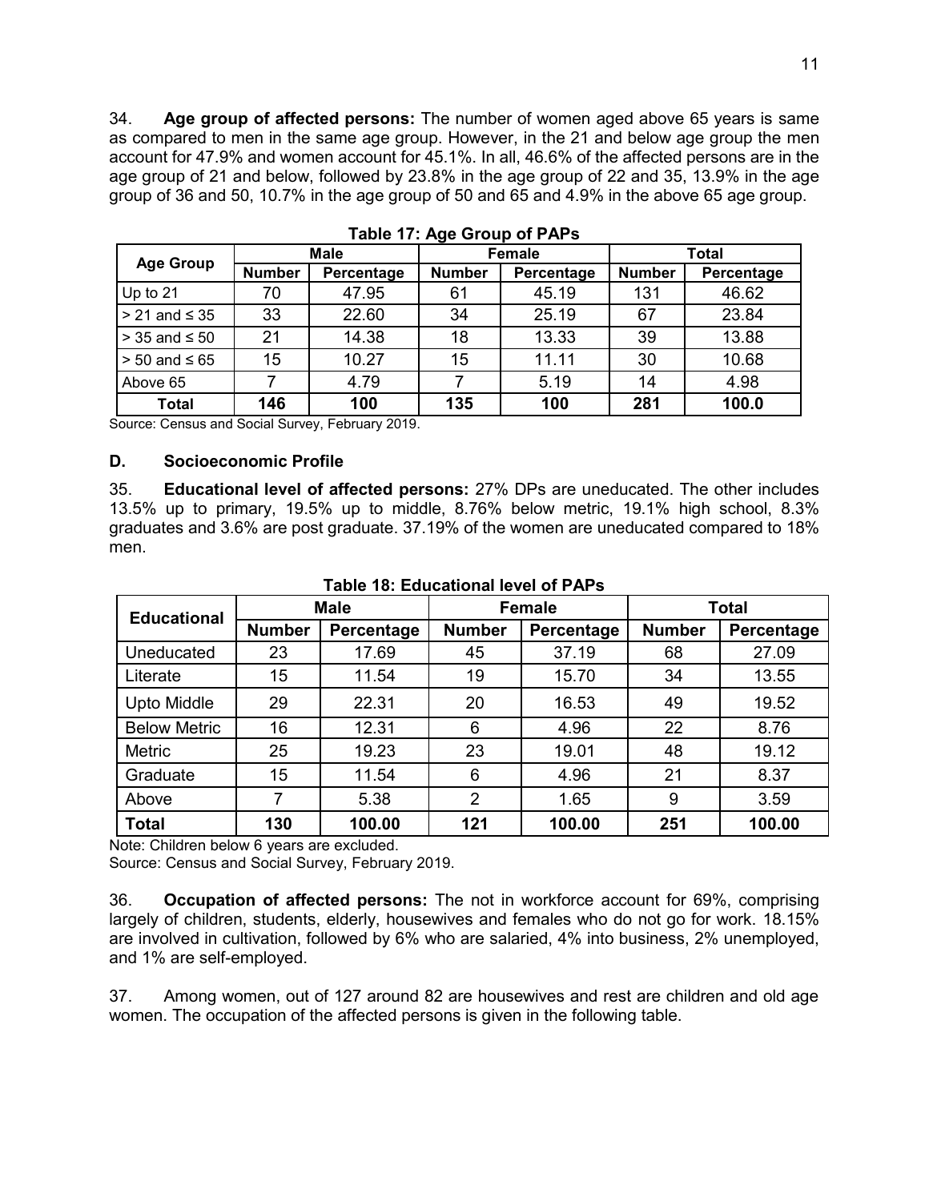34. **Age group of affected persons:** The number of women aged above 65 years is same as compared to men in the same age group. However, in the 21 and below age group the men account for 47.9% and women account for 45.1%. In all, 46.6% of the affected persons are in the age group of 21 and below, followed by 23.8% in the age group of 22 and 35, 13.9% in the age group of 36 and 50, 10.7% in the age group of 50 and 65 and 4.9% in the above 65 age group.

**Table 17: Age Group of PAPs**

| Age Group | Male | | Female | | Total | |
|---|---|---|---|---|---|---|
| | Number | Percentage | Number | Percentage | Number | Percentage |
| Up to 21 | 70 | 47.95 | 61 | 45.19 | 131 | 46.62 |
| > 21 and ≤ 35 | 33 | 22.60 | 34 | 25.19 | 67 | 23.84 |
| > 35 and ≤ 50 | 21 | 14.38 | 18 | 13.33 | 39 | 13.88 |
| > 50 and ≤ 65 | 15 | 10.27 | 15 | 11.11 | 30 | 10.68 |
| Above 65 | 7 | 4.79 | 7 | 5.19 | 14 | 4.98 |
| **Total** | **146** | **100** | **135** | **100** | **281** | **100.0** |

Source: Census and Social Survey, February 2019.

### D. Socioeconomic Profile

35. **Educational level of affected persons:** 27% DPs are uneducated. The other includes 13.5% up to primary, 19.5% up to middle, 8.76% below metric, 19.1% high school, 8.3% graduates and 3.6% are post graduate. 37.19% of the women are uneducated compared to 18% men.

**Table 18: Educational level of PAPs**

| Educational | Male | | Female | | Total | |
|---|---|---|---|---|---|---|
| | Number | Percentage | Number | Percentage | Number | Percentage |
| Uneducated | 23 | 17.69 | 45 | 37.19 | 68 | 27.09 |
| Literate | 15 | 11.54 | 19 | 15.70 | 34 | 13.55 |
| Upto Middle | 29 | 22.31 | 20 | 16.53 | 49 | 19.52 |
| Below Metric | 16 | 12.31 | 6 | 4.96 | 22 | 8.76 |
| Metric | 25 | 19.23 | 23 | 19.01 | 48 | 19.12 |
| Graduate | 15 | 11.54 | 6 | 4.96 | 21 | 8.37 |
| Above | 7 | 5.38 | 2 | 1.65 | 9 | 3.59 |
| **Total** | **130** | **100.00** | **121** | **100.00** | **251** | **100.00** |

Note: Children below 6 years are excluded.
Source: Census and Social Survey, February 2019.

36. **Occupation of affected persons:** The not in workforce account for 69%, comprising largely of children, students, elderly, housewives and females who do not go for work. 18.15% are involved in cultivation, followed by 6% who are salaried, 4% into business, 2% unemployed, and 1% are self-employed.

37. Among women, out of 127 around 82 are housewives and rest are children and old age women. The occupation of the affected persons is given in the following table.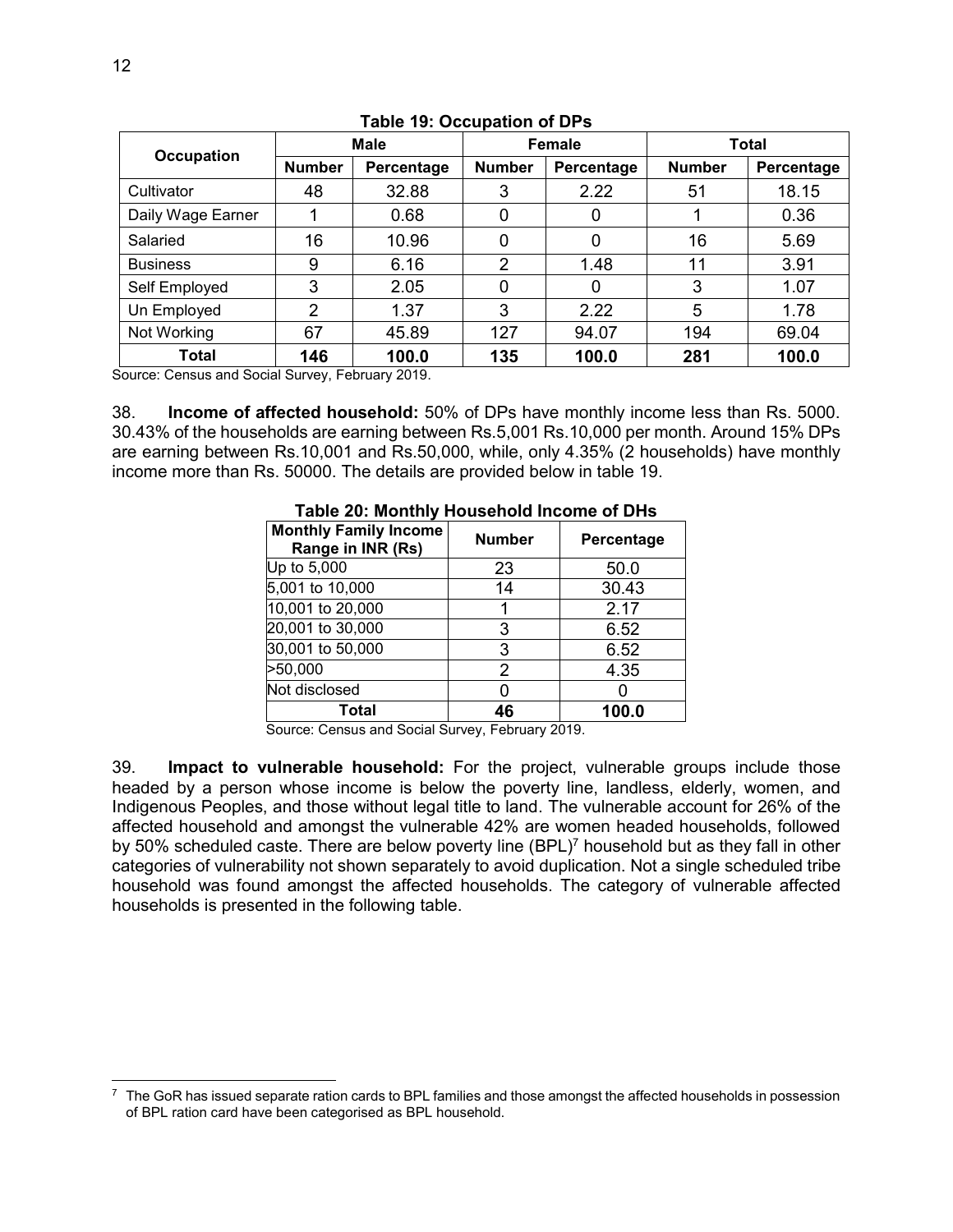**Table 19: Occupation of DPs**

| Occupation | Male | | Female | | Total | |
|---|---|---|---|---|---|---|
| | Number | Percentage | Number | Percentage | Number | Percentage |
| Cultivator | 48 | 32.88 | 3 | 2.22 | 51 | 18.15 |
| Daily Wage Earner | 1 | 0.68 | 0 | 0 | 1 | 0.36 |
| Salaried | 16 | 10.96 | 0 | 0 | 16 | 5.69 |
| Business | 9 | 6.16 | 2 | 1.48 | 11 | 3.91 |
| Self Employed | 3 | 2.05 | 0 | 0 | 3 | 1.07 |
| Un Employed | 2 | 1.37 | 3 | 2.22 | 5 | 1.78 |
| Not Working | 67 | 45.89 | 127 | 94.07 | 194 | 69.04 |
| **Total** | **146** | **100.0** | **135** | **100.0** | **281** | **100.0** |

Source: Census and Social Survey, February 2019.

38. **Income of affected household:** 50% of DPs have monthly income less than Rs. 5000. 30.43% of the households are earning between Rs.5,001 Rs.10,000 per month. Around 15% DPs are earning between Rs.10,001 and Rs.50,000, while, only 4.35% (2 households) have monthly income more than Rs. 50000. The details are provided below in table 19.

**Table 20: Monthly Household Income of DHs**

| Monthly Family Income Range in INR (Rs) | Number | Percentage |
|---|---|---|
| Up to 5,000 | 23 | 50.0 |
| 5,001 to 10,000 | 14 | 30.43 |
| 10,001 to 20,000 | 1 | 2.17 |
| 20,001 to 30,000 | 3 | 6.52 |
| 30,001 to 50,000 | 3 | 6.52 |
| >50,000 | 2 | 4.35 |
| Not disclosed | 0 | 0 |
| **Total** | **46** | **100.0** |

Source: Census and Social Survey, February 2019.

39. **Impact to vulnerable household:** For the project, vulnerable groups include those headed by a person whose income is below the poverty line, landless, elderly, women, and Indigenous Peoples, and those without legal title to land. The vulnerable account for 26% of the affected household and amongst the vulnerable 42% are women headed households, followed by 50% scheduled caste. There are below poverty line (BPL)[7] household but as they fall in other categories of vulnerability not shown separately to avoid duplication. Not a single scheduled tribe household was found amongst the affected households. The category of vulnerable affected households is presented in the following table.

[7] The GoR has issued separate ration cards to BPL families and those amongst the affected households in possession of BPL ration card have been categorised as BPL household.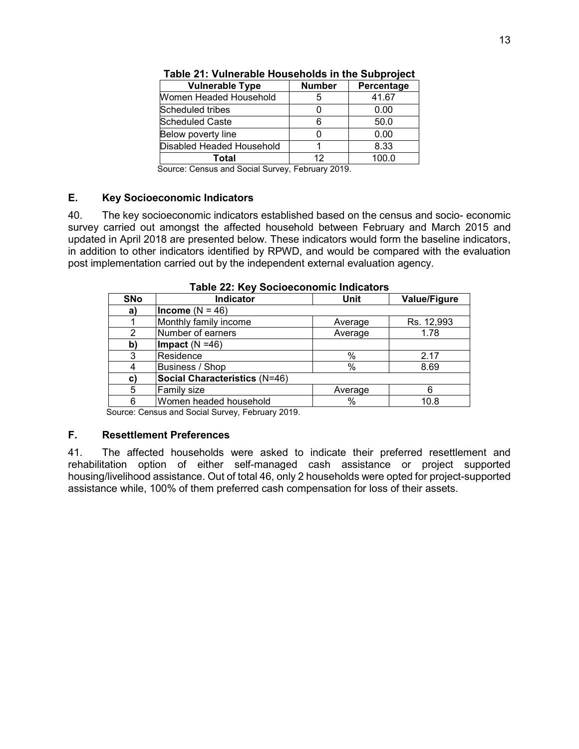**Table 21: Vulnerable Households in the Subproject**

| Vulnerable Type | Number | Percentage |
| --- | --- | --- |
| Women Headed Household | 5 | 41.67 |
| Scheduled tribes | 0 | 0.00 |
| Scheduled Caste | 6 | 50.0 |
| Below poverty line | 0 | 0.00 |
| Disabled Headed Household | 1 | 8.33 |
| **Total** | 12 | 100.0 |

Source: Census and Social Survey, February 2019.

### E. Key Socioeconomic Indicators

40. The key socioeconomic indicators established based on the census and socio- economic survey carried out amongst the affected household between February and March 2015 and updated in April 2018 are presented below. These indicators would form the baseline indicators, in addition to other indicators identified by RPWD, and would be compared with the evaluation post implementation carried out by the independent external evaluation agency.

**Table 22: Key Socioeconomic Indicators**

| SNo | Indicator | Unit | Value/Figure |
| --- | --- | --- | --- |
| **a)** | **Income** (N = 46) | | |
| 1 | Monthly family income | Average | Rs. 12,993 |
| 2 | Number of earners | Average | 1.78 |
| **b)** | **Impact** (N =46) | | |
| 3 | Residence | % | 2.17 |
| 4 | Business / Shop | % | 8.69 |
| **c)** | **Social Characteristics** (N=46) | | |
| 5 | Family size | Average | 6 |
| 6 | Women headed household | % | 10.8 |

Source: Census and Social Survey, February 2019.

### F. Resettlement Preferences

41. The affected households were asked to indicate their preferred resettlement and rehabilitation option of either self-managed cash assistance or project supported housing/livelihood assistance. Out of total 46, only 2 households were opted for project-supported assistance while, 100% of them preferred cash compensation for loss of their assets.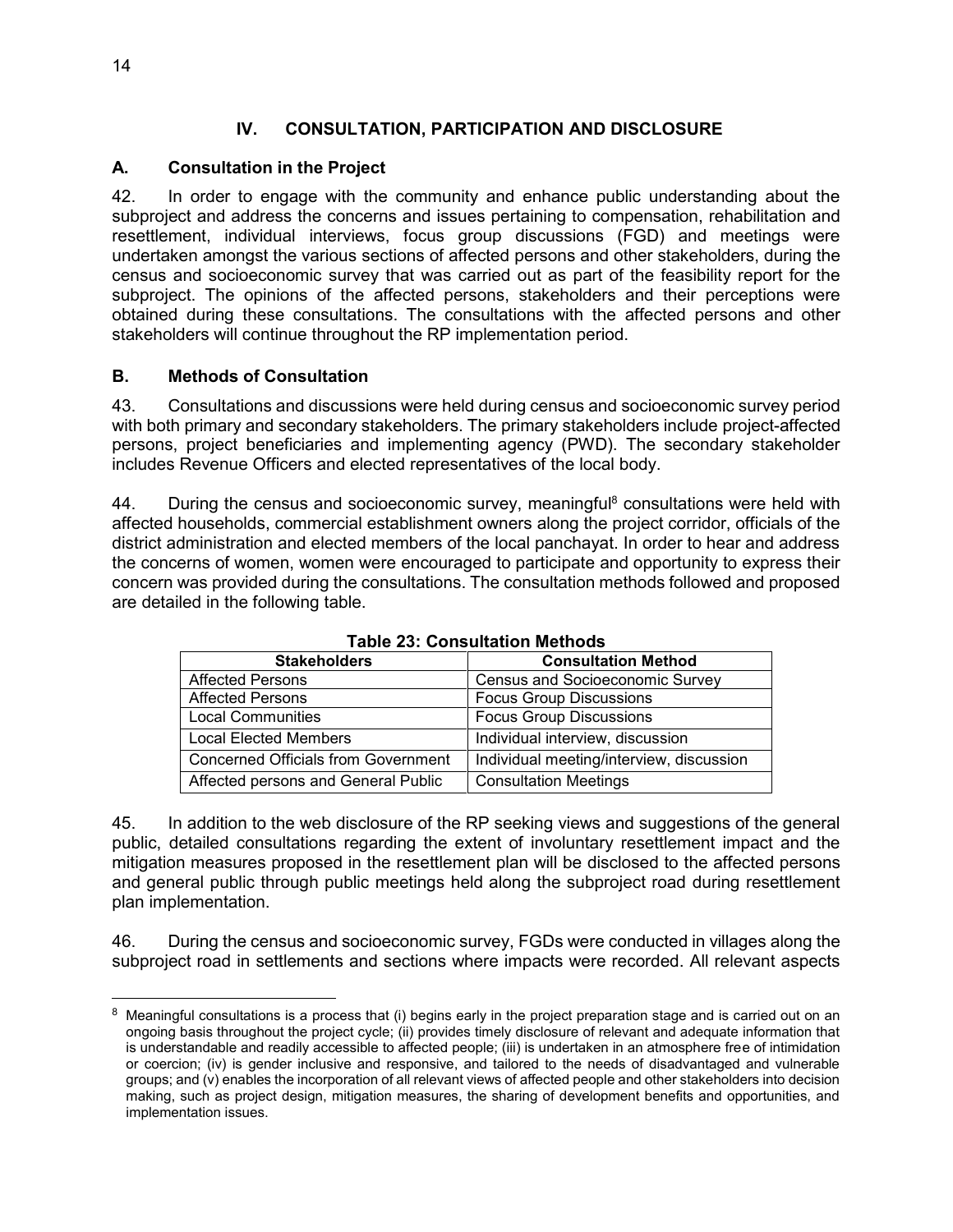# IV. CONSULTATION, PARTICIPATION AND DISCLOSURE

## A. Consultation in the Project

42. In order to engage with the community and enhance public understanding about the subproject and address the concerns and issues pertaining to compensation, rehabilitation and resettlement, individual interviews, focus group discussions (FGD) and meetings were undertaken amongst the various sections of affected persons and other stakeholders, during the census and socioeconomic survey that was carried out as part of the feasibility report for the subproject. The opinions of the affected persons, stakeholders and their perceptions were obtained during these consultations. The consultations with the affected persons and other stakeholders will continue throughout the RP implementation period.

## B. Methods of Consultation

43. Consultations and discussions were held during census and socioeconomic survey period with both primary and secondary stakeholders. The primary stakeholders include project-affected persons, project beneficiaries and implementing agency (PWD). The secondary stakeholder includes Revenue Officers and elected representatives of the local body.

44. During the census and socioeconomic survey, meaningful[8] consultations were held with affected households, commercial establishment owners along the project corridor, officials of the district administration and elected members of the local panchayat. In order to hear and address the concerns of women, women were encouraged to participate and opportunity to express their concern was provided during the consultations. The consultation methods followed and proposed are detailed in the following table.

**Table 23: Consultation Methods**

| Stakeholders | Consultation Method |
|---|---|
| Affected Persons | Census and Socioeconomic Survey |
| Affected Persons | Focus Group Discussions |
| Local Communities | Focus Group Discussions |
| Local Elected Members | Individual interview, discussion |
| Concerned Officials from Government | Individual meeting/interview, discussion |
| Affected persons and General Public | Consultation Meetings |

45. In addition to the web disclosure of the RP seeking views and suggestions of the general public, detailed consultations regarding the extent of involuntary resettlement impact and the mitigation measures proposed in the resettlement plan will be disclosed to the affected persons and general public through public meetings held along the subproject road during resettlement plan implementation.

46. During the census and socioeconomic survey, FGDs were conducted in villages along the subproject road in settlements and sections where impacts were recorded. All relevant aspects

---

[8] Meaningful consultations is a process that (i) begins early in the project preparation stage and is carried out on an ongoing basis throughout the project cycle; (ii) provides timely disclosure of relevant and adequate information that is understandable and readily accessible to affected people; (iii) is undertaken in an atmosphere free of intimidation or coercion; (iv) is gender inclusive and responsive, and tailored to the needs of disadvantaged and vulnerable groups; and (v) enables the incorporation of all relevant views of affected people and other stakeholders into decision making, such as project design, mitigation measures, the sharing of development benefits and opportunities, and implementation issues.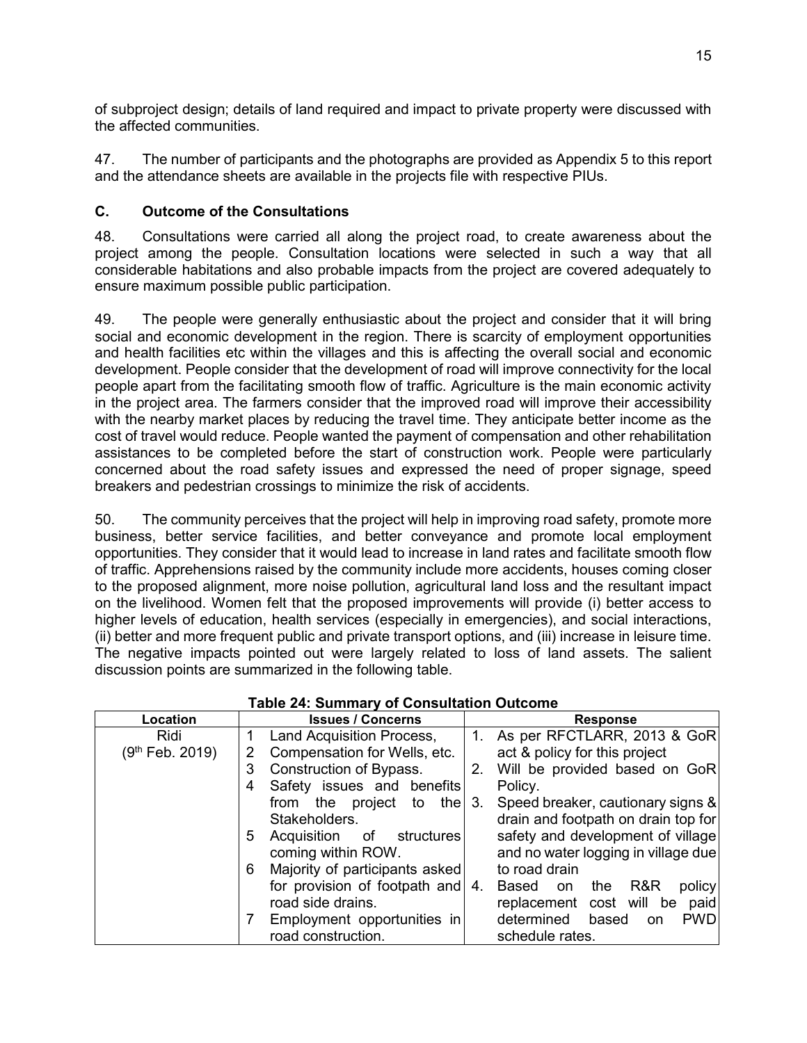of subproject design; details of land required and impact to private property were discussed with the affected communities.

47. The number of participants and the photographs are provided as Appendix 5 to this report and the attendance sheets are available in the projects file with respective PIUs.

### C. Outcome of the Consultations

48. Consultations were carried all along the project road, to create awareness about the project among the people. Consultation locations were selected in such a way that all considerable habitations and also probable impacts from the project are covered adequately to ensure maximum possible public participation.

49. The people were generally enthusiastic about the project and consider that it will bring social and economic development in the region. There is scarcity of employment opportunities and health facilities etc within the villages and this is affecting the overall social and economic development. People consider that the development of road will improve connectivity for the local people apart from the facilitating smooth flow of traffic. Agriculture is the main economic activity in the project area. The farmers consider that the improved road will improve their accessibility with the nearby market places by reducing the travel time. They anticipate better income as the cost of travel would reduce. People wanted the payment of compensation and other rehabilitation assistances to be completed before the start of construction work. People were particularly concerned about the road safety issues and expressed the need of proper signage, speed breakers and pedestrian crossings to minimize the risk of accidents.

50. The community perceives that the project will help in improving road safety, promote more business, better service facilities, and better conveyance and promote local employment opportunities. They consider that it would lead to increase in land rates and facilitate smooth flow of traffic. Apprehensions raised by the community include more accidents, houses coming closer to the proposed alignment, more noise pollution, agricultural land loss and the resultant impact on the livelihood. Women felt that the proposed improvements will provide (i) better access to higher levels of education, health services (especially in emergencies), and social interactions, (ii) better and more frequent public and private transport options, and (iii) increase in leisure time. The negative impacts pointed out were largely related to loss of land assets. The salient discussion points are summarized in the following table.

**Table 24: Summary of Consultation Outcome**

| Location | Issues / Concerns | Response |
|---|---|---|
| Ridi (9th Feb. 2019) | 1 Land Acquisition Process,<br>2 Compensation for Wells, etc.<br>3 Construction of Bypass.<br>4 Safety issues and benefits from the project to the Stakeholders.<br>5 Acquisition of structures coming within ROW.<br>6 Majority of participants asked for provision of footpath and road side drains.<br>7 Employment opportunities in road construction. | 1. As per RFCTLARR, 2013 & GoR act & policy for this project<br>2. Will be provided based on GoR Policy.<br>3. Speed breaker, cautionary signs & drain and footpath on drain top for safety and development of village and no water logging in village due to road drain<br>4. Based on the R&R policy replacement cost will be paid determined based on PWD schedule rates. |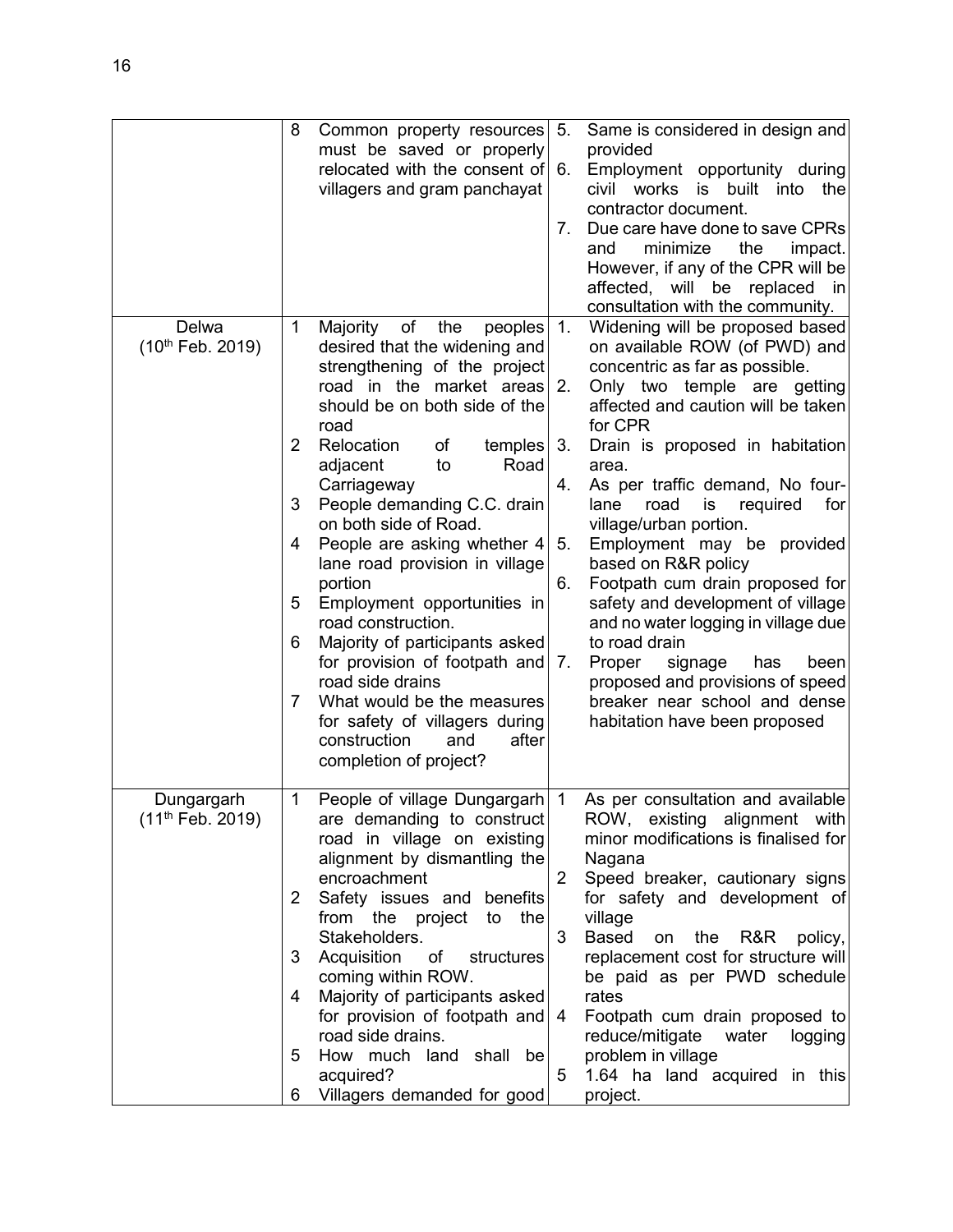| | | | | |
|---|---|---|---|---|
| | 8 | Common property resources must be saved or properly relocated with the consent of villagers and gram panchayat | 5.<br>6.<br>7. | Same is considered in design and provided<br>Employment opportunity during civil works is built into the contractor document.<br>Due care have done to save CPRs and minimize the impact. However, if any of the CPR will be affected, will be replaced in consultation with the community. |
| Delwa (10th Feb. 2019) | 1<br>2<br>3<br>4<br>5<br>6<br>7 | Majority of the peoples desired that the widening and strengthening of the project road in the market areas should be on both side of the road<br>Relocation of temples adjacent to Road Carriageway<br>People demanding C.C. drain on both side of Road.<br>People are asking whether 4 lane road provision in village portion<br>Employment opportunities in road construction.<br>Majority of participants asked for provision of footpath and road side drains<br>What would be the measures for safety of villagers during construction and after completion of project? | 1.<br>2.<br>3.<br>4.<br>5.<br>6.<br>7. | Widening will be proposed based on available ROW (of PWD) and concentric as far as possible.<br>Only two temple are getting affected and caution will be taken for CPR<br>Drain is proposed in habitation area.<br>As per traffic demand, No four-lane road is required for village/urban portion.<br>Employment may be provided based on R&R policy<br>Footpath cum drain proposed for safety and development of village and no water logging in village due to road drain<br>Proper signage has been proposed and provisions of speed breaker near school and dense habitation have been proposed |
| Dungargarh (11th Feb. 2019) | 1<br>2<br>3<br>4<br>5<br>6 | People of village Dungargarh are demanding to construct road in village on existing alignment by dismantling the encroachment<br>Safety issues and benefits from the project to the Stakeholders.<br>Acquisition of structures coming within ROW.<br>Majority of participants asked for provision of footpath and road side drains.<br>How much land shall be acquired?<br>Villagers demanded for good | 1<br>2<br>3<br>4<br>5 | As per consultation and available ROW, existing alignment with minor modifications is finalised for Nagana<br>Speed breaker, cautionary signs for safety and development of village<br>Based on the R&R policy, replacement cost for structure will be paid as per PWD schedule rates<br>Footpath cum drain proposed to reduce/mitigate water logging problem in village<br>1.64 ha land acquired in this project. |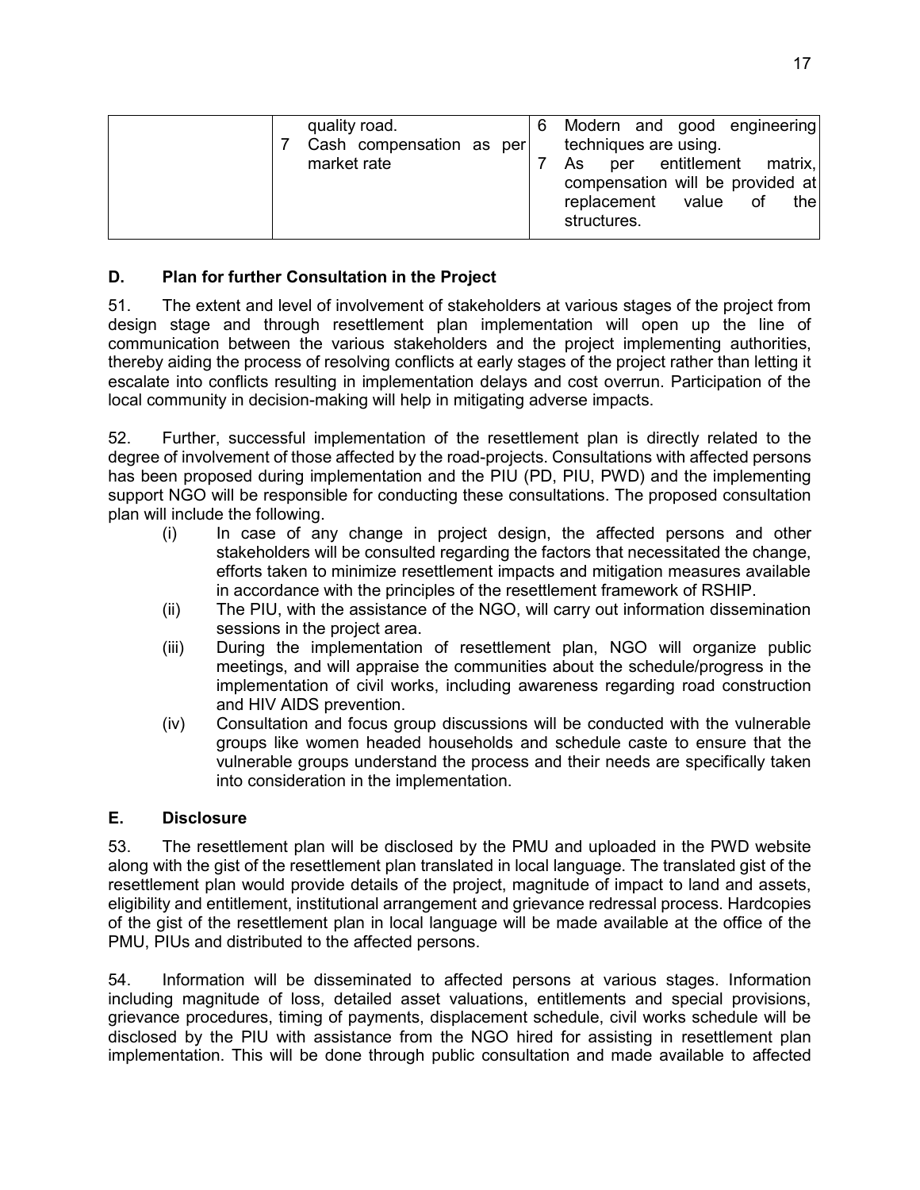|  | quality road.<br>7 Cash compensation as per market rate | 6 Modern and good engineering techniques are using.<br>7 As per entitlement matrix, compensation will be provided at replacement value of the structures. |
| --- | --- | --- |

### D. Plan for further Consultation in the Project

51. The extent and level of involvement of stakeholders at various stages of the project from design stage and through resettlement plan implementation will open up the line of communication between the various stakeholders and the project implementing authorities, thereby aiding the process of resolving conflicts at early stages of the project rather than letting it escalate into conflicts resulting in implementation delays and cost overrun. Participation of the local community in decision-making will help in mitigating adverse impacts.

52. Further, successful implementation of the resettlement plan is directly related to the degree of involvement of those affected by the road-projects. Consultations with affected persons has been proposed during implementation and the PIU (PD, PIU, PWD) and the implementing support NGO will be responsible for conducting these consultations. The proposed consultation plan will include the following.

- (i) In case of any change in project design, the affected persons and other stakeholders will be consulted regarding the factors that necessitated the change, efforts taken to minimize resettlement impacts and mitigation measures available in accordance with the principles of the resettlement framework of RSHIP.
- (ii) The PIU, with the assistance of the NGO, will carry out information dissemination sessions in the project area.
- (iii) During the implementation of resettlement plan, NGO will organize public meetings, and will appraise the communities about the schedule/progress in the implementation of civil works, including awareness regarding road construction and HIV AIDS prevention.
- (iv) Consultation and focus group discussions will be conducted with the vulnerable groups like women headed households and schedule caste to ensure that the vulnerable groups understand the process and their needs are specifically taken into consideration in the implementation.

### E. Disclosure

53. The resettlement plan will be disclosed by the PMU and uploaded in the PWD website along with the gist of the resettlement plan translated in local language. The translated gist of the resettlement plan would provide details of the project, magnitude of impact to land and assets, eligibility and entitlement, institutional arrangement and grievance redressal process. Hardcopies of the gist of the resettlement plan in local language will be made available at the office of the PMU, PIUs and distributed to the affected persons.

54. Information will be disseminated to affected persons at various stages. Information including magnitude of loss, detailed asset valuations, entitlements and special provisions, grievance procedures, timing of payments, displacement schedule, civil works schedule will be disclosed by the PIU with assistance from the NGO hired for assisting in resettlement plan implementation. This will be done through public consultation and made available to affected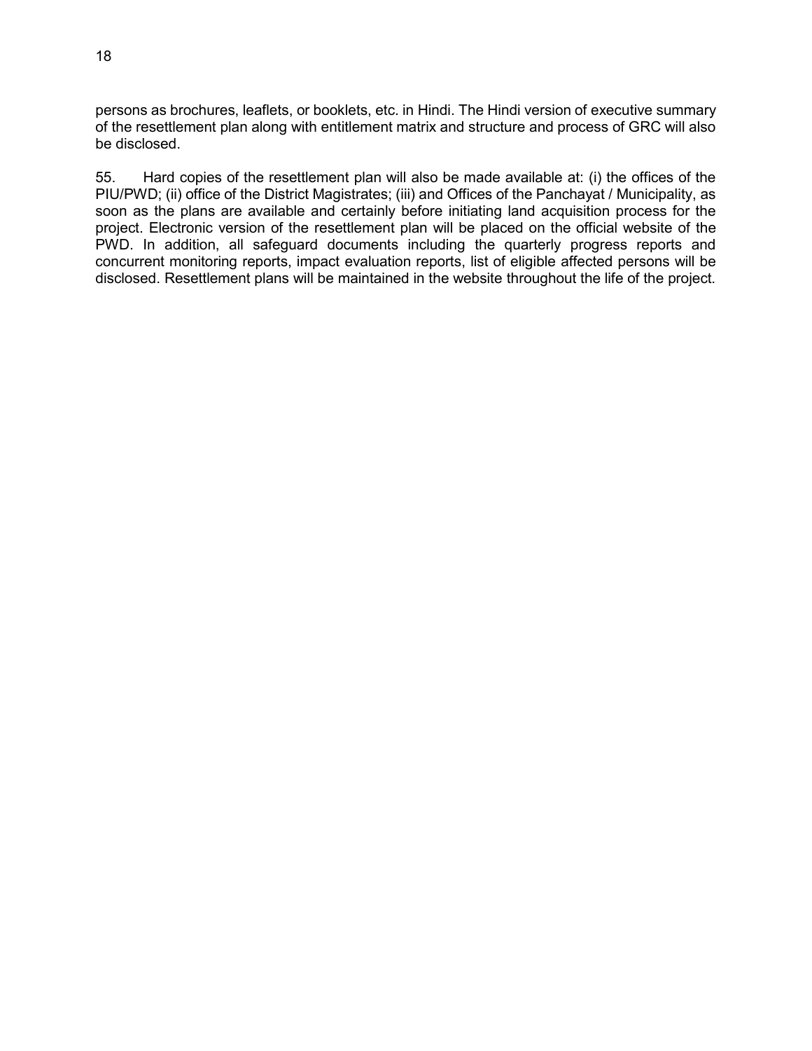persons as brochures, leaflets, or booklets, etc. in Hindi. The Hindi version of executive summary of the resettlement plan along with entitlement matrix and structure and process of GRC will also be disclosed.

55. Hard copies of the resettlement plan will also be made available at: (i) the offices of the PIU/PWD; (ii) office of the District Magistrates; (iii) and Offices of the Panchayat / Municipality, as soon as the plans are available and certainly before initiating land acquisition process for the project. Electronic version of the resettlement plan will be placed on the official website of the PWD. In addition, all safeguard documents including the quarterly progress reports and concurrent monitoring reports, impact evaluation reports, list of eligible affected persons will be disclosed. Resettlement plans will be maintained in the website throughout the life of the project.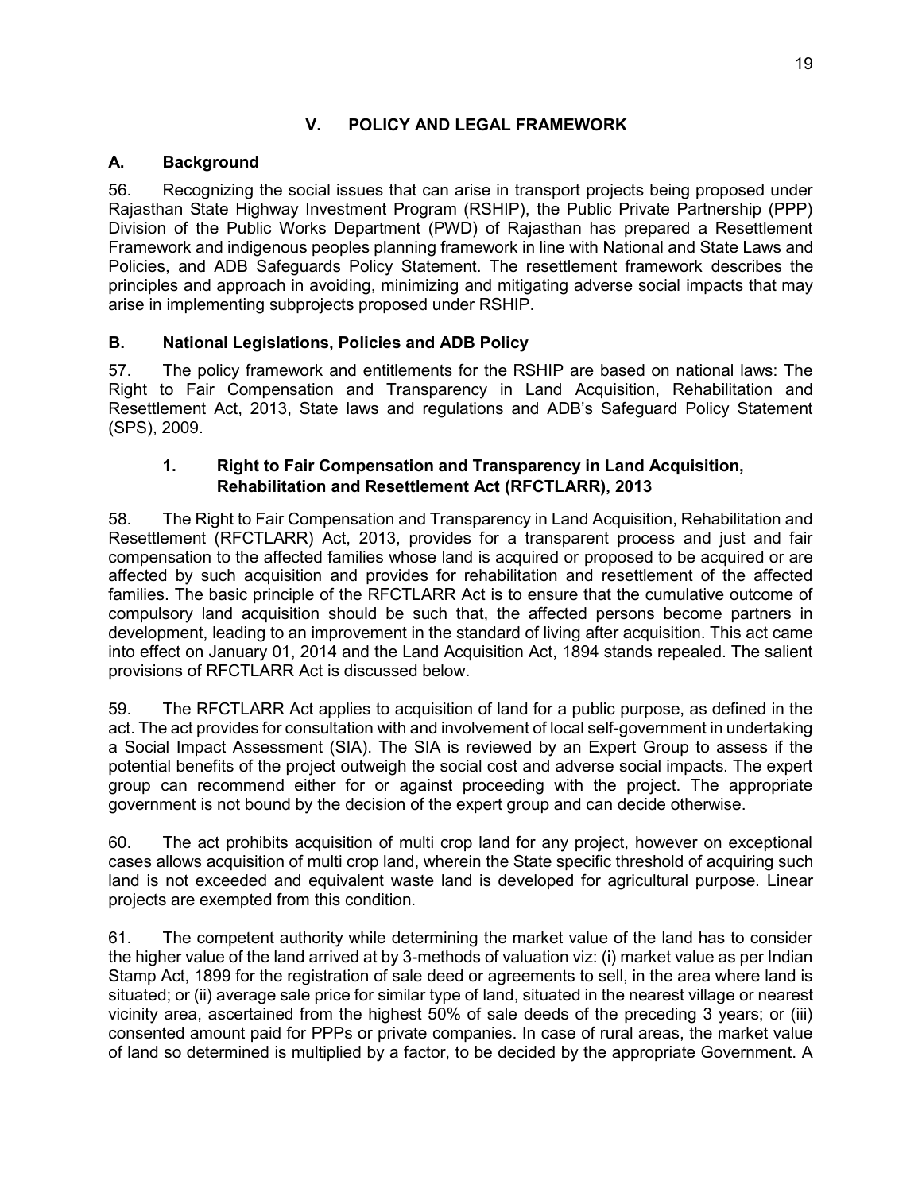# V. POLICY AND LEGAL FRAMEWORK

## A. Background

56. Recognizing the social issues that can arise in transport projects being proposed under Rajasthan State Highway Investment Program (RSHIP), the Public Private Partnership (PPP) Division of the Public Works Department (PWD) of Rajasthan has prepared a Resettlement Framework and indigenous peoples planning framework in line with National and State Laws and Policies, and ADB Safeguards Policy Statement. The resettlement framework describes the principles and approach in avoiding, minimizing and mitigating adverse social impacts that may arise in implementing subprojects proposed under RSHIP.

## B. National Legislations, Policies and ADB Policy

57. The policy framework and entitlements for the RSHIP are based on national laws: The Right to Fair Compensation and Transparency in Land Acquisition, Rehabilitation and Resettlement Act, 2013, State laws and regulations and ADB's Safeguard Policy Statement (SPS), 2009.

### 1. Right to Fair Compensation and Transparency in Land Acquisition, Rehabilitation and Resettlement Act (RFCTLARR), 2013

58. The Right to Fair Compensation and Transparency in Land Acquisition, Rehabilitation and Resettlement (RFCTLARR) Act, 2013, provides for a transparent process and just and fair compensation to the affected families whose land is acquired or proposed to be acquired or are affected by such acquisition and provides for rehabilitation and resettlement of the affected families. The basic principle of the RFCTLARR Act is to ensure that the cumulative outcome of compulsory land acquisition should be such that, the affected persons become partners in development, leading to an improvement in the standard of living after acquisition. This act came into effect on January 01, 2014 and the Land Acquisition Act, 1894 stands repealed. The salient provisions of RFCTLARR Act is discussed below.

59. The RFCTLARR Act applies to acquisition of land for a public purpose, as defined in the act. The act provides for consultation with and involvement of local self-government in undertaking a Social Impact Assessment (SIA). The SIA is reviewed by an Expert Group to assess if the potential benefits of the project outweigh the social cost and adverse social impacts. The expert group can recommend either for or against proceeding with the project. The appropriate government is not bound by the decision of the expert group and can decide otherwise.

60. The act prohibits acquisition of multi crop land for any project, however on exceptional cases allows acquisition of multi crop land, wherein the State specific threshold of acquiring such land is not exceeded and equivalent waste land is developed for agricultural purpose. Linear projects are exempted from this condition.

61. The competent authority while determining the market value of the land has to consider the higher value of the land arrived at by 3-methods of valuation viz: (i) market value as per Indian Stamp Act, 1899 for the registration of sale deed or agreements to sell, in the area where land is situated; or (ii) average sale price for similar type of land, situated in the nearest village or nearest vicinity area, ascertained from the highest 50% of sale deeds of the preceding 3 years; or (iii) consented amount paid for PPPs or private companies. In case of rural areas, the market value of land so determined is multiplied by a factor, to be decided by the appropriate Government. A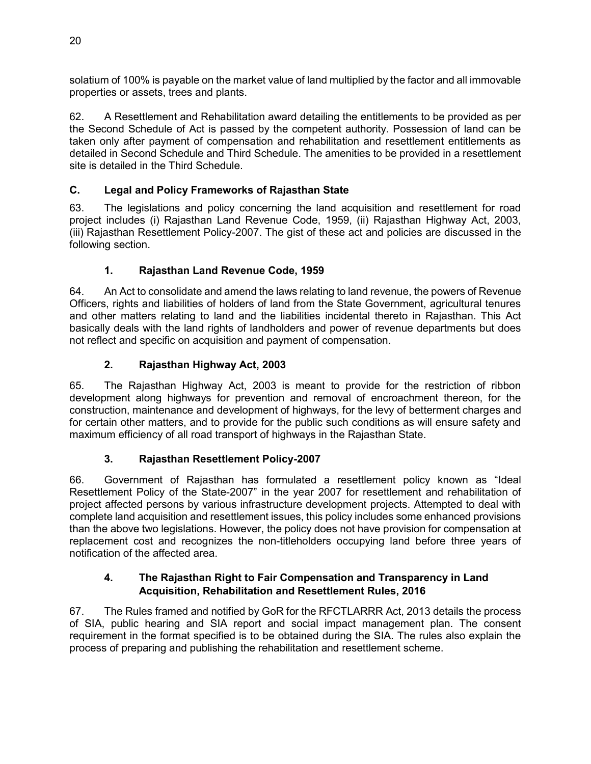solatium of 100% is payable on the market value of land multiplied by the factor and all immovable properties or assets, trees and plants.

62. A Resettlement and Rehabilitation award detailing the entitlements to be provided as per the Second Schedule of Act is passed by the competent authority. Possession of land can be taken only after payment of compensation and rehabilitation and resettlement entitlements as detailed in Second Schedule and Third Schedule. The amenities to be provided in a resettlement site is detailed in the Third Schedule.

## C. Legal and Policy Frameworks of Rajasthan State

63. The legislations and policy concerning the land acquisition and resettlement for road project includes (i) Rajasthan Land Revenue Code, 1959, (ii) Rajasthan Highway Act, 2003, (iii) Rajasthan Resettlement Policy-2007. The gist of these act and policies are discussed in the following section.

### 1. Rajasthan Land Revenue Code, 1959

64. An Act to consolidate and amend the laws relating to land revenue, the powers of Revenue Officers, rights and liabilities of holders of land from the State Government, agricultural tenures and other matters relating to land and the liabilities incidental thereto in Rajasthan. This Act basically deals with the land rights of landholders and power of revenue departments but does not reflect and specific on acquisition and payment of compensation.

### 2. Rajasthan Highway Act, 2003

65. The Rajasthan Highway Act, 2003 is meant to provide for the restriction of ribbon development along highways for prevention and removal of encroachment thereon, for the construction, maintenance and development of highways, for the levy of betterment charges and for certain other matters, and to provide for the public such conditions as will ensure safety and maximum efficiency of all road transport of highways in the Rajasthan State.

### 3. Rajasthan Resettlement Policy-2007

66. Government of Rajasthan has formulated a resettlement policy known as "Ideal Resettlement Policy of the State-2007" in the year 2007 for resettlement and rehabilitation of project affected persons by various infrastructure development projects. Attempted to deal with complete land acquisition and resettlement issues, this policy includes some enhanced provisions than the above two legislations. However, the policy does not have provision for compensation at replacement cost and recognizes the non-titleholders occupying land before three years of notification of the affected area.

### 4. The Rajasthan Right to Fair Compensation and Transparency in Land Acquisition, Rehabilitation and Resettlement Rules, 2016

67. The Rules framed and notified by GoR for the RFCTLARRR Act, 2013 details the process of SIA, public hearing and SIA report and social impact management plan. The consent requirement in the format specified is to be obtained during the SIA. The rules also explain the process of preparing and publishing the rehabilitation and resettlement scheme.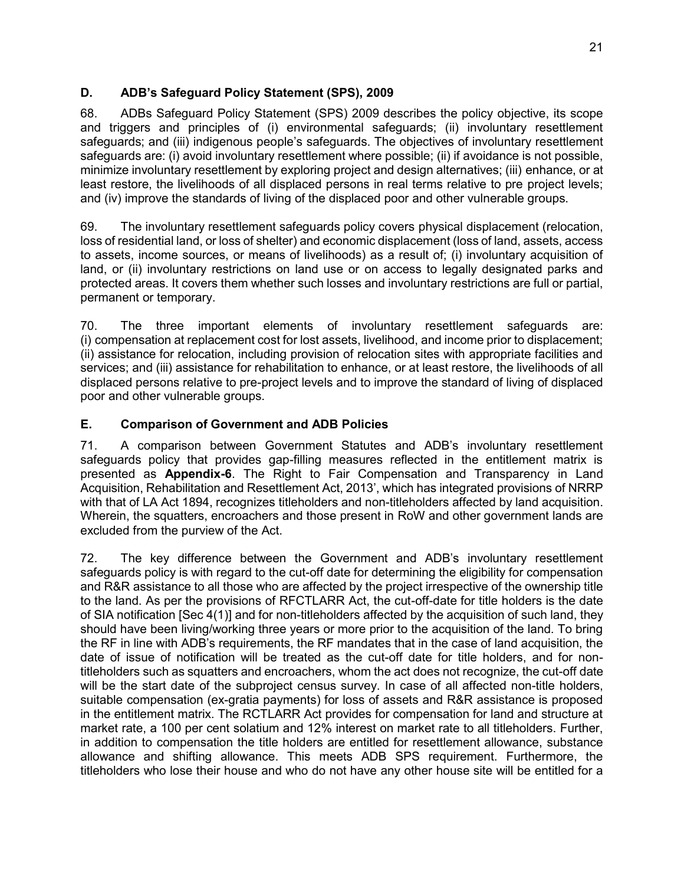## D. ADB's Safeguard Policy Statement (SPS), 2009

68. ADBs Safeguard Policy Statement (SPS) 2009 describes the policy objective, its scope and triggers and principles of (i) environmental safeguards; (ii) involuntary resettlement safeguards; and (iii) indigenous people's safeguards. The objectives of involuntary resettlement safeguards are: (i) avoid involuntary resettlement where possible; (ii) if avoidance is not possible, minimize involuntary resettlement by exploring project and design alternatives; (iii) enhance, or at least restore, the livelihoods of all displaced persons in real terms relative to pre project levels; and (iv) improve the standards of living of the displaced poor and other vulnerable groups.

69. The involuntary resettlement safeguards policy covers physical displacement (relocation, loss of residential land, or loss of shelter) and economic displacement (loss of land, assets, access to assets, income sources, or means of livelihoods) as a result of; (i) involuntary acquisition of land, or (ii) involuntary restrictions on land use or on access to legally designated parks and protected areas. It covers them whether such losses and involuntary restrictions are full or partial, permanent or temporary.

70. The three important elements of involuntary resettlement safeguards are: (i) compensation at replacement cost for lost assets, livelihood, and income prior to displacement; (ii) assistance for relocation, including provision of relocation sites with appropriate facilities and services; and (iii) assistance for rehabilitation to enhance, or at least restore, the livelihoods of all displaced persons relative to pre-project levels and to improve the standard of living of displaced poor and other vulnerable groups.

## E. Comparison of Government and ADB Policies

71. A comparison between Government Statutes and ADB's involuntary resettlement safeguards policy that provides gap-filling measures reflected in the entitlement matrix is presented as **Appendix-6**. The Right to Fair Compensation and Transparency in Land Acquisition, Rehabilitation and Resettlement Act, 2013', which has integrated provisions of NRRP with that of LA Act 1894, recognizes titleholders and non-titleholders affected by land acquisition. Wherein, the squatters, encroachers and those present in RoW and other government lands are excluded from the purview of the Act.

72. The key difference between the Government and ADB's involuntary resettlement safeguards policy is with regard to the cut-off date for determining the eligibility for compensation and R&R assistance to all those who are affected by the project irrespective of the ownership title to the land. As per the provisions of RFCTLARR Act, the cut-off-date for title holders is the date of SIA notification [Sec 4(1)] and for non-titleholders affected by the acquisition of such land, they should have been living/working three years or more prior to the acquisition of the land. To bring the RF in line with ADB's requirements, the RF mandates that in the case of land acquisition, the date of issue of notification will be treated as the cut-off date for title holders, and for non-titleholders such as squatters and encroachers, whom the act does not recognize, the cut-off date will be the start date of the subproject census survey. In case of all affected non-title holders, suitable compensation (ex-gratia payments) for loss of assets and R&R assistance is proposed in the entitlement matrix. The RCTLARR Act provides for compensation for land and structure at market rate, a 100 per cent solatium and 12% interest on market rate to all titleholders. Further, in addition to compensation the title holders are entitled for resettlement allowance, substance allowance and shifting allowance. This meets ADB SPS requirement. Furthermore, the titleholders who lose their house and who do not have any other house site will be entitled for a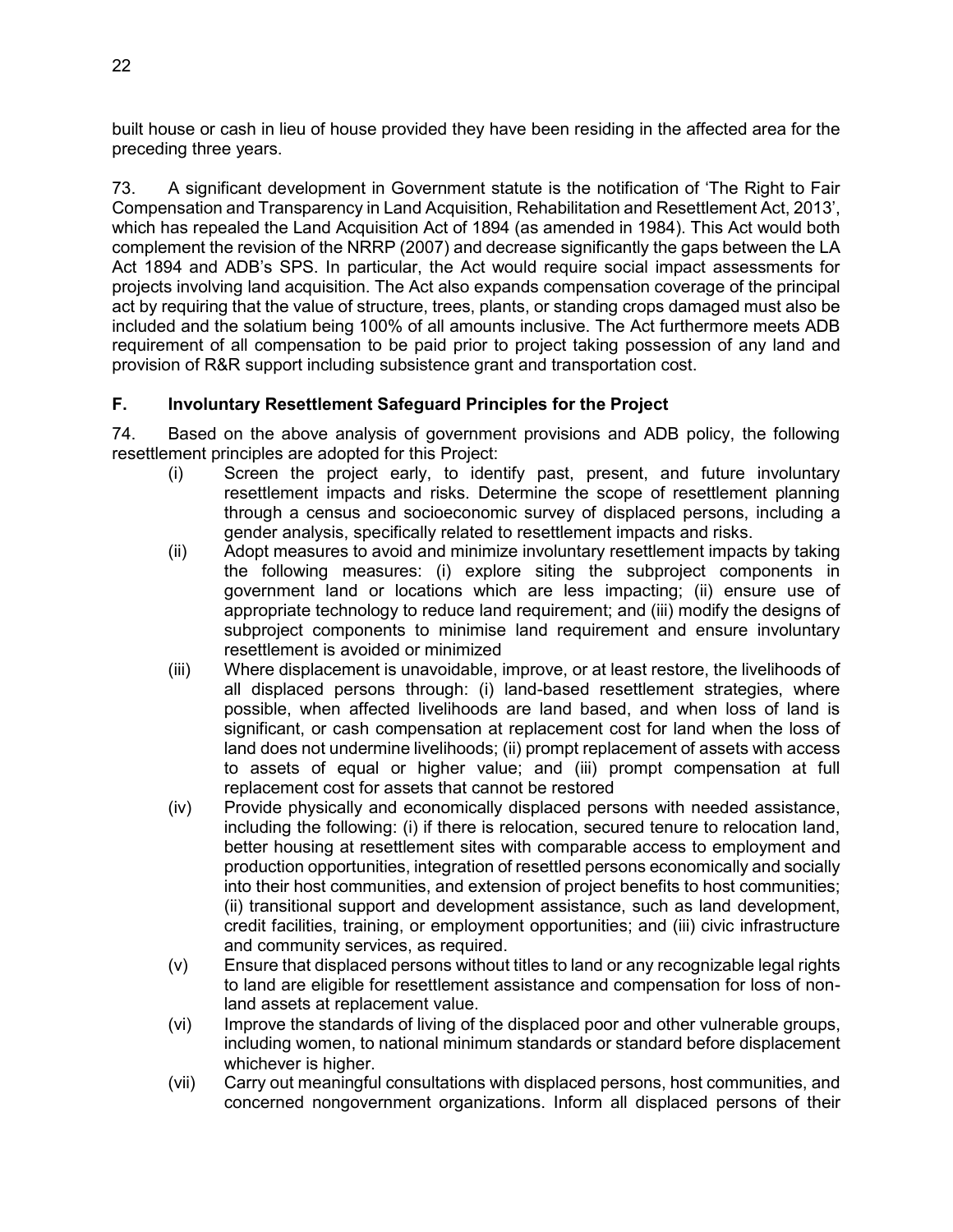built house or cash in lieu of house provided they have been residing in the affected area for the preceding three years.

73. A significant development in Government statute is the notification of 'The Right to Fair Compensation and Transparency in Land Acquisition, Rehabilitation and Resettlement Act, 2013', which has repealed the Land Acquisition Act of 1894 (as amended in 1984). This Act would both complement the revision of the NRRP (2007) and decrease significantly the gaps between the LA Act 1894 and ADB's SPS. In particular, the Act would require social impact assessments for projects involving land acquisition. The Act also expands compensation coverage of the principal act by requiring that the value of structure, trees, plants, or standing crops damaged must also be included and the solatium being 100% of all amounts inclusive. The Act furthermore meets ADB requirement of all compensation to be paid prior to project taking possession of any land and provision of R&R support including subsistence grant and transportation cost.

### F. Involuntary Resettlement Safeguard Principles for the Project

74. Based on the above analysis of government provisions and ADB policy, the following resettlement principles are adopted for this Project:

(i) Screen the project early, to identify past, present, and future involuntary resettlement impacts and risks. Determine the scope of resettlement planning through a census and socioeconomic survey of displaced persons, including a gender analysis, specifically related to resettlement impacts and risks.

(ii) Adopt measures to avoid and minimize involuntary resettlement impacts by taking the following measures: (i) explore siting the subproject components in government land or locations which are less impacting; (ii) ensure use of appropriate technology to reduce land requirement; and (iii) modify the designs of subproject components to minimise land requirement and ensure involuntary resettlement is avoided or minimized

(iii) Where displacement is unavoidable, improve, or at least restore, the livelihoods of all displaced persons through: (i) land-based resettlement strategies, where possible, when affected livelihoods are land based, and when loss of land is significant, or cash compensation at replacement cost for land when the loss of land does not undermine livelihoods; (ii) prompt replacement of assets with access to assets of equal or higher value; and (iii) prompt compensation at full replacement cost for assets that cannot be restored

(iv) Provide physically and economically displaced persons with needed assistance, including the following: (i) if there is relocation, secured tenure to relocation land, better housing at resettlement sites with comparable access to employment and production opportunities, integration of resettled persons economically and socially into their host communities, and extension of project benefits to host communities; (ii) transitional support and development assistance, such as land development, credit facilities, training, or employment opportunities; and (iii) civic infrastructure and community services, as required.

(v) Ensure that displaced persons without titles to land or any recognizable legal rights to land are eligible for resettlement assistance and compensation for loss of non-land assets at replacement value.

(vi) Improve the standards of living of the displaced poor and other vulnerable groups, including women, to national minimum standards or standard before displacement whichever is higher.

(vii) Carry out meaningful consultations with displaced persons, host communities, and concerned nongovernment organizations. Inform all displaced persons of their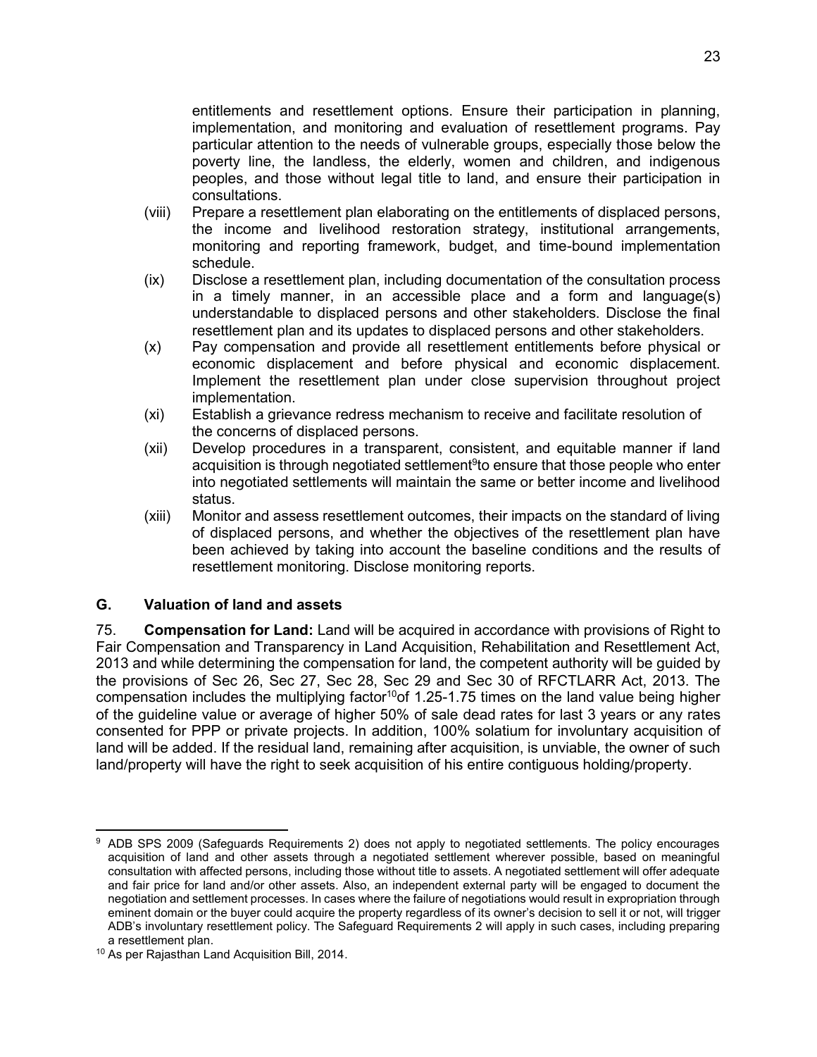entitlements and resettlement options. Ensure their participation in planning, implementation, and monitoring and evaluation of resettlement programs. Pay particular attention to the needs of vulnerable groups, especially those below the poverty line, the landless, the elderly, women and children, and indigenous peoples, and those without legal title to land, and ensure their participation in consultations.

(viii) Prepare a resettlement plan elaborating on the entitlements of displaced persons, the income and livelihood restoration strategy, institutional arrangements, monitoring and reporting framework, budget, and time-bound implementation schedule.

(ix) Disclose a resettlement plan, including documentation of the consultation process in a timely manner, in an accessible place and a form and language(s) understandable to displaced persons and other stakeholders. Disclose the final resettlement plan and its updates to displaced persons and other stakeholders.

(x) Pay compensation and provide all resettlement entitlements before physical or economic displacement and before physical and economic displacement. Implement the resettlement plan under close supervision throughout project implementation.

(xi) Establish a grievance redress mechanism to receive and facilitate resolution of the concerns of displaced persons.

(xii) Develop procedures in a transparent, consistent, and equitable manner if land acquisition is through negotiated settlement[9] to ensure that those people who enter into negotiated settlements will maintain the same or better income and livelihood status.

(xiii) Monitor and assess resettlement outcomes, their impacts on the standard of living of displaced persons, and whether the objectives of the resettlement plan have been achieved by taking into account the baseline conditions and the results of resettlement monitoring. Disclose monitoring reports.

## G. Valuation of land and assets

75. **Compensation for Land:** Land will be acquired in accordance with provisions of Right to Fair Compensation and Transparency in Land Acquisition, Rehabilitation and Resettlement Act, 2013 and while determining the compensation for land, the competent authority will be guided by the provisions of Sec 26, Sec 27, Sec 28, Sec 29 and Sec 30 of RFCTLARR Act, 2013. The compensation includes the multiplying factor[10] of 1.25-1.75 times on the land value being higher of the guideline value or average of higher 50% of sale dead rates for last 3 years or any rates consented for PPP or private projects. In addition, 100% solatium for involuntary acquisition of land will be added. If the residual land, remaining after acquisition, is unviable, the owner of such land/property will have the right to seek acquisition of his entire contiguous holding/property.

---

[9] ADB SPS 2009 (Safeguards Requirements 2) does not apply to negotiated settlements. The policy encourages acquisition of land and other assets through a negotiated settlement wherever possible, based on meaningful consultation with affected persons, including those without title to assets. A negotiated settlement will offer adequate and fair price for land and/or other assets. Also, an independent external party will be engaged to document the negotiation and settlement processes. In cases where the failure of negotiations would result in expropriation through eminent domain or the buyer could acquire the property regardless of its owner's decision to sell it or not, will trigger ADB's involuntary resettlement policy. The Safeguard Requirements 2 will apply in such cases, including preparing a resettlement plan.

[10] As per Rajasthan Land Acquisition Bill, 2014.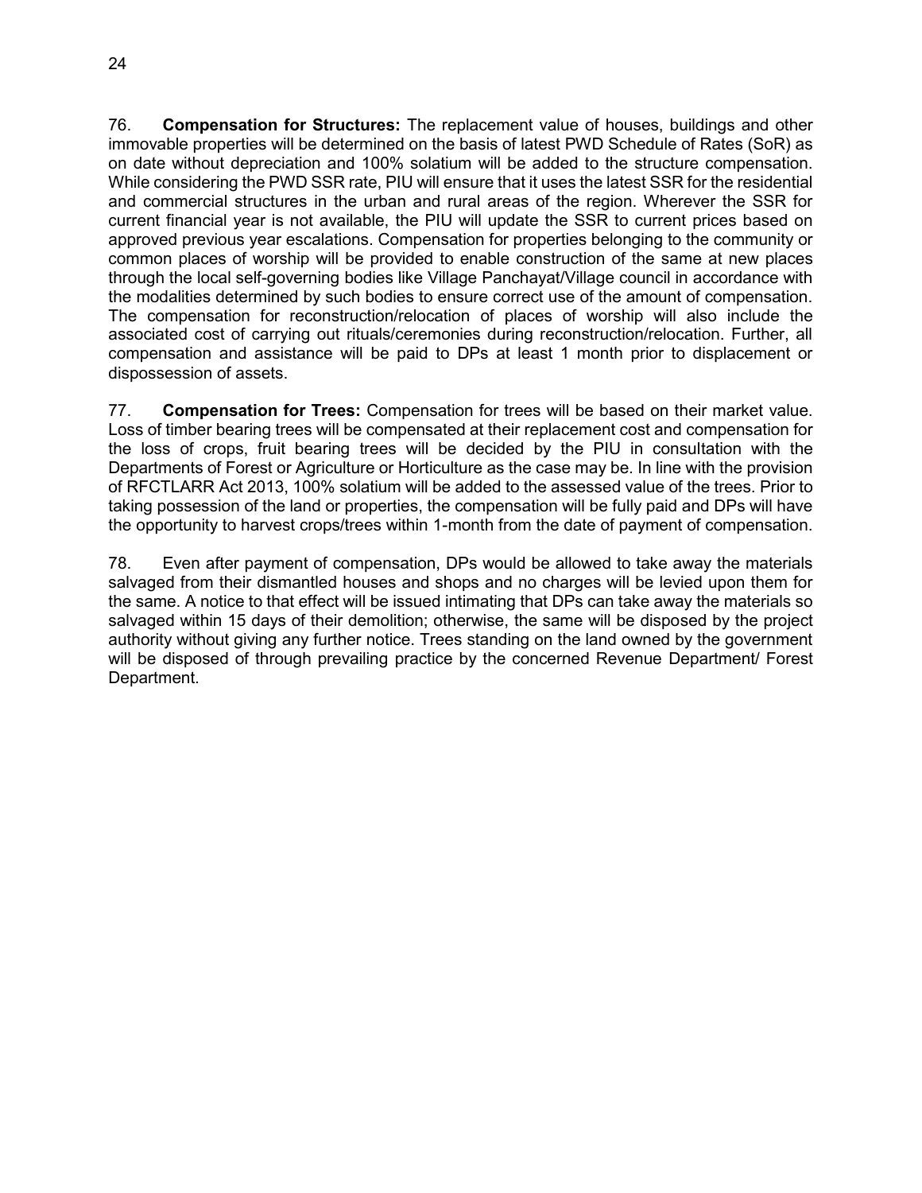76. **Compensation for Structures:** The replacement value of houses, buildings and other immovable properties will be determined on the basis of latest PWD Schedule of Rates (SoR) as on date without depreciation and 100% solatium will be added to the structure compensation. While considering the PWD SSR rate, PIU will ensure that it uses the latest SSR for the residential and commercial structures in the urban and rural areas of the region. Wherever the SSR for current financial year is not available, the PIU will update the SSR to current prices based on approved previous year escalations. Compensation for properties belonging to the community or common places of worship will be provided to enable construction of the same at new places through the local self-governing bodies like Village Panchayat/Village council in accordance with the modalities determined by such bodies to ensure correct use of the amount of compensation. The compensation for reconstruction/relocation of places of worship will also include the associated cost of carrying out rituals/ceremonies during reconstruction/relocation. Further, all compensation and assistance will be paid to DPs at least 1 month prior to displacement or dispossession of assets.

77. **Compensation for Trees:** Compensation for trees will be based on their market value. Loss of timber bearing trees will be compensated at their replacement cost and compensation for the loss of crops, fruit bearing trees will be decided by the PIU in consultation with the Departments of Forest or Agriculture or Horticulture as the case may be. In line with the provision of RFCTLARR Act 2013, 100% solatium will be added to the assessed value of the trees. Prior to taking possession of the land or properties, the compensation will be fully paid and DPs will have the opportunity to harvest crops/trees within 1-month from the date of payment of compensation.

78. Even after payment of compensation, DPs would be allowed to take away the materials salvaged from their dismantled houses and shops and no charges will be levied upon them for the same. A notice to that effect will be issued intimating that DPs can take away the materials so salvaged within 15 days of their demolition; otherwise, the same will be disposed by the project authority without giving any further notice. Trees standing on the land owned by the government will be disposed of through prevailing practice by the concerned Revenue Department/ Forest Department.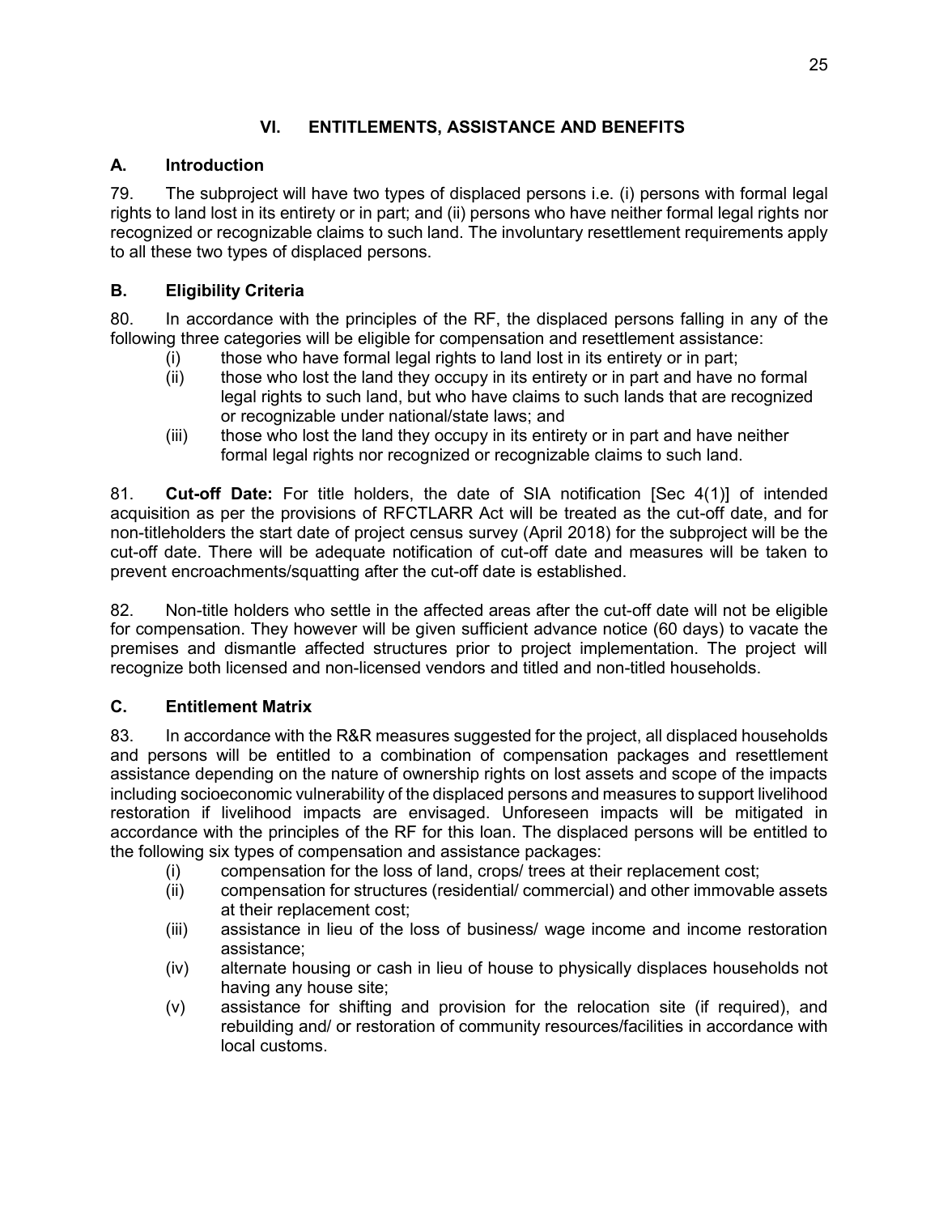## VI. ENTITLEMENTS, ASSISTANCE AND BENEFITS

### A. Introduction

79. The subproject will have two types of displaced persons i.e. (i) persons with formal legal rights to land lost in its entirety or in part; and (ii) persons who have neither formal legal rights nor recognized or recognizable claims to such land. The involuntary resettlement requirements apply to all these two types of displaced persons.

### B. Eligibility Criteria

80. In accordance with the principles of the RF, the displaced persons falling in any of the following three categories will be eligible for compensation and resettlement assistance:

- (i) those who have formal legal rights to land lost in its entirety or in part;
- (ii) those who lost the land they occupy in its entirety or in part and have no formal legal rights to such land, but who have claims to such lands that are recognized or recognizable under national/state laws; and
- (iii) those who lost the land they occupy in its entirety or in part and have neither formal legal rights nor recognized or recognizable claims to such land.

81. **Cut-off Date:** For title holders, the date of SIA notification [Sec 4(1)] of intended acquisition as per the provisions of RFCTLARR Act will be treated as the cut-off date, and for non-titleholders the start date of project census survey (April 2018) for the subproject will be the cut-off date. There will be adequate notification of cut-off date and measures will be taken to prevent encroachments/squatting after the cut-off date is established.

82. Non-title holders who settle in the affected areas after the cut-off date will not be eligible for compensation. They however will be given sufficient advance notice (60 days) to vacate the premises and dismantle affected structures prior to project implementation. The project will recognize both licensed and non-licensed vendors and titled and non-titled households.

### C. Entitlement Matrix

83. In accordance with the R&R measures suggested for the project, all displaced households and persons will be entitled to a combination of compensation packages and resettlement assistance depending on the nature of ownership rights on lost assets and scope of the impacts including socioeconomic vulnerability of the displaced persons and measures to support livelihood restoration if livelihood impacts are envisaged. Unforeseen impacts will be mitigated in accordance with the principles of the RF for this loan. The displaced persons will be entitled to the following six types of compensation and assistance packages:

- (i) compensation for the loss of land, crops/ trees at their replacement cost;
- (ii) compensation for structures (residential/ commercial) and other immovable assets at their replacement cost;
- (iii) assistance in lieu of the loss of business/ wage income and income restoration assistance;
- (iv) alternate housing or cash in lieu of house to physically displaces households not having any house site;
- (v) assistance for shifting and provision for the relocation site (if required), and rebuilding and/ or restoration of community resources/facilities in accordance with local customs.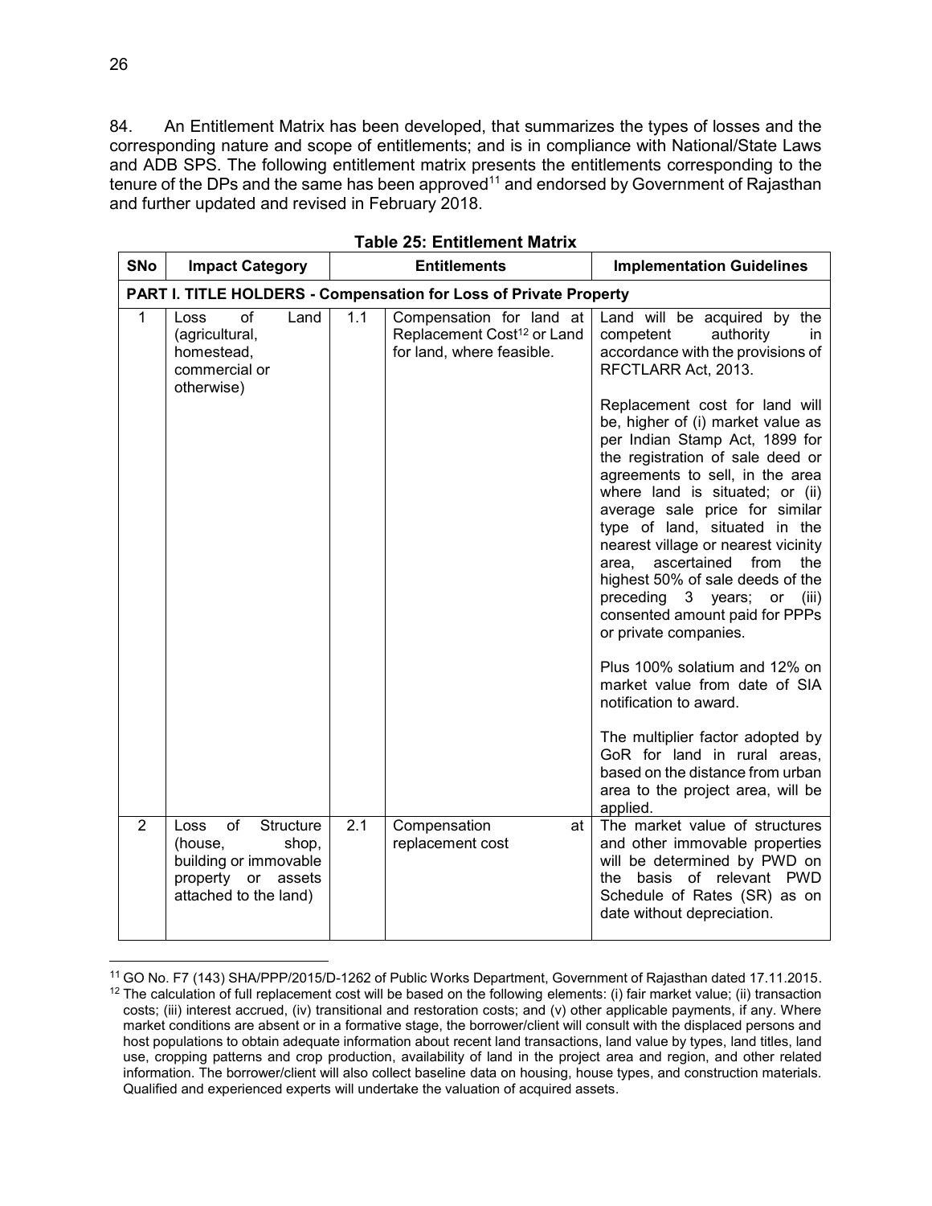84. An Entitlement Matrix has been developed, that summarizes the types of losses and the corresponding nature and scope of entitlements; and is in compliance with National/State Laws and ADB SPS. The following entitlement matrix presents the entitlements corresponding to the tenure of the DPs and the same has been approved[11] and endorsed by Government of Rajasthan and further updated and revised in February 2018.

**Table 25: Entitlement Matrix**

| SNo | Impact Category | Entitlements | | Implementation Guidelines |
|---|---|---|---|---|
| **PART I. TITLE HOLDERS - Compensation for Loss of Private Property** | | | | |
| 1 | Loss of Land (agricultural, homestead, commercial or otherwise) | 1.1 | Compensation for land at Replacement Cost[12] or Land for land, where feasible. | Land will be acquired by the competent authority in accordance with the provisions of RFCTLARR Act, 2013.<br><br>Replacement cost for land will be, higher of (i) market value as per Indian Stamp Act, 1899 for the registration of sale deed or agreements to sell, in the area where land is situated; or (ii) average sale price for similar type of land, situated in the nearest village or nearest vicinity area, ascertained from the highest 50% of sale deeds of the preceding 3 years; or (iii) consented amount paid for PPPs or private companies.<br><br>Plus 100% solatium and 12% on market value from date of SIA notification to award.<br><br>The multiplier factor adopted by GoR for land in rural areas, based on the distance from urban area to the project area, will be applied. |
| 2 | Loss of Structure (house, shop, building or immovable property or assets attached to the land) | 2.1 | Compensation at replacement cost | The market value of structures and other immovable properties will be determined by PWD on the basis of relevant PWD Schedule of Rates (SR) as on date without depreciation. |

[11] GO No. F7 (143) SHA/PPP/2015/D-1262 of Public Works Department, Government of Rajasthan dated 17.11.2015.

[12] The calculation of full replacement cost will be based on the following elements: (i) fair market value; (ii) transaction costs; (iii) interest accrued, (iv) transitional and restoration costs; and (v) other applicable payments, if any. Where market conditions are absent or in a formative stage, the borrower/client will consult with the displaced persons and host populations to obtain adequate information about recent land transactions, land value by types, land titles, land use, cropping patterns and crop production, availability of land in the project area and region, and other related information. The borrower/client will also collect baseline data on housing, house types, and construction materials. Qualified and experienced experts will undertake the valuation of acquired assets.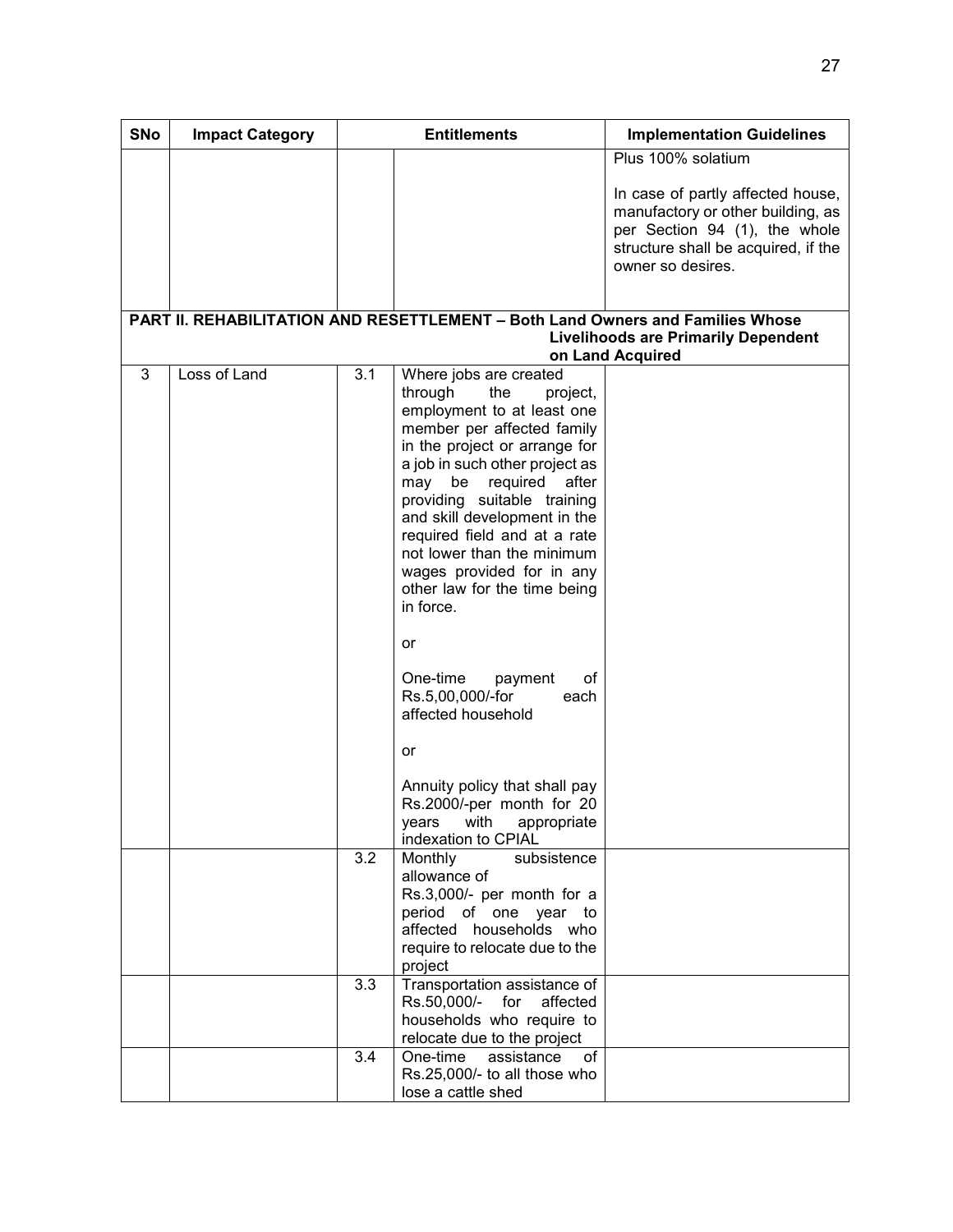| SNo | Impact Category | Entitlements | | Implementation Guidelines |
|---|---|---|---|---|
| | | | | Plus 100% solatium<br><br>In case of partly affected house, manufactory or other building, as per Section 94 (1), the whole structure shall be acquired, if the owner so desires. |
| **PART II. REHABILITATION AND RESETTLEMENT – Both Land Owners and Families Whose Livelihoods are Primarily Dependent on Land Acquired** | | | | |
| 3 | Loss of Land | 3.1 | Where jobs are created through the project, employment to at least one member per affected family in the project or arrange for a job in such other project as may be required after providing suitable training and skill development in the required field and at a rate not lower than the minimum wages provided for in any other law for the time being in force.<br><br>or<br><br>One-time payment of Rs.5,00,000/-for each affected household<br><br>or<br><br>Annuity policy that shall pay Rs.2000/-per month for 20 years with appropriate indexation to CPIAL | |
| | | 3.2 | Monthly subsistence allowance of Rs.3,000/- per month for a period of one year to affected households who require to relocate due to the project | |
| | | 3.3 | Transportation assistance of Rs.50,000/- for affected households who require to relocate due to the project | |
| | | 3.4 | One-time assistance of Rs.25,000/- to all those who lose a cattle shed | |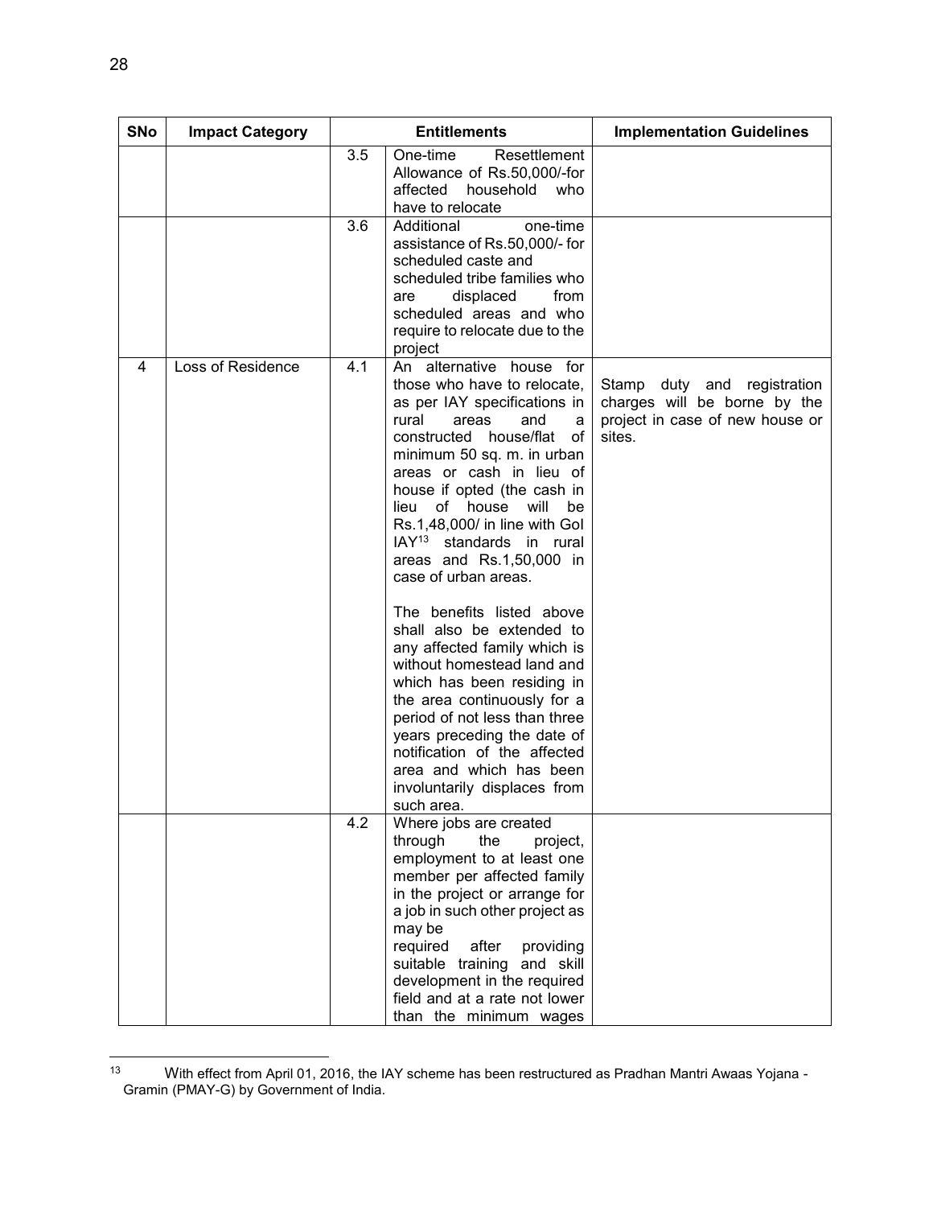| SNo | Impact Category | Entitlements | | Implementation Guidelines |
|---|---|---|---|---|
| | | 3.5 | One-time Resettlement Allowance of Rs.50,000/-for affected household who have to relocate | |
| | | 3.6 | Additional one-time assistance of Rs.50,000/- for scheduled caste and scheduled tribe families who are displaced from scheduled areas and who require to relocate due to the project | |
| 4 | Loss of Residence | 4.1 | An alternative house for those who have to relocate, as per IAY specifications in rural areas and a constructed house/flat of minimum 50 sq. m. in urban areas or cash in lieu of house if opted (the cash in lieu of house will be Rs.1,48,000/ in line with GoI IAY[13] standards in rural areas and Rs.1,50,000 in case of urban areas.<br><br>The benefits listed above shall also be extended to any affected family which is without homestead land and which has been residing in the area continuously for a period of not less than three years preceding the date of notification of the affected area and which has been involuntarily displaces from such area. | Stamp duty and registration charges will be borne by the project in case of new house or sites. |
| | | 4.2 | Where jobs are created through the project, employment to at least one member per affected family in the project or arrange for a job in such other project as may be required after providing suitable training and skill development in the required field and at a rate not lower than the minimum wages | |

[13] With effect from April 01, 2016, the IAY scheme has been restructured as Pradhan Mantri Awaas Yojana - Gramin (PMAY-G) by Government of India.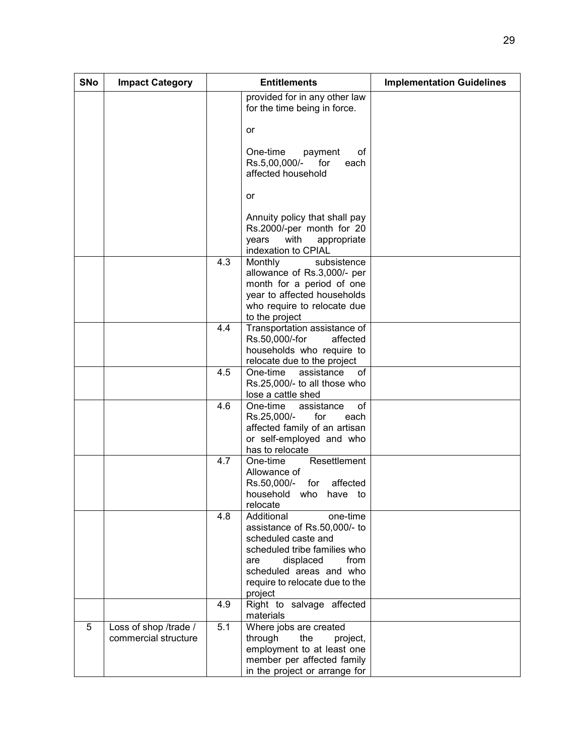| SNo | Impact Category | Entitlements | | Implementation Guidelines |
|---|---|---|---|---|
| | | | provided for in any other law for the time being in force.<br><br>or<br><br>One-time payment of Rs.5,00,000/- for each affected household<br><br>or<br><br>Annuity policy that shall pay Rs.2000/-per month for 20 years with appropriate indexation to CPIAL | |
| | | 4.3 | Monthly subsistence allowance of Rs.3,000/- per month for a period of one year to affected households who require to relocate due to the project | |
| | | 4.4 | Transportation assistance of Rs.50,000/-for affected households who require to relocate due to the project | |
| | | 4.5 | One-time assistance of Rs.25,000/- to all those who lose a cattle shed | |
| | | 4.6 | One-time assistance of Rs.25,000/- for each affected family of an artisan or self-employed and who has to relocate | |
| | | 4.7 | One-time Resettlement Allowance of Rs.50,000/- for affected household who have to relocate | |
| | | 4.8 | Additional one-time assistance of Rs.50,000/- to scheduled caste and scheduled tribe families who are displaced from scheduled areas and who require to relocate due to the project | |
| | | 4.9 | Right to salvage affected materials | |
| 5 | Loss of shop /trade / commercial structure | 5.1 | Where jobs are created through the project, employment to at least one member per affected family in the project or arrange for | |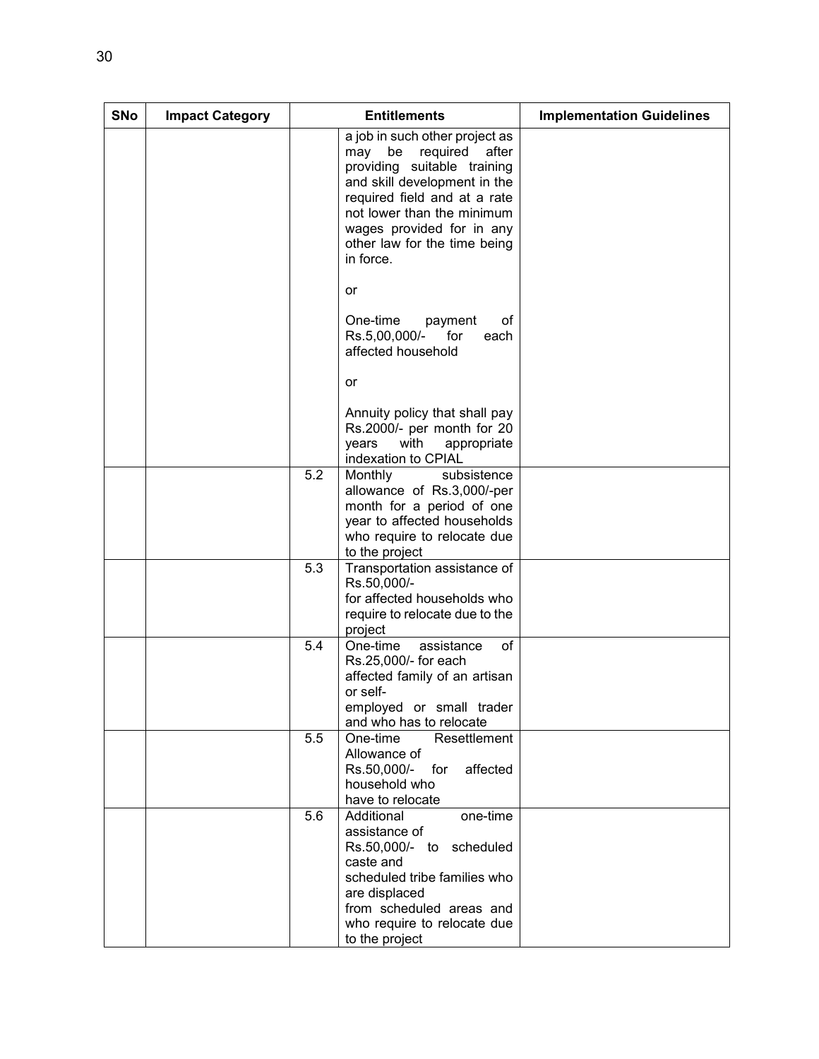| SNo | Impact Category | Entitlements | | Implementation Guidelines |
|---|---|---|---|---|
| | | | a job in such other project as may be required after providing suitable training and skill development in the required field and at a rate not lower than the minimum wages provided for in any other law for the time being in force.<br><br>or<br><br>One-time payment of Rs.5,00,000/- for each affected household<br><br>or<br><br>Annuity policy that shall pay Rs.2000/- per month for 20 years with appropriate indexation to CPIAL | |
| | | 5.2 | Monthly subsistence allowance of Rs.3,000/-per month for a period of one year to affected households who require to relocate due to the project | |
| | | 5.3 | Transportation assistance of Rs.50,000/- for affected households who require to relocate due to the project | |
| | | 5.4 | One-time assistance of Rs.25,000/- for each affected family of an artisan or self-employed or small trader and who has to relocate | |
| | | 5.5 | One-time Resettlement Allowance of Rs.50,000/- for affected household who have to relocate | |
| | | 5.6 | Additional one-time assistance of Rs.50,000/- to scheduled caste and scheduled tribe families who are displaced from scheduled areas and who require to relocate due to the project | |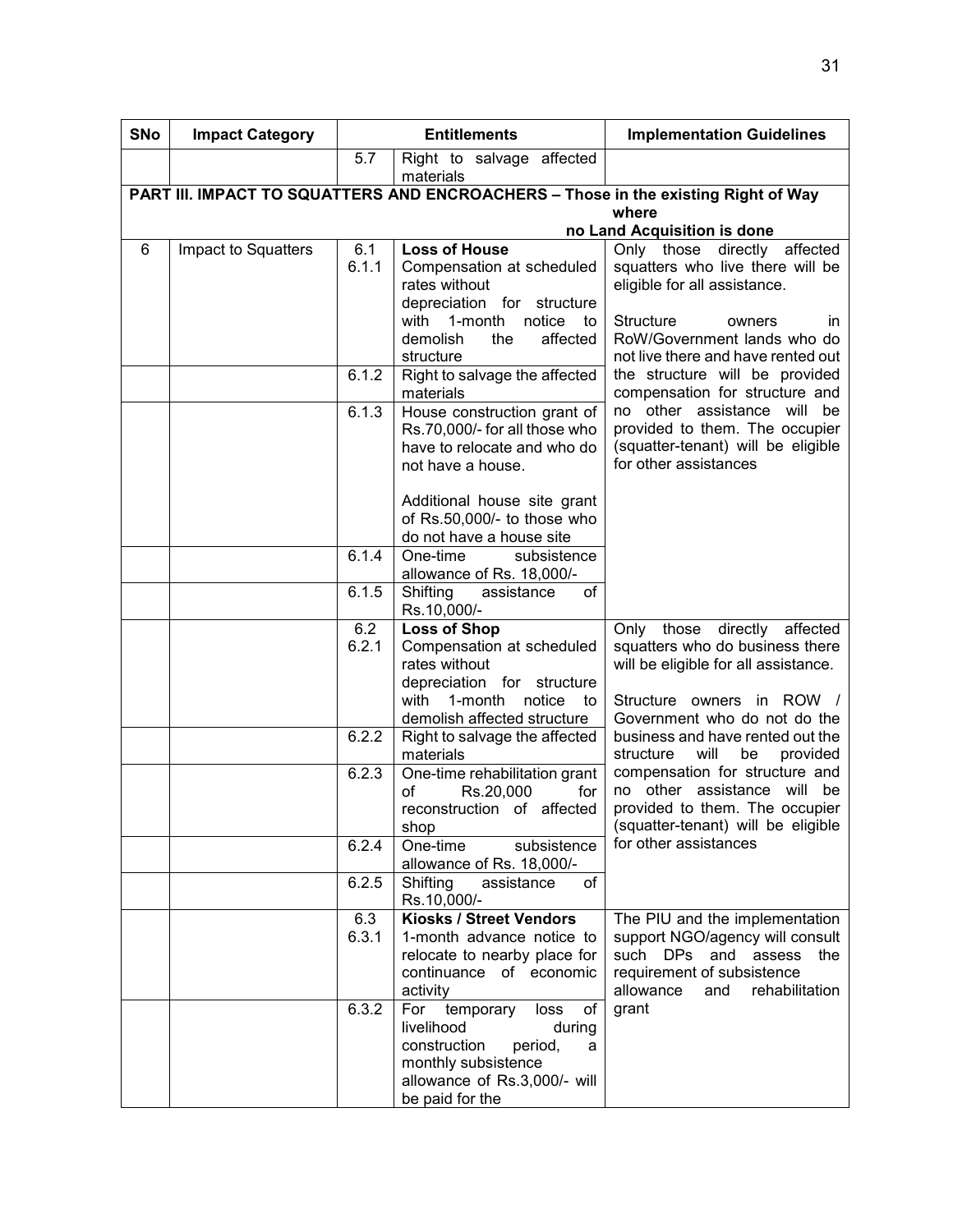| SNo | Impact Category | Entitlements | | Implementation Guidelines |
|---|---|---|---|---|
| | | 5.7 | Right to salvage affected materials | |
| **PART III. IMPACT TO SQUATTERS AND ENCROACHERS – Those in the existing Right of Way where no Land Acquisition is done** | | | | |
| 6 | Impact to Squatters | 6.1<br>6.1.1 | **Loss of House**<br>Compensation at scheduled rates without depreciation for structure with 1-month notice to demolish the affected structure | Only those directly affected squatters who live there will be eligible for all assistance.<br><br>Structure owners in RoW/Government lands who do not live there and have rented out the structure will be provided compensation for structure and no other assistance will be provided to them. The occupier (squatter-tenant) will be eligible for other assistances |
| | | 6.1.2 | Right to salvage the affected materials | |
| | | 6.1.3 | House construction grant of Rs.70,000/- for all those who have to relocate and who do not have a house.<br><br>Additional house site grant of Rs.50,000/- to those who do not have a house site | |
| | | 6.1.4 | One-time subsistence allowance of Rs. 18,000/- | |
| | | 6.1.5 | Shifting assistance of Rs.10,000/- | |
| | | 6.2<br>6.2.1 | **Loss of Shop**<br>Compensation at scheduled rates without depreciation for structure with 1-month notice to demolish affected structure | Only those directly affected squatters who do business there will be eligible for all assistance.<br><br>Structure owners in ROW / Government who do not do the business and have rented out the structure will be provided compensation for structure and no other assistance will be provided to them. The occupier (squatter-tenant) will be eligible for other assistances |
| | | 6.2.2 | Right to salvage the affected materials | |
| | | 6.2.3 | One-time rehabilitation grant of Rs.20,000 for reconstruction of affected shop | |
| | | 6.2.4 | One-time subsistence allowance of Rs. 18,000/- | |
| | | 6.2.5 | Shifting assistance of Rs.10,000/- | |
| | | 6.3<br>6.3.1 | **Kiosks / Street Vendors**<br>1-month advance notice to relocate to nearby place for continuance of economic activity | The PIU and the implementation support NGO/agency will consult such DPs and assess the requirement of subsistence allowance and rehabilitation grant |
| | | 6.3.2 | For temporary loss of livelihood during construction period, a monthly subsistence allowance of Rs.3,000/- will be paid for the | |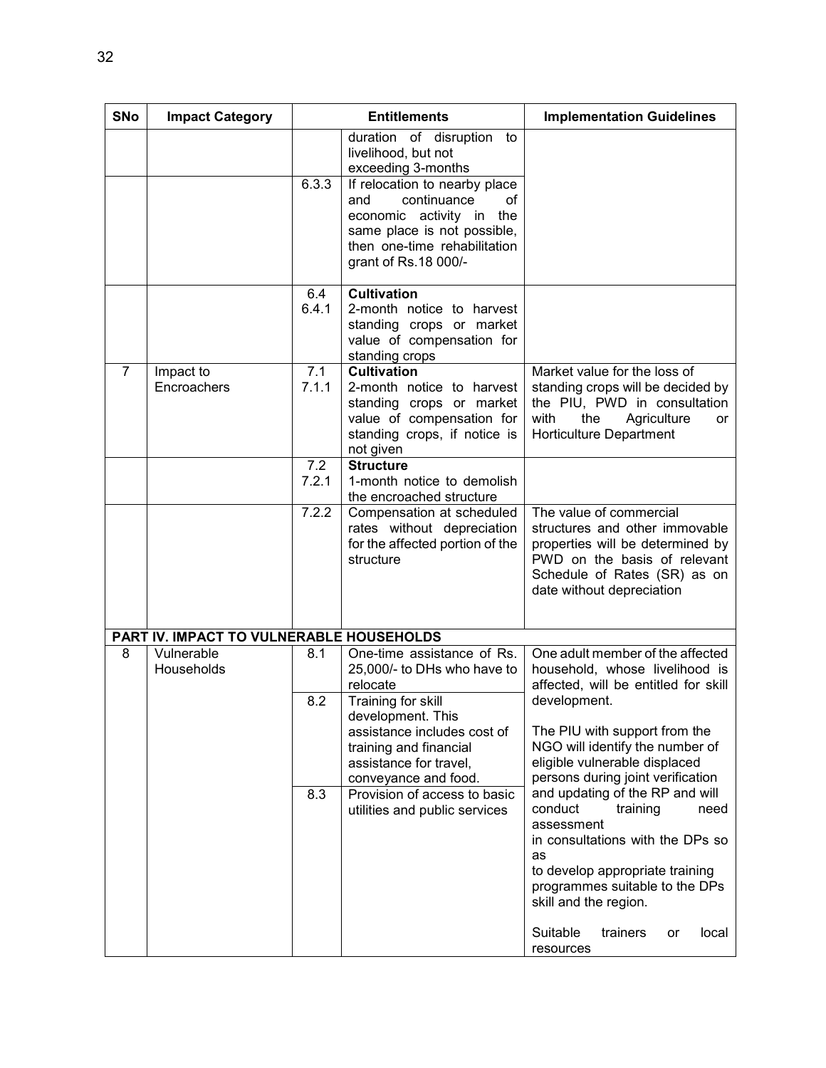| SNo | Impact Category | Entitlements | | Implementation Guidelines |
|---|---|---|---|---|
| | | | duration of disruption to livelihood, but not exceeding 3-months | |
| | | 6.3.3 | If relocation to nearby place and continuance of economic activity in the same place is not possible, then one-time rehabilitation grant of Rs.18 000/- | |
| | | 6.4<br>6.4.1 | **Cultivation**<br>2-month notice to harvest standing crops or market value of compensation for standing crops | |
| 7 | Impact to Encroachers | 7.1<br>7.1.1 | **Cultivation**<br>2-month notice to harvest standing crops or market value of compensation for standing crops, if notice is not given | Market value for the loss of standing crops will be decided by the PIU, PWD in consultation with the Agriculture or Horticulture Department |
| | | 7.2<br>7.2.1 | **Structure**<br>1-month notice to demolish the encroached structure | |
| | | 7.2.2 | Compensation at scheduled rates without depreciation for the affected portion of the structure | The value of commercial structures and other immovable properties will be determined by PWD on the basis of relevant Schedule of Rates (SR) as on date without depreciation |
| **PART IV. IMPACT TO VULNERABLE HOUSEHOLDS** | | | | |
| 8 | Vulnerable Households | 8.1 | One-time assistance of Rs. 25,000/- to DHs who have to relocate | One adult member of the affected household, whose livelihood is affected, will be entitled for skill development.<br><br>The PIU with support from the NGO will identify the number of eligible vulnerable displaced persons during joint verification and updating of the RP and will conduct training need assessment in consultations with the DPs so as to develop appropriate training programmes suitable to the DPs skill and the region.<br><br>Suitable trainers or local resources |
| | | 8.2 | Training for skill development. This assistance includes cost of training and financial assistance for travel, conveyance and food. | |
| | | 8.3 | Provision of access to basic utilities and public services | |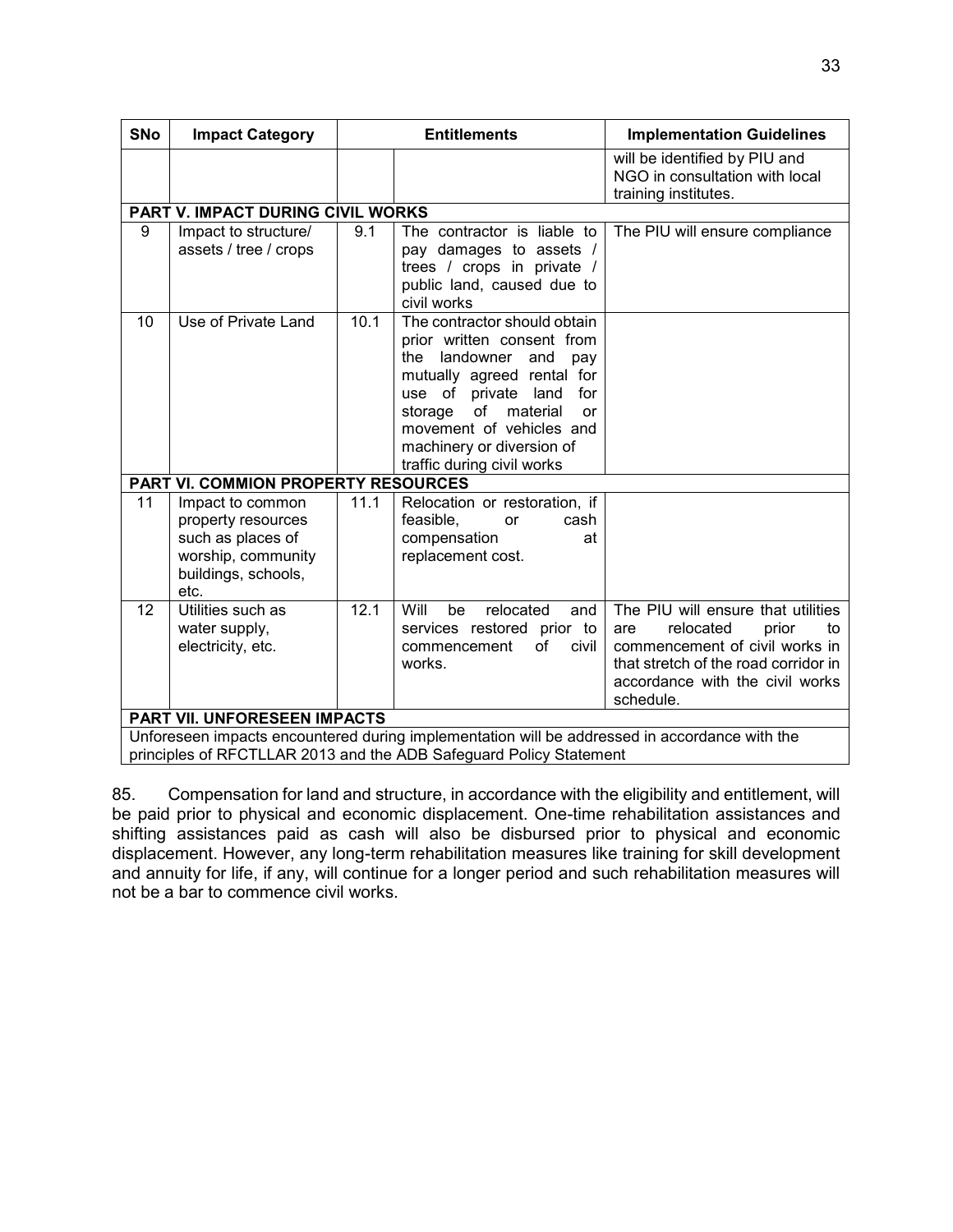| SNo | Impact Category | Entitlements | | Implementation Guidelines |
|---|---|---|---|---|
| | | | | will be identified by PIU and NGO in consultation with local training institutes. |
| **PART V. IMPACT DURING CIVIL WORKS** | | | | |
| 9 | Impact to structure/ assets / tree / crops | 9.1 | The contractor is liable to pay damages to assets / trees / crops in private / public land, caused due to civil works | The PIU will ensure compliance |
| 10 | Use of Private Land | 10.1 | The contractor should obtain prior written consent from the landowner and pay mutually agreed rental for use of private land for storage of material or movement of vehicles and machinery or diversion of traffic during civil works | |
| **PART VI. COMMION PROPERTY RESOURCES** | | | | |
| 11 | Impact to common property resources such as places of worship, community buildings, schools, etc. | 11.1 | Relocation or restoration, if feasible, or cash compensation at replacement cost. | |
| 12 | Utilities such as water supply, electricity, etc. | 12.1 | Will be relocated and services restored prior to commencement of civil works. | The PIU will ensure that utilities are relocated prior to commencement of civil works in that stretch of the road corridor in accordance with the civil works schedule. |
| **PART VII. UNFORESEEN IMPACTS** | | | | |
| Unforeseen impacts encountered during implementation will be addressed in accordance with the principles of RFCTLLAR 2013 and the ADB Safeguard Policy Statement | | | | |

85. Compensation for land and structure, in accordance with the eligibility and entitlement, will be paid prior to physical and economic displacement. One-time rehabilitation assistances and shifting assistances paid as cash will also be disbursed prior to physical and economic displacement. However, any long-term rehabilitation measures like training for skill development and annuity for life, if any, will continue for a longer period and such rehabilitation measures will not be a bar to commence civil works.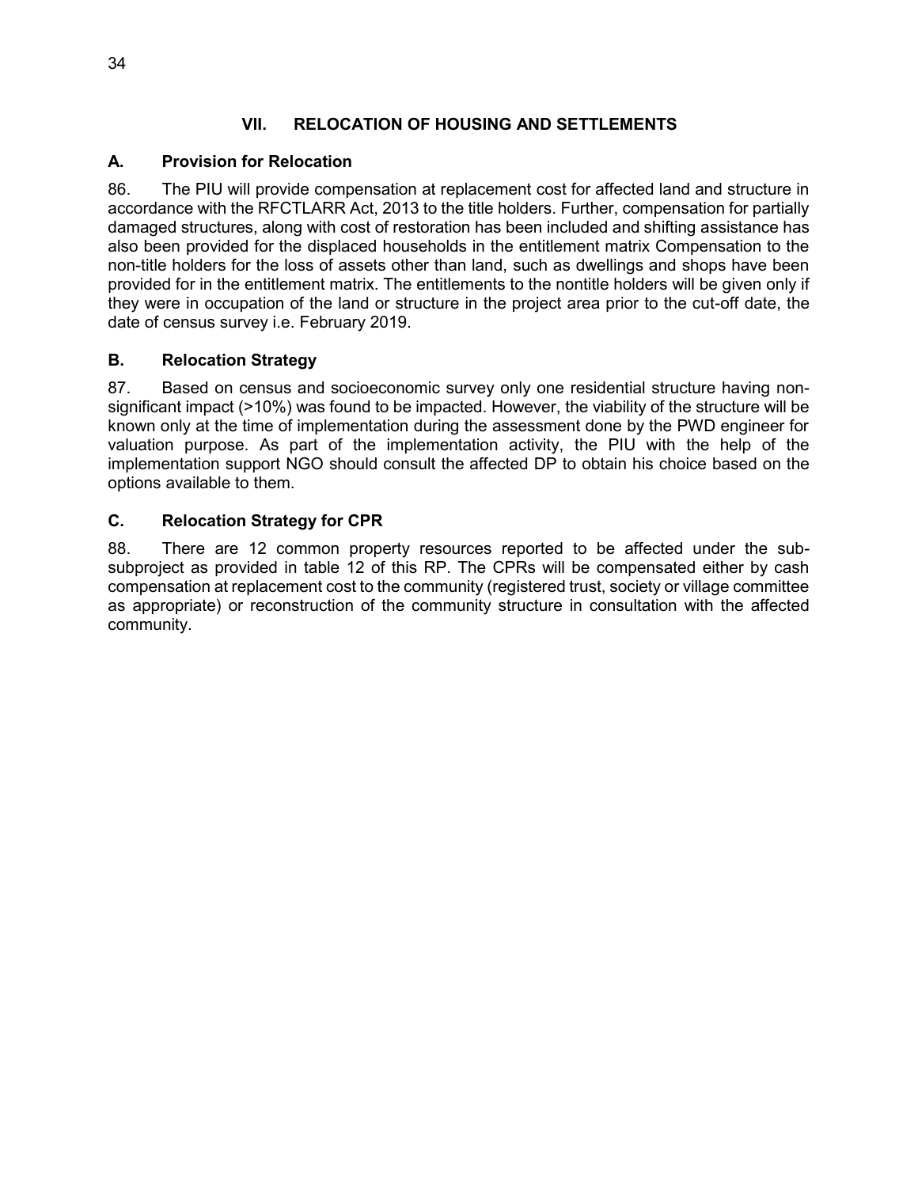# VII. RELOCATION OF HOUSING AND SETTLEMENTS

## A. Provision for Relocation

86. The PIU will provide compensation at replacement cost for affected land and structure in accordance with the RFCTLARR Act, 2013 to the title holders. Further, compensation for partially damaged structures, along with cost of restoration has been included and shifting assistance has also been provided for the displaced households in the entitlement matrix Compensation to the non-title holders for the loss of assets other than land, such as dwellings and shops have been provided for in the entitlement matrix. The entitlements to the nontitle holders will be given only if they were in occupation of the land or structure in the project area prior to the cut-off date, the date of census survey i.e. February 2019.

## B. Relocation Strategy

87. Based on census and socioeconomic survey only one residential structure having non-significant impact (>10%) was found to be impacted. However, the viability of the structure will be known only at the time of implementation during the assessment done by the PWD engineer for valuation purpose. As part of the implementation activity, the PIU with the help of the implementation support NGO should consult the affected DP to obtain his choice based on the options available to them.

## C. Relocation Strategy for CPR

88. There are 12 common property resources reported to be affected under the sub-subproject as provided in table 12 of this RP. The CPRs will be compensated either by cash compensation at replacement cost to the community (registered trust, society or village committee as appropriate) or reconstruction of the community structure in consultation with the affected community.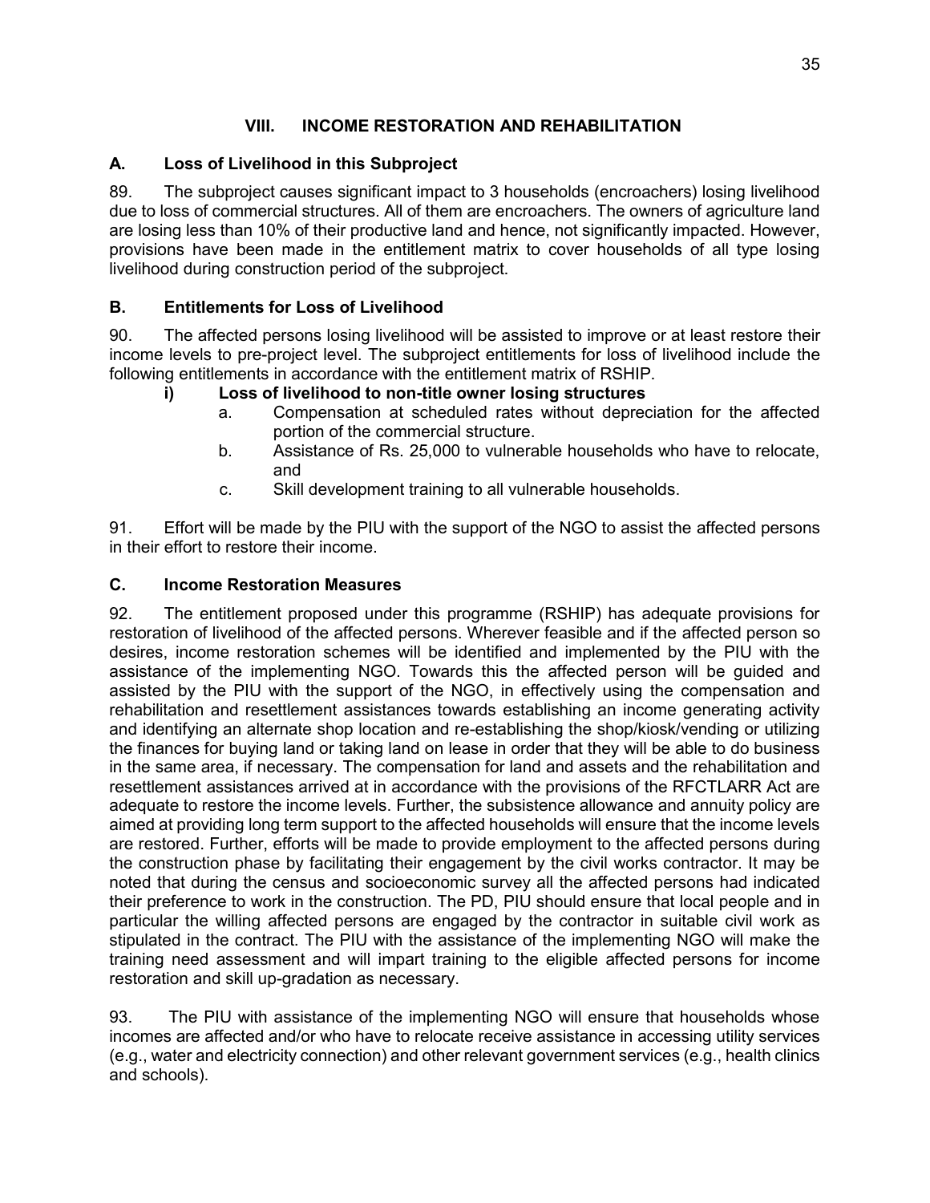# VIII. INCOME RESTORATION AND REHABILITATION

## A. Loss of Livelihood in this Subproject

89. The subproject causes significant impact to 3 households (encroachers) losing livelihood due to loss of commercial structures. All of them are encroachers. The owners of agriculture land are losing less than 10% of their productive land and hence, not significantly impacted. However, provisions have been made in the entitlement matrix to cover households of all type losing livelihood during construction period of the subproject.

## B. Entitlements for Loss of Livelihood

90. The affected persons losing livelihood will be assisted to improve or at least restore their income levels to pre-project level. The subproject entitlements for loss of livelihood include the following entitlements in accordance with the entitlement matrix of RSHIP.

**i) Loss of livelihood to non-title owner losing structures**

a. Compensation at scheduled rates without depreciation for the affected portion of the commercial structure.

b. Assistance of Rs. 25,000 to vulnerable households who have to relocate, and

c. Skill development training to all vulnerable households.

91. Effort will be made by the PIU with the support of the NGO to assist the affected persons in their effort to restore their income.

## C. Income Restoration Measures

92. The entitlement proposed under this programme (RSHIP) has adequate provisions for restoration of livelihood of the affected persons. Wherever feasible and if the affected person so desires, income restoration schemes will be identified and implemented by the PIU with the assistance of the implementing NGO. Towards this the affected person will be guided and assisted by the PIU with the support of the NGO, in effectively using the compensation and rehabilitation and resettlement assistances towards establishing an income generating activity and identifying an alternate shop location and re-establishing the shop/kiosk/vending or utilizing the finances for buying land or taking land on lease in order that they will be able to do business in the same area, if necessary. The compensation for land and assets and the rehabilitation and resettlement assistances arrived at in accordance with the provisions of the RFCTLARR Act are adequate to restore the income levels. Further, the subsistence allowance and annuity policy are aimed at providing long term support to the affected households will ensure that the income levels are restored. Further, efforts will be made to provide employment to the affected persons during the construction phase by facilitating their engagement by the civil works contractor. It may be noted that during the census and socioeconomic survey all the affected persons had indicated their preference to work in the construction. The PD, PIU should ensure that local people and in particular the willing affected persons are engaged by the contractor in suitable civil work as stipulated in the contract. The PIU with the assistance of the implementing NGO will make the training need assessment and will impart training to the eligible affected persons for income restoration and skill up-gradation as necessary.

93. The PIU with assistance of the implementing NGO will ensure that households whose incomes are affected and/or who have to relocate receive assistance in accessing utility services (e.g., water and electricity connection) and other relevant government services (e.g., health clinics and schools).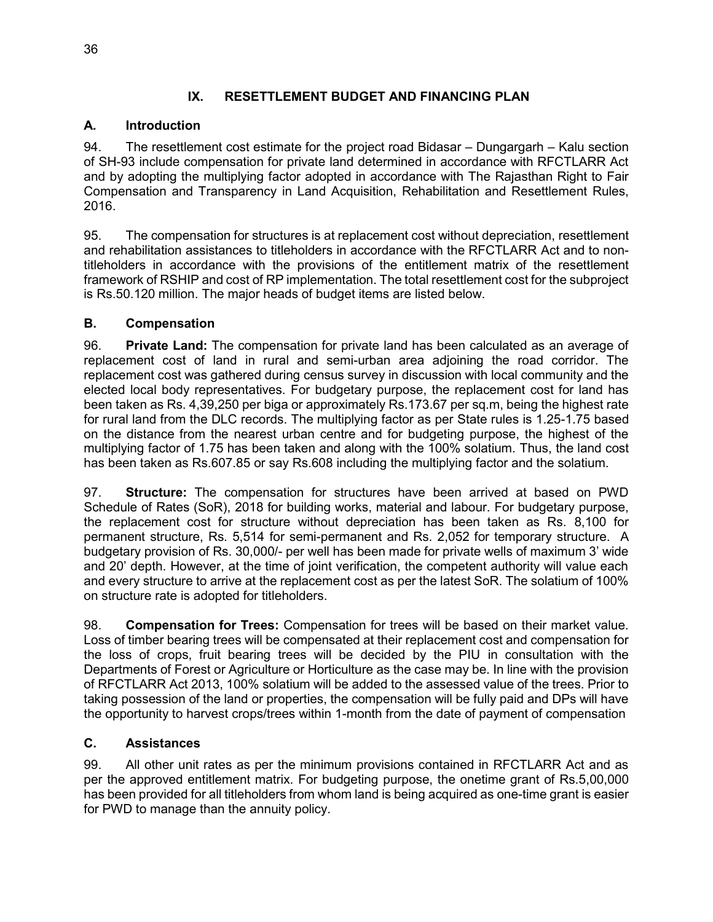## IX. RESETTLEMENT BUDGET AND FINANCING PLAN

### A. Introduction

94. The resettlement cost estimate for the project road Bidasar – Dungargarh – Kalu section of SH-93 include compensation for private land determined in accordance with RFCTLARR Act and by adopting the multiplying factor adopted in accordance with The Rajasthan Right to Fair Compensation and Transparency in Land Acquisition, Rehabilitation and Resettlement Rules, 2016.

95. The compensation for structures is at replacement cost without depreciation, resettlement and rehabilitation assistances to titleholders in accordance with the RFCTLARR Act and to non-titleholders in accordance with the provisions of the entitlement matrix of the resettlement framework of RSHIP and cost of RP implementation. The total resettlement cost for the subproject is Rs.50.120 million. The major heads of budget items are listed below.

### B. Compensation

96. **Private Land:** The compensation for private land has been calculated as an average of replacement cost of land in rural and semi-urban area adjoining the road corridor. The replacement cost was gathered during census survey in discussion with local community and the elected local body representatives. For budgetary purpose, the replacement cost for land has been taken as Rs. 4,39,250 per biga or approximately Rs.173.67 per sq.m, being the highest rate for rural land from the DLC records. The multiplying factor as per State rules is 1.25-1.75 based on the distance from the nearest urban centre and for budgeting purpose, the highest of the multiplying factor of 1.75 has been taken and along with the 100% solatium. Thus, the land cost has been taken as Rs.607.85 or say Rs.608 including the multiplying factor and the solatium.

97. **Structure:** The compensation for structures have been arrived at based on PWD Schedule of Rates (SoR), 2018 for building works, material and labour. For budgetary purpose, the replacement cost for structure without depreciation has been taken as Rs. 8,100 for permanent structure, Rs. 5,514 for semi-permanent and Rs. 2,052 for temporary structure. A budgetary provision of Rs. 30,000/- per well has been made for private wells of maximum 3' wide and 20' depth. However, at the time of joint verification, the competent authority will value each and every structure to arrive at the replacement cost as per the latest SoR. The solatium of 100% on structure rate is adopted for titleholders.

98. **Compensation for Trees:** Compensation for trees will be based on their market value. Loss of timber bearing trees will be compensated at their replacement cost and compensation for the loss of crops, fruit bearing trees will be decided by the PIU in consultation with the Departments of Forest or Agriculture or Horticulture as the case may be. In line with the provision of RFCTLARR Act 2013, 100% solatium will be added to the assessed value of the trees. Prior to taking possession of the land or properties, the compensation will be fully paid and DPs will have the opportunity to harvest crops/trees within 1-month from the date of payment of compensation

### C. Assistances

99. All other unit rates as per the minimum provisions contained in RFCTLARR Act and as per the approved entitlement matrix. For budgeting purpose, the onetime grant of Rs.5,00,000 has been provided for all titleholders from whom land is being acquired as one-time grant is easier for PWD to manage than the annuity policy.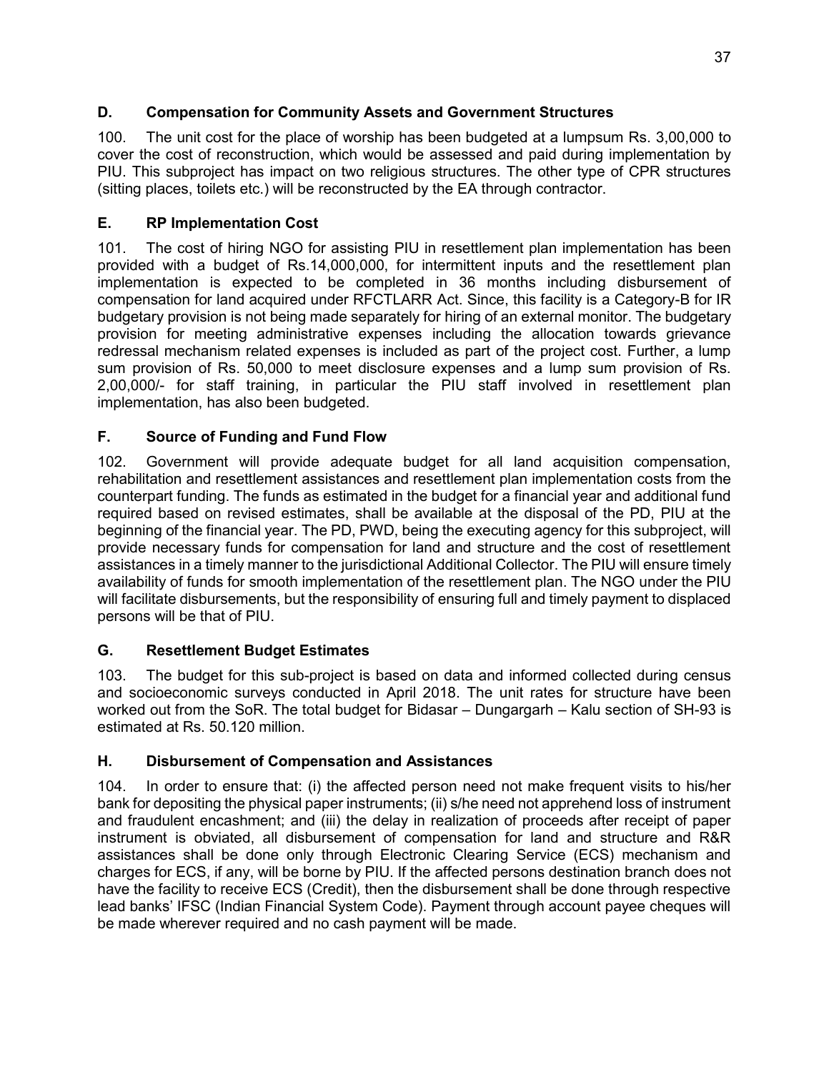## D. Compensation for Community Assets and Government Structures

100. The unit cost for the place of worship has been budgeted at a lumpsum Rs. 3,00,000 to cover the cost of reconstruction, which would be assessed and paid during implementation by PIU. This subproject has impact on two religious structures. The other type of CPR structures (sitting places, toilets etc.) will be reconstructed by the EA through contractor.

## E. RP Implementation Cost

101. The cost of hiring NGO for assisting PIU in resettlement plan implementation has been provided with a budget of Rs.14,000,000, for intermittent inputs and the resettlement plan implementation is expected to be completed in 36 months including disbursement of compensation for land acquired under RFCTLARR Act. Since, this facility is a Category-B for IR budgetary provision is not being made separately for hiring of an external monitor. The budgetary provision for meeting administrative expenses including the allocation towards grievance redressal mechanism related expenses is included as part of the project cost. Further, a lump sum provision of Rs. 50,000 to meet disclosure expenses and a lump sum provision of Rs. 2,00,000/- for staff training, in particular the PIU staff involved in resettlement plan implementation, has also been budgeted.

## F. Source of Funding and Fund Flow

102. Government will provide adequate budget for all land acquisition compensation, rehabilitation and resettlement assistances and resettlement plan implementation costs from the counterpart funding. The funds as estimated in the budget for a financial year and additional fund required based on revised estimates, shall be available at the disposal of the PD, PIU at the beginning of the financial year. The PD, PWD, being the executing agency for this subproject, will provide necessary funds for compensation for land and structure and the cost of resettlement assistances in a timely manner to the jurisdictional Additional Collector. The PIU will ensure timely availability of funds for smooth implementation of the resettlement plan. The NGO under the PIU will facilitate disbursements, but the responsibility of ensuring full and timely payment to displaced persons will be that of PIU.

## G. Resettlement Budget Estimates

103. The budget for this sub-project is based on data and informed collected during census and socioeconomic surveys conducted in April 2018. The unit rates for structure have been worked out from the SoR. The total budget for Bidasar – Dungargarh – Kalu section of SH-93 is estimated at Rs. 50.120 million.

## H. Disbursement of Compensation and Assistances

104. In order to ensure that: (i) the affected person need not make frequent visits to his/her bank for depositing the physical paper instruments; (ii) s/he need not apprehend loss of instrument and fraudulent encashment; and (iii) the delay in realization of proceeds after receipt of paper instrument is obviated, all disbursement of compensation for land and structure and R&R assistances shall be done only through Electronic Clearing Service (ECS) mechanism and charges for ECS, if any, will be borne by PIU. If the affected persons destination branch does not have the facility to receive ECS (Credit), then the disbursement shall be done through respective lead banks' IFSC (Indian Financial System Code). Payment through account payee cheques will be made wherever required and no cash payment will be made.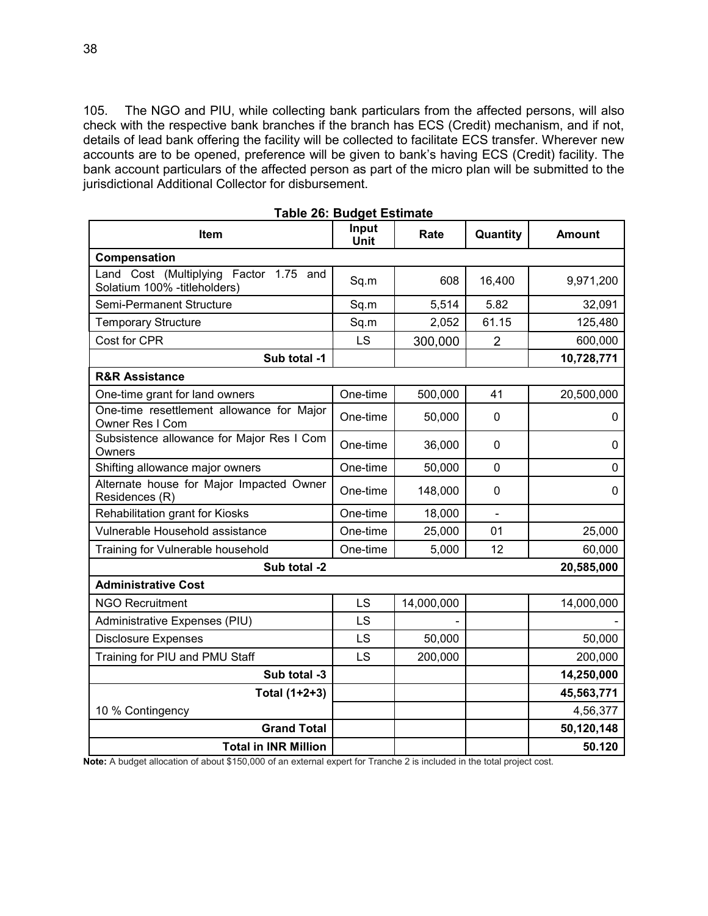105. The NGO and PIU, while collecting bank particulars from the affected persons, will also check with the respective bank branches if the branch has ECS (Credit) mechanism, and if not, details of lead bank offering the facility will be collected to facilitate ECS transfer. Wherever new accounts are to be opened, preference will be given to bank's having ECS (Credit) facility. The bank account particulars of the affected person as part of the micro plan will be submitted to the jurisdictional Additional Collector for disbursement.

**Table 26: Budget Estimate**

| Item | Input Unit | Rate | Quantity | Amount |
|---|---|---|---|---|
| **Compensation** | | | | |
| Land Cost (Multiplying Factor 1.75 and Solatium 100% -titleholders) | Sq.m | 608 | 16,400 | 9,971,200 |
| Semi-Permanent Structure | Sq.m | 5,514 | 5.82 | 32,091 |
| Temporary Structure | Sq.m | 2,052 | 61.15 | 125,480 |
| Cost for CPR | LS | 300,000 | 2 | 600,000 |
| **Sub total -1** | | | | **10,728,771** |
| **R&R Assistance** | | | | |
| One-time grant for land owners | One-time | 500,000 | 41 | 20,500,000 |
| One-time resettlement allowance for Major Owner Res I Com | One-time | 50,000 | 0 | 0 |
| Subsistence allowance for Major Res I Com Owners | One-time | 36,000 | 0 | 0 |
| Shifting allowance major owners | One-time | 50,000 | 0 | 0 |
| Alternate house for Major Impacted Owner Residences (R) | One-time | 148,000 | 0 | 0 |
| Rehabilitation grant for Kiosks | One-time | 18,000 | - | |
| Vulnerable Household assistance | One-time | 25,000 | 01 | 25,000 |
| Training for Vulnerable household | One-time | 5,000 | 12 | 60,000 |
| **Sub total -2** | | | | **20,585,000** |
| **Administrative Cost** | | | | |
| NGO Recruitment | LS | 14,000,000 | | 14,000,000 |
| Administrative Expenses (PIU) | LS | - | | - |
| Disclosure Expenses | LS | 50,000 | | 50,000 |
| Training for PIU and PMU Staff | LS | 200,000 | | 200,000 |
| **Sub total -3** | | | | **14,250,000** |
| **Total (1+2+3)** | | | | **45,563,771** |
| 10 % Contingency | | | | 4,56,377 |
| **Grand Total** | | | | **50,120,148** |
| **Total in INR Million** | | | | **50.120** |

**Note:** A budget allocation of about $150,000 of an external expert for Tranche 2 is included in the total project cost.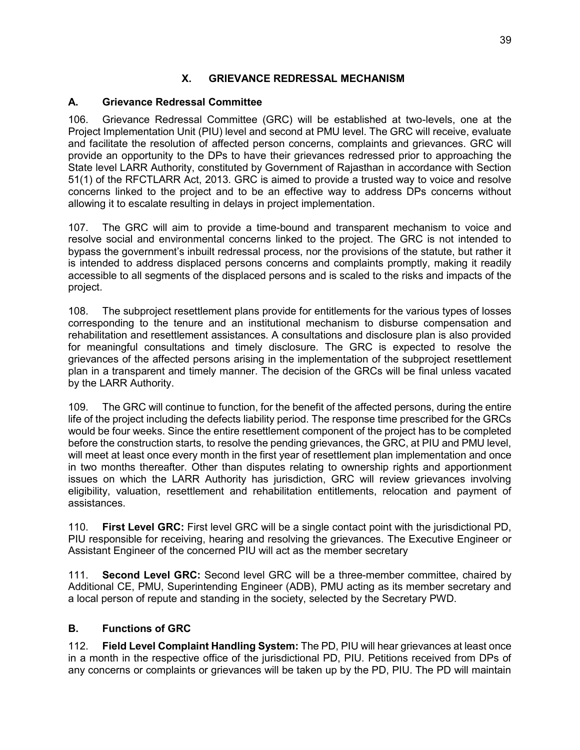# X. GRIEVANCE REDRESSAL MECHANISM

## A. Grievance Redressal Committee

106. Grievance Redressal Committee (GRC) will be established at two-levels, one at the Project Implementation Unit (PIU) level and second at PMU level. The GRC will receive, evaluate and facilitate the resolution of affected person concerns, complaints and grievances. GRC will provide an opportunity to the DPs to have their grievances redressed prior to approaching the State level LARR Authority, constituted by Government of Rajasthan in accordance with Section 51(1) of the RFCTLARR Act, 2013. GRC is aimed to provide a trusted way to voice and resolve concerns linked to the project and to be an effective way to address DPs concerns without allowing it to escalate resulting in delays in project implementation.

107. The GRC will aim to provide a time-bound and transparent mechanism to voice and resolve social and environmental concerns linked to the project. The GRC is not intended to bypass the government's inbuilt redressal process, nor the provisions of the statute, but rather it is intended to address displaced persons concerns and complaints promptly, making it readily accessible to all segments of the displaced persons and is scaled to the risks and impacts of the project.

108. The subproject resettlement plans provide for entitlements for the various types of losses corresponding to the tenure and an institutional mechanism to disburse compensation and rehabilitation and resettlement assistances. A consultations and disclosure plan is also provided for meaningful consultations and timely disclosure. The GRC is expected to resolve the grievances of the affected persons arising in the implementation of the subproject resettlement plan in a transparent and timely manner. The decision of the GRCs will be final unless vacated by the LARR Authority.

109. The GRC will continue to function, for the benefit of the affected persons, during the entire life of the project including the defects liability period. The response time prescribed for the GRCs would be four weeks. Since the entire resettlement component of the project has to be completed before the construction starts, to resolve the pending grievances, the GRC, at PIU and PMU level, will meet at least once every month in the first year of resettlement plan implementation and once in two months thereafter. Other than disputes relating to ownership rights and apportionment issues on which the LARR Authority has jurisdiction, GRC will review grievances involving eligibility, valuation, resettlement and rehabilitation entitlements, relocation and payment of assistances.

110. **First Level GRC:** First level GRC will be a single contact point with the jurisdictional PD, PIU responsible for receiving, hearing and resolving the grievances. The Executive Engineer or Assistant Engineer of the concerned PIU will act as the member secretary

111. **Second Level GRC:** Second level GRC will be a three-member committee, chaired by Additional CE, PMU, Superintending Engineer (ADB), PMU acting as its member secretary and a local person of repute and standing in the society, selected by the Secretary PWD.

## B. Functions of GRC

112. **Field Level Complaint Handling System:** The PD, PIU will hear grievances at least once in a month in the respective office of the jurisdictional PD, PIU. Petitions received from DPs of any concerns or complaints or grievances will be taken up by the PD, PIU. The PD will maintain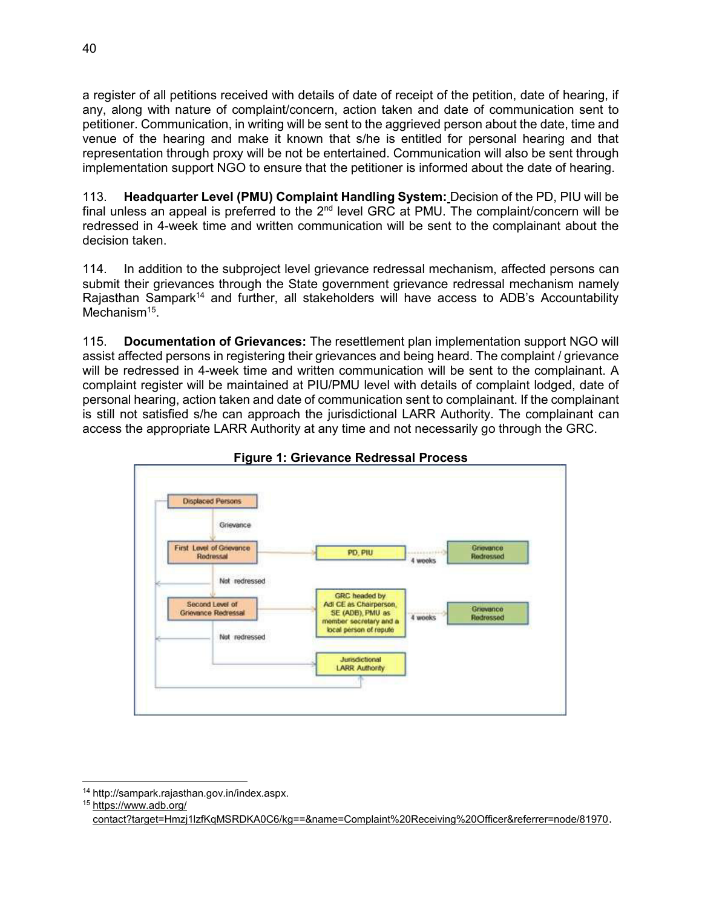a register of all petitions received with details of date of receipt of the petition, date of hearing, if any, along with nature of complaint/concern, action taken and date of communication sent to petitioner. Communication, in writing will be sent to the aggrieved person about the date, time and venue of the hearing and make it known that s/he is entitled for personal hearing and that representation through proxy will be not be entertained. Communication will also be sent through implementation support NGO to ensure that the petitioner is informed about the date of hearing.

113. **Headquarter Level (PMU) Complaint Handling System:** Decision of the PD, PIU will be final unless an appeal is preferred to the 2nd level GRC at PMU. The complaint/concern will be redressed in 4-week time and written communication will be sent to the complainant about the decision taken.

114. In addition to the subproject level grievance redressal mechanism, affected persons can submit their grievances through the State government grievance redressal mechanism namely Rajasthan Sampark[14] and further, all stakeholders will have access to ADB's Accountability Mechanism[15].

115. **Documentation of Grievances:** The resettlement plan implementation support NGO will assist affected persons in registering their grievances and being heard. The complaint / grievance will be redressed in 4-week time and written communication will be sent to the complainant. A complaint register will be maintained at PIU/PMU level with details of complaint lodged, date of personal hearing, action taken and date of communication sent to complainant. If the complainant is still not satisfied s/he can approach the jurisdictional LARR Authority. The complainant can access the appropriate LARR Authority at any time and not necessarily go through the GRC.

**Figure 1: Grievance Redressal Process**

Displaced Persons → Grievance → First Level of Grievance Redressal → PD, PIU → 4 weeks → Grievance Redressed

Not redressed → Second Level of Grievance Redressal → GRC headed by Adl CE as Chairperson, SE (ADB), PMU as member secretary and a local person of repute → 4 weeks → Grievance Redressed

Not redressed → Jurisdictional LARR Authority

---

[14] http://sampark.rajasthan.gov.in/index.aspx.

[15] https://www.adb.org/contact?target=Hmzj1IzfKqMSRDKA0C6/kg==&name=Complaint%20Receiving%20Officer&referrer=node/81970.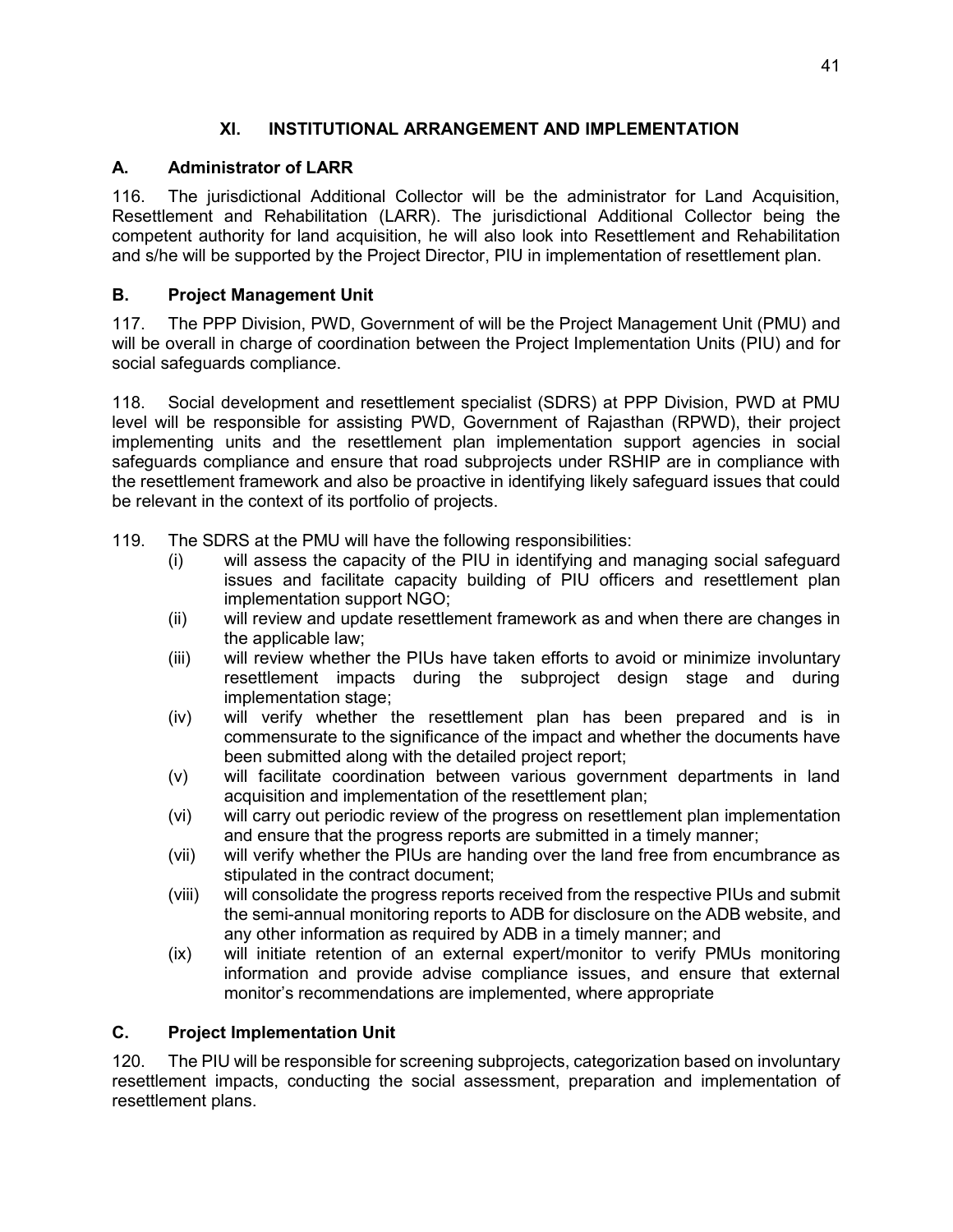## XI. INSTITUTIONAL ARRANGEMENT AND IMPLEMENTATION

### A. Administrator of LARR

116. The jurisdictional Additional Collector will be the administrator for Land Acquisition, Resettlement and Rehabilitation (LARR). The jurisdictional Additional Collector being the competent authority for land acquisition, he will also look into Resettlement and Rehabilitation and s/he will be supported by the Project Director, PIU in implementation of resettlement plan.

### B. Project Management Unit

117. The PPP Division, PWD, Government of will be the Project Management Unit (PMU) and will be overall in charge of coordination between the Project Implementation Units (PIU) and for social safeguards compliance.

118. Social development and resettlement specialist (SDRS) at PPP Division, PWD at PMU level will be responsible for assisting PWD, Government of Rajasthan (RPWD), their project implementing units and the resettlement plan implementation support agencies in social safeguards compliance and ensure that road subprojects under RSHIP are in compliance with the resettlement framework and also be proactive in identifying likely safeguard issues that could be relevant in the context of its portfolio of projects.

119. The SDRS at the PMU will have the following responsibilities:

- (i) will assess the capacity of the PIU in identifying and managing social safeguard issues and facilitate capacity building of PIU officers and resettlement plan implementation support NGO;
- (ii) will review and update resettlement framework as and when there are changes in the applicable law;
- (iii) will review whether the PIUs have taken efforts to avoid or minimize involuntary resettlement impacts during the subproject design stage and during implementation stage;
- (iv) will verify whether the resettlement plan has been prepared and is in commensurate to the significance of the impact and whether the documents have been submitted along with the detailed project report;
- (v) will facilitate coordination between various government departments in land acquisition and implementation of the resettlement plan;
- (vi) will carry out periodic review of the progress on resettlement plan implementation and ensure that the progress reports are submitted in a timely manner;
- (vii) will verify whether the PIUs are handing over the land free from encumbrance as stipulated in the contract document;
- (viii) will consolidate the progress reports received from the respective PIUs and submit the semi-annual monitoring reports to ADB for disclosure on the ADB website, and any other information as required by ADB in a timely manner; and
- (ix) will initiate retention of an external expert/monitor to verify PMUs monitoring information and provide advise compliance issues, and ensure that external monitor's recommendations are implemented, where appropriate

### C. Project Implementation Unit

120. The PIU will be responsible for screening subprojects, categorization based on involuntary resettlement impacts, conducting the social assessment, preparation and implementation of resettlement plans.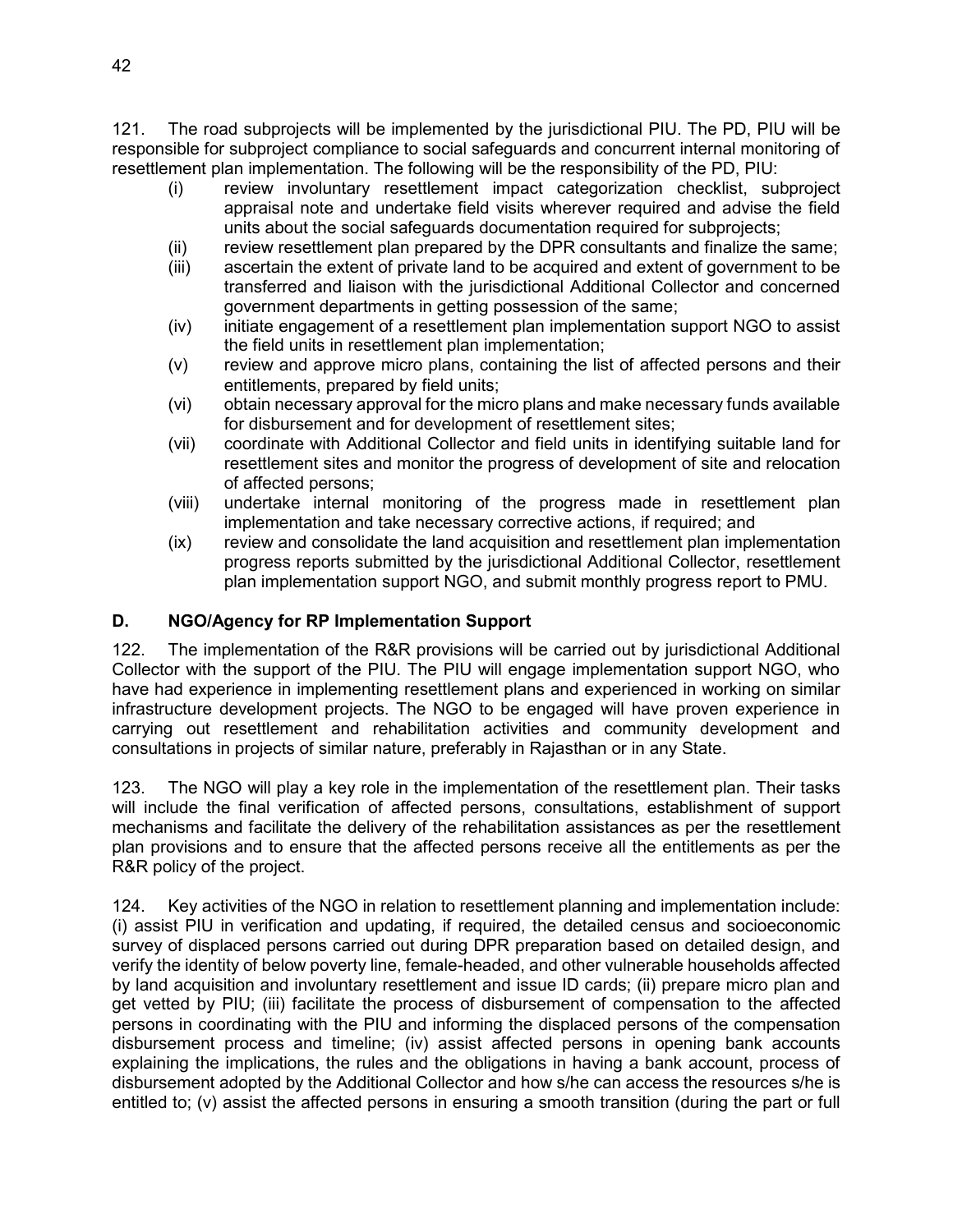121. The road subprojects will be implemented by the jurisdictional PIU. The PD, PIU will be responsible for subproject compliance to social safeguards and concurrent internal monitoring of resettlement plan implementation. The following will be the responsibility of the PD, PIU:

(i) review involuntary resettlement impact categorization checklist, subproject appraisal note and undertake field visits wherever required and advise the field units about the social safeguards documentation required for subprojects;

(ii) review resettlement plan prepared by the DPR consultants and finalize the same;

(iii) ascertain the extent of private land to be acquired and extent of government to be transferred and liaison with the jurisdictional Additional Collector and concerned government departments in getting possession of the same;

(iv) initiate engagement of a resettlement plan implementation support NGO to assist the field units in resettlement plan implementation;

(v) review and approve micro plans, containing the list of affected persons and their entitlements, prepared by field units;

(vi) obtain necessary approval for the micro plans and make necessary funds available for disbursement and for development of resettlement sites;

(vii) coordinate with Additional Collector and field units in identifying suitable land for resettlement sites and monitor the progress of development of site and relocation of affected persons;

(viii) undertake internal monitoring of the progress made in resettlement plan implementation and take necessary corrective actions, if required; and

(ix) review and consolidate the land acquisition and resettlement plan implementation progress reports submitted by the jurisdictional Additional Collector, resettlement plan implementation support NGO, and submit monthly progress report to PMU.

## D. NGO/Agency for RP Implementation Support

122. The implementation of the R&R provisions will be carried out by jurisdictional Additional Collector with the support of the PIU. The PIU will engage implementation support NGO, who have had experience in implementing resettlement plans and experienced in working on similar infrastructure development projects. The NGO to be engaged will have proven experience in carrying out resettlement and rehabilitation activities and community development and consultations in projects of similar nature, preferably in Rajasthan or in any State.

123. The NGO will play a key role in the implementation of the resettlement plan. Their tasks will include the final verification of affected persons, consultations, establishment of support mechanisms and facilitate the delivery of the rehabilitation assistances as per the resettlement plan provisions and to ensure that the affected persons receive all the entitlements as per the R&R policy of the project.

124. Key activities of the NGO in relation to resettlement planning and implementation include: (i) assist PIU in verification and updating, if required, the detailed census and socioeconomic survey of displaced persons carried out during DPR preparation based on detailed design, and verify the identity of below poverty line, female-headed, and other vulnerable households affected by land acquisition and involuntary resettlement and issue ID cards; (ii) prepare micro plan and get vetted by PIU; (iii) facilitate the process of disbursement of compensation to the affected persons in coordinating with the PIU and informing the displaced persons of the compensation disbursement process and timeline; (iv) assist affected persons in opening bank accounts explaining the implications, the rules and the obligations in having a bank account, process of disbursement adopted by the Additional Collector and how s/he can access the resources s/he is entitled to; (v) assist the affected persons in ensuring a smooth transition (during the part or full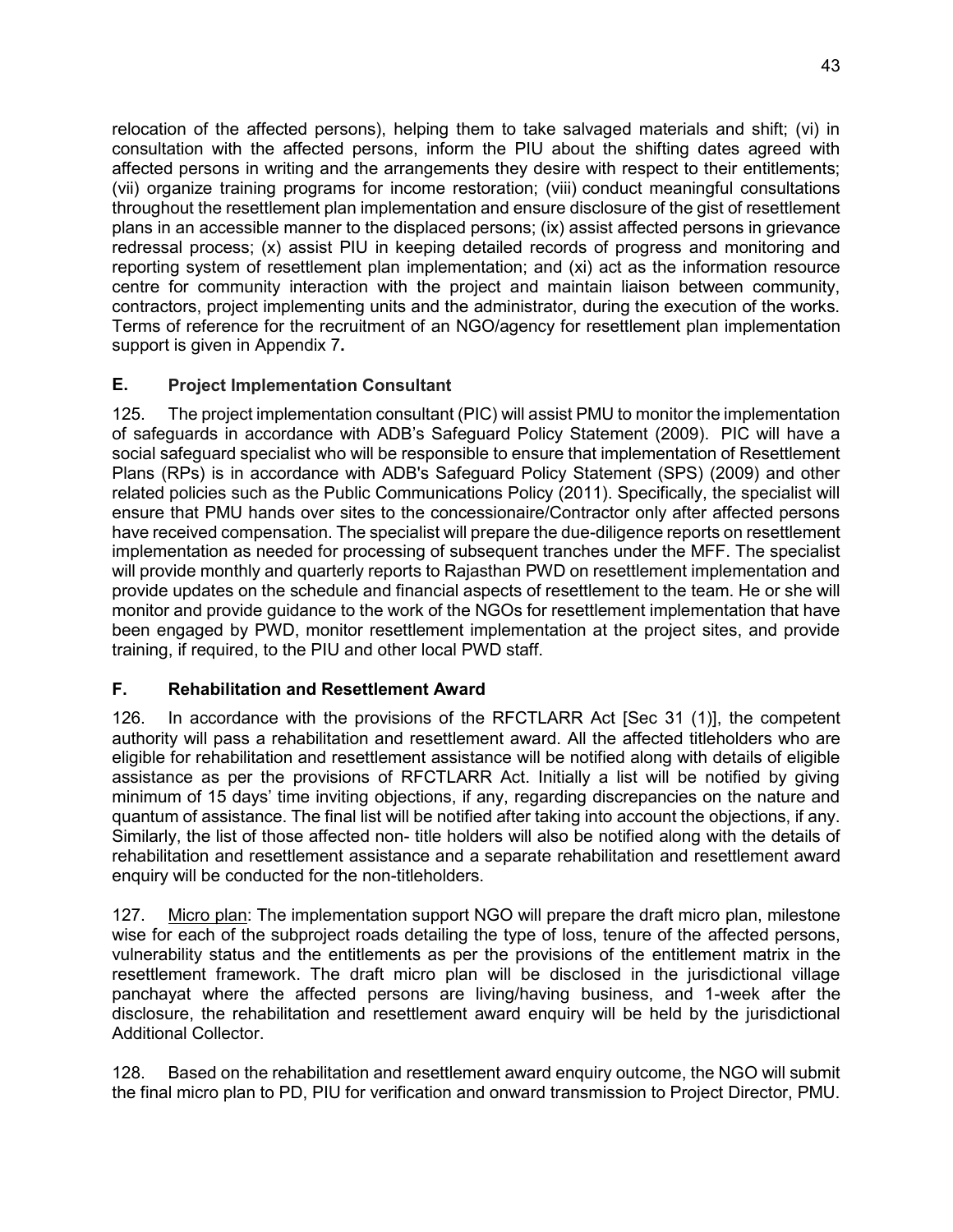relocation of the affected persons), helping them to take salvaged materials and shift; (vi) in consultation with the affected persons, inform the PIU about the shifting dates agreed with affected persons in writing and the arrangements they desire with respect to their entitlements; (vii) organize training programs for income restoration; (viii) conduct meaningful consultations throughout the resettlement plan implementation and ensure disclosure of the gist of resettlement plans in an accessible manner to the displaced persons; (ix) assist affected persons in grievance redressal process; (x) assist PIU in keeping detailed records of progress and monitoring and reporting system of resettlement plan implementation; and (xi) act as the information resource centre for community interaction with the project and maintain liaison between community, contractors, project implementing units and the administrator, during the execution of the works. Terms of reference for the recruitment of an NGO/agency for resettlement plan implementation support is given in Appendix 7**.**

## E. Project Implementation Consultant

125. The project implementation consultant (PIC) will assist PMU to monitor the implementation of safeguards in accordance with ADB's Safeguard Policy Statement (2009). PIC will have a social safeguard specialist who will be responsible to ensure that implementation of Resettlement Plans (RPs) is in accordance with ADB's Safeguard Policy Statement (SPS) (2009) and other related policies such as the Public Communications Policy (2011). Specifically, the specialist will ensure that PMU hands over sites to the concessionaire/Contractor only after affected persons have received compensation. The specialist will prepare the due-diligence reports on resettlement implementation as needed for processing of subsequent tranches under the MFF. The specialist will provide monthly and quarterly reports to Rajasthan PWD on resettlement implementation and provide updates on the schedule and financial aspects of resettlement to the team. He or she will monitor and provide guidance to the work of the NGOs for resettlement implementation that have been engaged by PWD, monitor resettlement implementation at the project sites, and provide training, if required, to the PIU and other local PWD staff.

## F. Rehabilitation and Resettlement Award

126. In accordance with the provisions of the RFCTLARR Act [Sec 31 (1)], the competent authority will pass a rehabilitation and resettlement award. All the affected titleholders who are eligible for rehabilitation and resettlement assistance will be notified along with details of eligible assistance as per the provisions of RFCTLARR Act. Initially a list will be notified by giving minimum of 15 days' time inviting objections, if any, regarding discrepancies on the nature and quantum of assistance. The final list will be notified after taking into account the objections, if any. Similarly, the list of those affected non- title holders will also be notified along with the details of rehabilitation and resettlement assistance and a separate rehabilitation and resettlement award enquiry will be conducted for the non-titleholders.

127. Micro plan: The implementation support NGO will prepare the draft micro plan, milestone wise for each of the subproject roads detailing the type of loss, tenure of the affected persons, vulnerability status and the entitlements as per the provisions of the entitlement matrix in the resettlement framework. The draft micro plan will be disclosed in the jurisdictional village panchayat where the affected persons are living/having business, and 1-week after the disclosure, the rehabilitation and resettlement award enquiry will be held by the jurisdictional Additional Collector.

128. Based on the rehabilitation and resettlement award enquiry outcome, the NGO will submit the final micro plan to PD, PIU for verification and onward transmission to Project Director, PMU.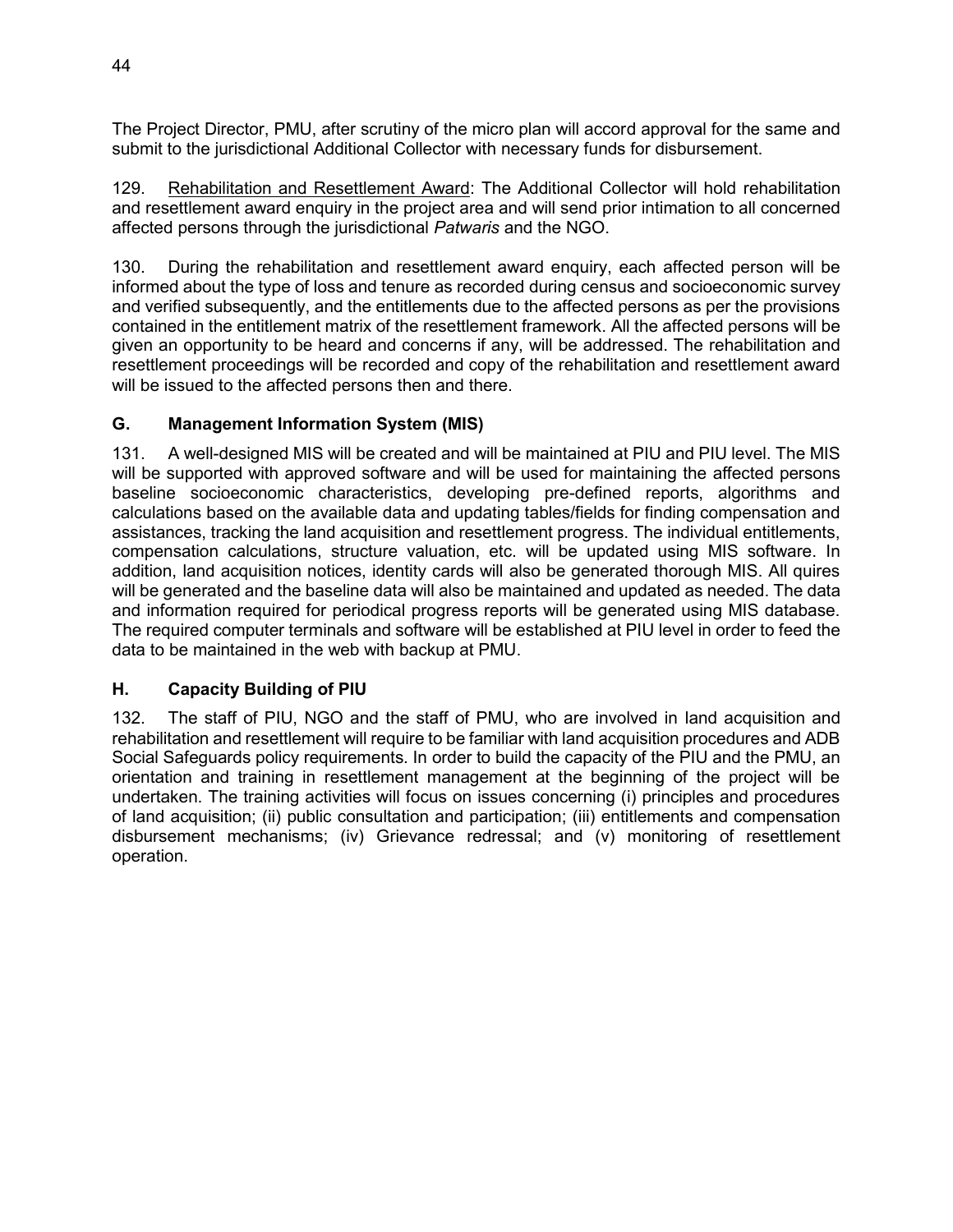The Project Director, PMU, after scrutiny of the micro plan will accord approval for the same and submit to the jurisdictional Additional Collector with necessary funds for disbursement.

129. Rehabilitation and Resettlement Award: The Additional Collector will hold rehabilitation and resettlement award enquiry in the project area and will send prior intimation to all concerned affected persons through the jurisdictional *Patwaris* and the NGO.

130. During the rehabilitation and resettlement award enquiry, each affected person will be informed about the type of loss and tenure as recorded during census and socioeconomic survey and verified subsequently, and the entitlements due to the affected persons as per the provisions contained in the entitlement matrix of the resettlement framework. All the affected persons will be given an opportunity to be heard and concerns if any, will be addressed. The rehabilitation and resettlement proceedings will be recorded and copy of the rehabilitation and resettlement award will be issued to the affected persons then and there.

## G. Management Information System (MIS)

131. A well-designed MIS will be created and will be maintained at PIU and PIU level. The MIS will be supported with approved software and will be used for maintaining the affected persons baseline socioeconomic characteristics, developing pre-defined reports, algorithms and calculations based on the available data and updating tables/fields for finding compensation and assistances, tracking the land acquisition and resettlement progress. The individual entitlements, compensation calculations, structure valuation, etc. will be updated using MIS software. In addition, land acquisition notices, identity cards will also be generated thorough MIS. All quires will be generated and the baseline data will also be maintained and updated as needed. The data and information required for periodical progress reports will be generated using MIS database. The required computer terminals and software will be established at PIU level in order to feed the data to be maintained in the web with backup at PMU.

## H. Capacity Building of PIU

132. The staff of PIU, NGO and the staff of PMU, who are involved in land acquisition and rehabilitation and resettlement will require to be familiar with land acquisition procedures and ADB Social Safeguards policy requirements. In order to build the capacity of the PIU and the PMU, an orientation and training in resettlement management at the beginning of the project will be undertaken. The training activities will focus on issues concerning (i) principles and procedures of land acquisition; (ii) public consultation and participation; (iii) entitlements and compensation disbursement mechanisms; (iv) Grievance redressal; and (v) monitoring of resettlement operation.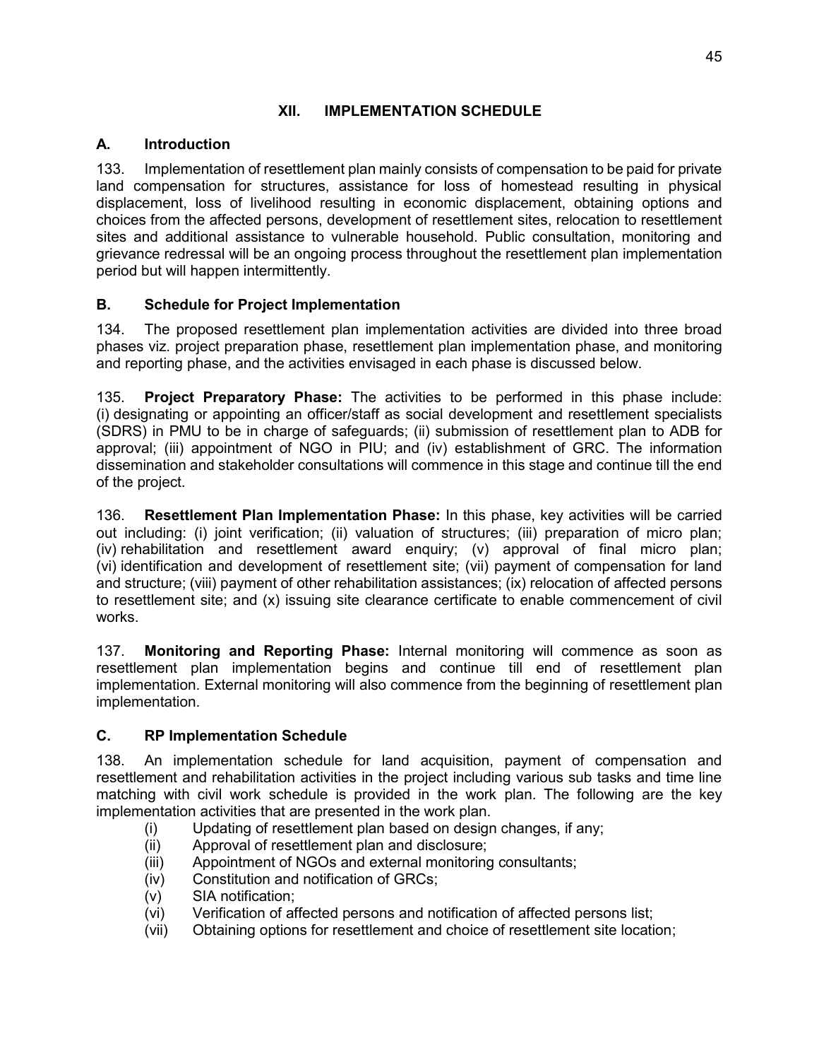# XII. IMPLEMENTATION SCHEDULE

## A. Introduction

133. Implementation of resettlement plan mainly consists of compensation to be paid for private land compensation for structures, assistance for loss of homestead resulting in physical displacement, loss of livelihood resulting in economic displacement, obtaining options and choices from the affected persons, development of resettlement sites, relocation to resettlement sites and additional assistance to vulnerable household. Public consultation, monitoring and grievance redressal will be an ongoing process throughout the resettlement plan implementation period but will happen intermittently.

## B. Schedule for Project Implementation

134. The proposed resettlement plan implementation activities are divided into three broad phases viz. project preparation phase, resettlement plan implementation phase, and monitoring and reporting phase, and the activities envisaged in each phase is discussed below.

135. **Project Preparatory Phase:** The activities to be performed in this phase include: (i) designating or appointing an officer/staff as social development and resettlement specialists (SDRS) in PMU to be in charge of safeguards; (ii) submission of resettlement plan to ADB for approval; (iii) appointment of NGO in PIU; and (iv) establishment of GRC. The information dissemination and stakeholder consultations will commence in this stage and continue till the end of the project.

136. **Resettlement Plan Implementation Phase:** In this phase, key activities will be carried out including: (i) joint verification; (ii) valuation of structures; (iii) preparation of micro plan; (iv) rehabilitation and resettlement award enquiry; (v) approval of final micro plan; (vi) identification and development of resettlement site; (vii) payment of compensation for land and structure; (viii) payment of other rehabilitation assistances; (ix) relocation of affected persons to resettlement site; and (x) issuing site clearance certificate to enable commencement of civil works.

137. **Monitoring and Reporting Phase:** Internal monitoring will commence as soon as resettlement plan implementation begins and continue till end of resettlement plan implementation. External monitoring will also commence from the beginning of resettlement plan implementation.

## C. RP Implementation Schedule

138. An implementation schedule for land acquisition, payment of compensation and resettlement and rehabilitation activities in the project including various sub tasks and time line matching with civil work schedule is provided in the work plan. The following are the key implementation activities that are presented in the work plan.

- (i) Updating of resettlement plan based on design changes, if any;
- (ii) Approval of resettlement plan and disclosure;
- (iii) Appointment of NGOs and external monitoring consultants;
- (iv) Constitution and notification of GRCs;
- (v) SIA notification;
- (vi) Verification of affected persons and notification of affected persons list;
- (vii) Obtaining options for resettlement and choice of resettlement site location;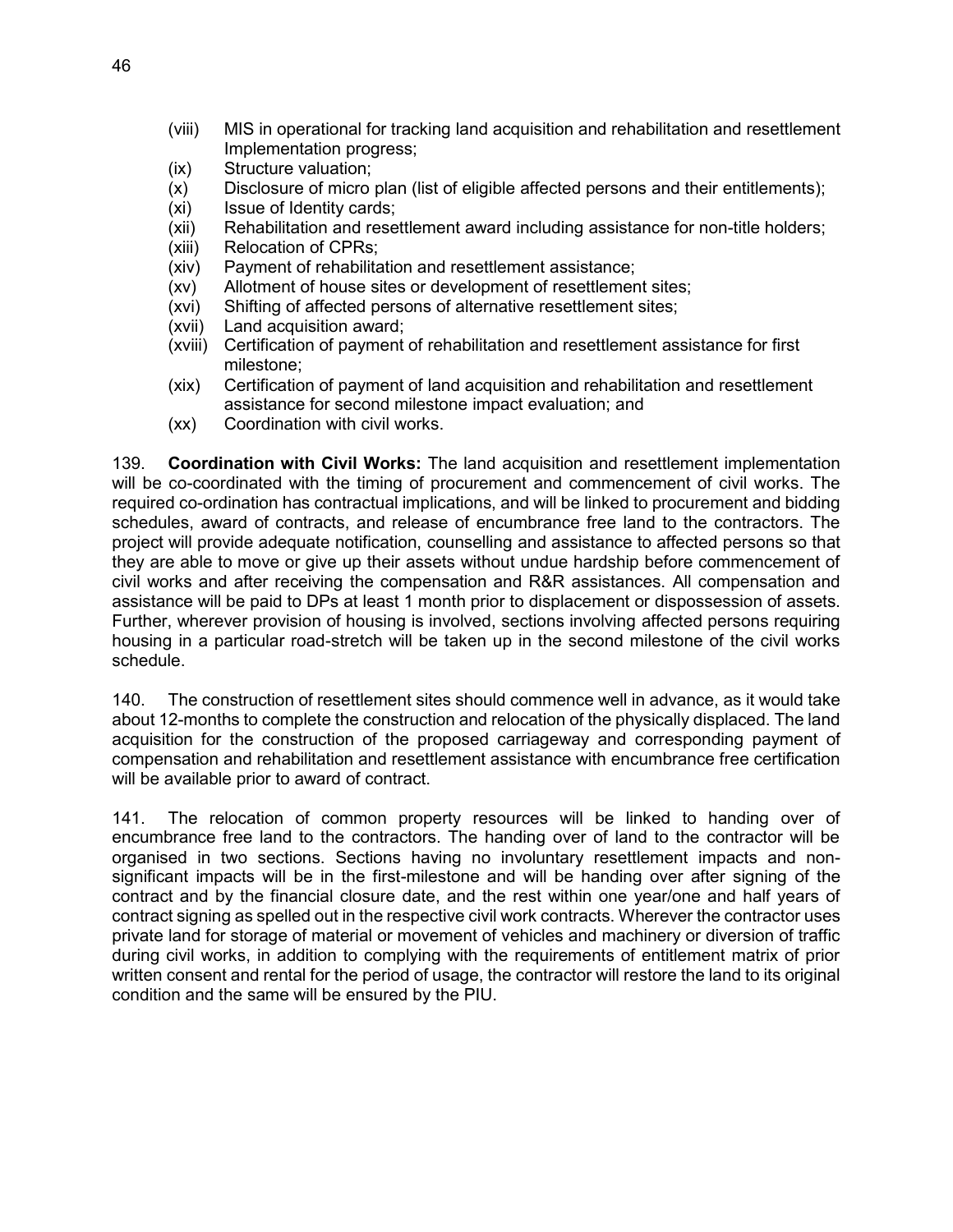(viii) MIS in operational for tracking land acquisition and rehabilitation and resettlement Implementation progress;
(ix) Structure valuation;
(x) Disclosure of micro plan (list of eligible affected persons and their entitlements);
(xi) Issue of Identity cards;
(xii) Rehabilitation and resettlement award including assistance for non-title holders;
(xiii) Relocation of CPRs;
(xiv) Payment of rehabilitation and resettlement assistance;
(xv) Allotment of house sites or development of resettlement sites;
(xvi) Shifting of affected persons of alternative resettlement sites;
(xvii) Land acquisition award;
(xviii) Certification of payment of rehabilitation and resettlement assistance for first milestone;
(xix) Certification of payment of land acquisition and rehabilitation and resettlement assistance for second milestone impact evaluation; and
(xx) Coordination with civil works.

139. **Coordination with Civil Works:** The land acquisition and resettlement implementation will be co-coordinated with the timing of procurement and commencement of civil works. The required co-ordination has contractual implications, and will be linked to procurement and bidding schedules, award of contracts, and release of encumbrance free land to the contractors. The project will provide adequate notification, counselling and assistance to affected persons so that they are able to move or give up their assets without undue hardship before commencement of civil works and after receiving the compensation and R&R assistances. All compensation and assistance will be paid to DPs at least 1 month prior to displacement or dispossession of assets. Further, wherever provision of housing is involved, sections involving affected persons requiring housing in a particular road-stretch will be taken up in the second milestone of the civil works schedule.

140. The construction of resettlement sites should commence well in advance, as it would take about 12-months to complete the construction and relocation of the physically displaced. The land acquisition for the construction of the proposed carriageway and corresponding payment of compensation and rehabilitation and resettlement assistance with encumbrance free certification will be available prior to award of contract.

141. The relocation of common property resources will be linked to handing over of encumbrance free land to the contractors. The handing over of land to the contractor will be organised in two sections. Sections having no involuntary resettlement impacts and non-significant impacts will be in the first-milestone and will be handing over after signing of the contract and by the financial closure date, and the rest within one year/one and half years of contract signing as spelled out in the respective civil work contracts. Wherever the contractor uses private land for storage of material or movement of vehicles and machinery or diversion of traffic during civil works, in addition to complying with the requirements of entitlement matrix of prior written consent and rental for the period of usage, the contractor will restore the land to its original condition and the same will be ensured by the PIU.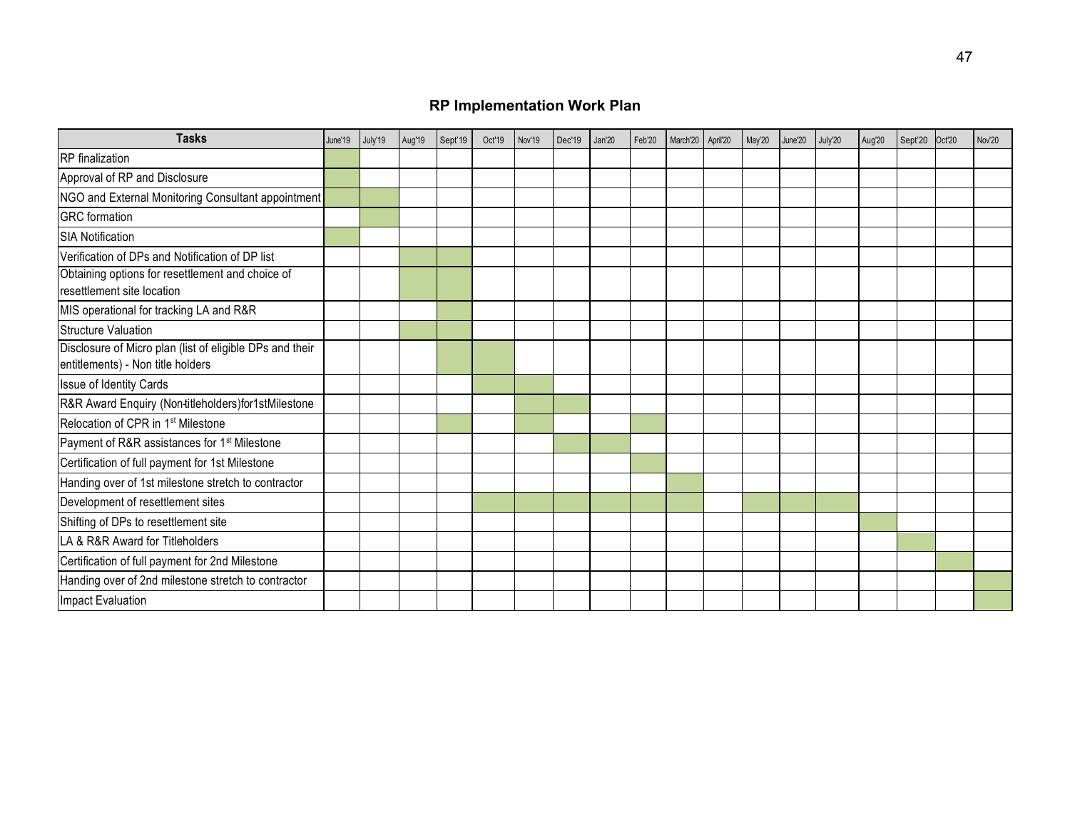## RP Implementation Work Plan

| Tasks | June'19 | July'19 | Aug'19 | Sept'19 | Oct'19 | Nov'19 | Dec'19 | Jan'20 | Feb'20 | March'20 | April'20 | May'20 | June'20 | July'20 | Aug'20 | Sept'20 | Oct'20 | Nov'20 |
|---|---|---|---|---|---|---|---|---|---|---|---|---|---|---|---|---|---|---|
| RP finalization | ■ | | | | | | | | | | | | | | | | | |
| Approval of RP and Disclosure | ■ | | | | | | | | | | | | | | | | | |
| NGO and External Monitoring Consultant appointment | ■ | ■ | | | | | | | | | | | | | | | | |
| GRC formation | | ■ | | | | | | | | | | | | | | | | |
| SIA Notification | ■ | | | | | | | | | | | | | | | | | |
| Verification of DPs and Notification of DP list | | | ■ | ■ | | | | | | | | | | | | | | |
| Obtaining options for resettlement and choice of resettlement site location | | | ■ | ■ | | | | | | | | | | | | | | |
| MIS operational for tracking LA and R&R | | | | ■ | | | | | | | | | | | | | | |
| Structure Valuation | | | ■ | ■ | | | | | | | | | | | | | | |
| Disclosure of Micro plan (list of eligible DPs and their entitlements) - Non title holders | | | | ■ | ■ | | | | | | | | | | | | | |
| Issue of Identity Cards | | | | | ■ | ■ | | | | | | | | | | | | |
| R&R Award Enquiry (Non-titleholders)for1stMilestone | | | | | | ■ | ■ | | | | | | | | | | | |
| Relocation of CPR in 1st Milestone | | | | ■ | | ■ | | | ■ | | | | | | | | | |
| Payment of R&R assistances for 1st Milestone | | | | | | | ■ | ■ | | | | | | | | | | |
| Certification of full payment for 1st Milestone | | | | | | | | | ■ | | | | | | | | | |
| Handing over of 1st milestone stretch to contractor | | | | | | | | | | ■ | | | | | | | | |
| Development of resettlement sites | | | | | ■ | ■ | ■ | ■ | ■ | ■ | | ■ | ■ | ■ | | | | |
| Shifting of DPs to resettlement site | | | | | | | | | | | | | | | ■ | | | |
| LA & R&R Award for Titleholders | | | | | | | | | | | | | | | | ■ | | |
| Certification of full payment for 2nd Milestone | | | | | | | | | | | | | | | | | ■ | |
| Handing over of 2nd milestone stretch to contractor | | | | | | | | | | | | | | | | | | ■ |
| Impact Evaluation | | | | | | | | | | | | | | | | | | ■ |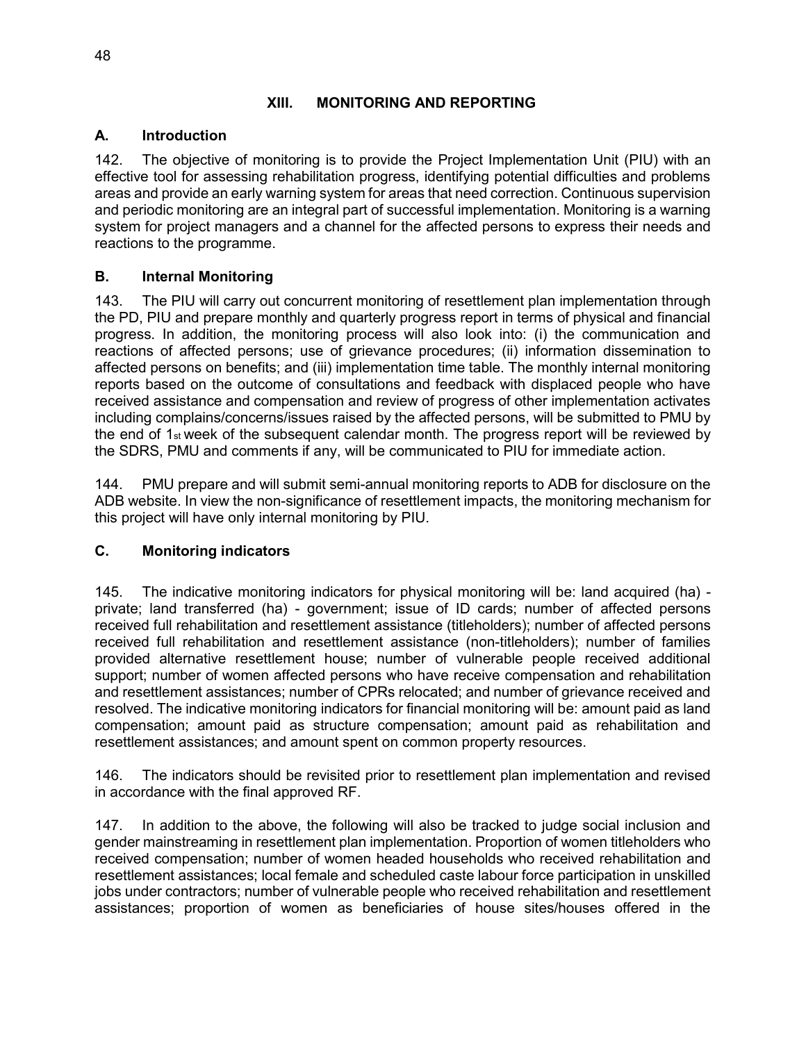# XIII. MONITORING AND REPORTING

## A. Introduction

142. The objective of monitoring is to provide the Project Implementation Unit (PIU) with an effective tool for assessing rehabilitation progress, identifying potential difficulties and problems areas and provide an early warning system for areas that need correction. Continuous supervision and periodic monitoring are an integral part of successful implementation. Monitoring is a warning system for project managers and a channel for the affected persons to express their needs and reactions to the programme.

## B. Internal Monitoring

143. The PIU will carry out concurrent monitoring of resettlement plan implementation through the PD, PIU and prepare monthly and quarterly progress report in terms of physical and financial progress. In addition, the monitoring process will also look into: (i) the communication and reactions of affected persons; use of grievance procedures; (ii) information dissemination to affected persons on benefits; and (iii) implementation time table. The monthly internal monitoring reports based on the outcome of consultations and feedback with displaced people who have received assistance and compensation and review of progress of other implementation activates including complains/concerns/issues raised by the affected persons, will be submitted to PMU by the end of 1st week of the subsequent calendar month. The progress report will be reviewed by the SDRS, PMU and comments if any, will be communicated to PIU for immediate action.

144. PMU prepare and will submit semi-annual monitoring reports to ADB for disclosure on the ADB website. In view the non-significance of resettlement impacts, the monitoring mechanism for this project will have only internal monitoring by PIU.

## C. Monitoring indicators

145. The indicative monitoring indicators for physical monitoring will be: land acquired (ha) - private; land transferred (ha) - government; issue of ID cards; number of affected persons received full rehabilitation and resettlement assistance (titleholders); number of affected persons received full rehabilitation and resettlement assistance (non-titleholders); number of families provided alternative resettlement house; number of vulnerable people received additional support; number of women affected persons who have receive compensation and rehabilitation and resettlement assistances; number of CPRs relocated; and number of grievance received and resolved. The indicative monitoring indicators for financial monitoring will be: amount paid as land compensation; amount paid as structure compensation; amount paid as rehabilitation and resettlement assistances; and amount spent on common property resources.

146. The indicators should be revisited prior to resettlement plan implementation and revised in accordance with the final approved RF.

147. In addition to the above, the following will also be tracked to judge social inclusion and gender mainstreaming in resettlement plan implementation. Proportion of women titleholders who received compensation; number of women headed households who received rehabilitation and resettlement assistances; local female and scheduled caste labour force participation in unskilled jobs under contractors; number of vulnerable people who received rehabilitation and resettlement assistances; proportion of women as beneficiaries of house sites/houses offered in the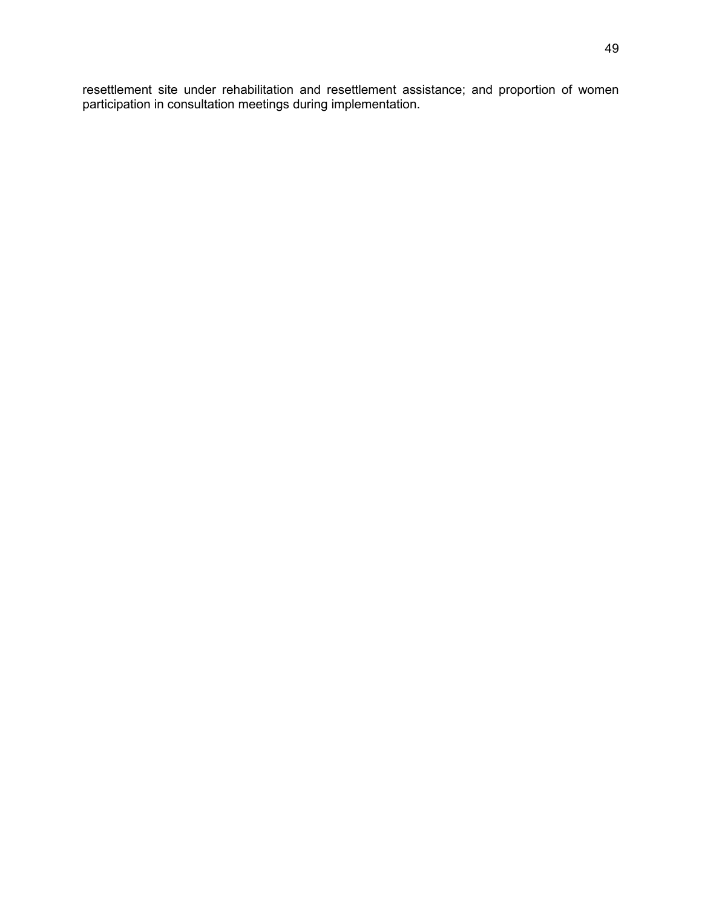resettlement site under rehabilitation and resettlement assistance; and proportion of women participation in consultation meetings during implementation.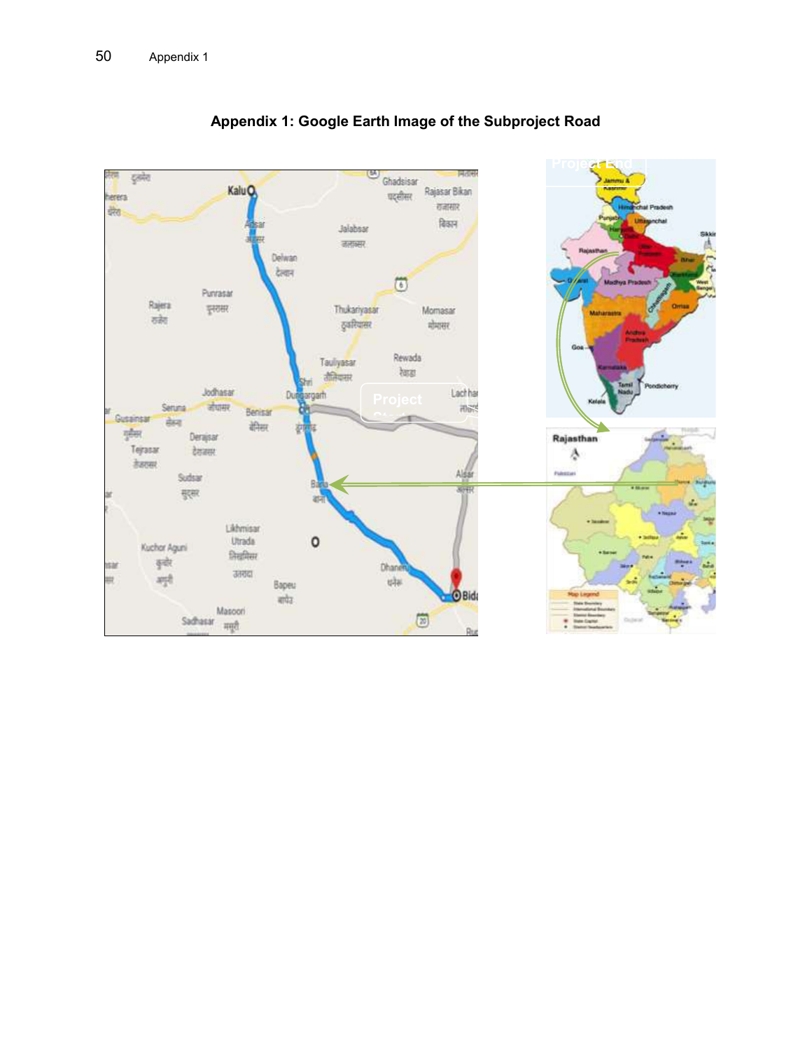# Appendix 1: Google Earth Image of the Subproject Road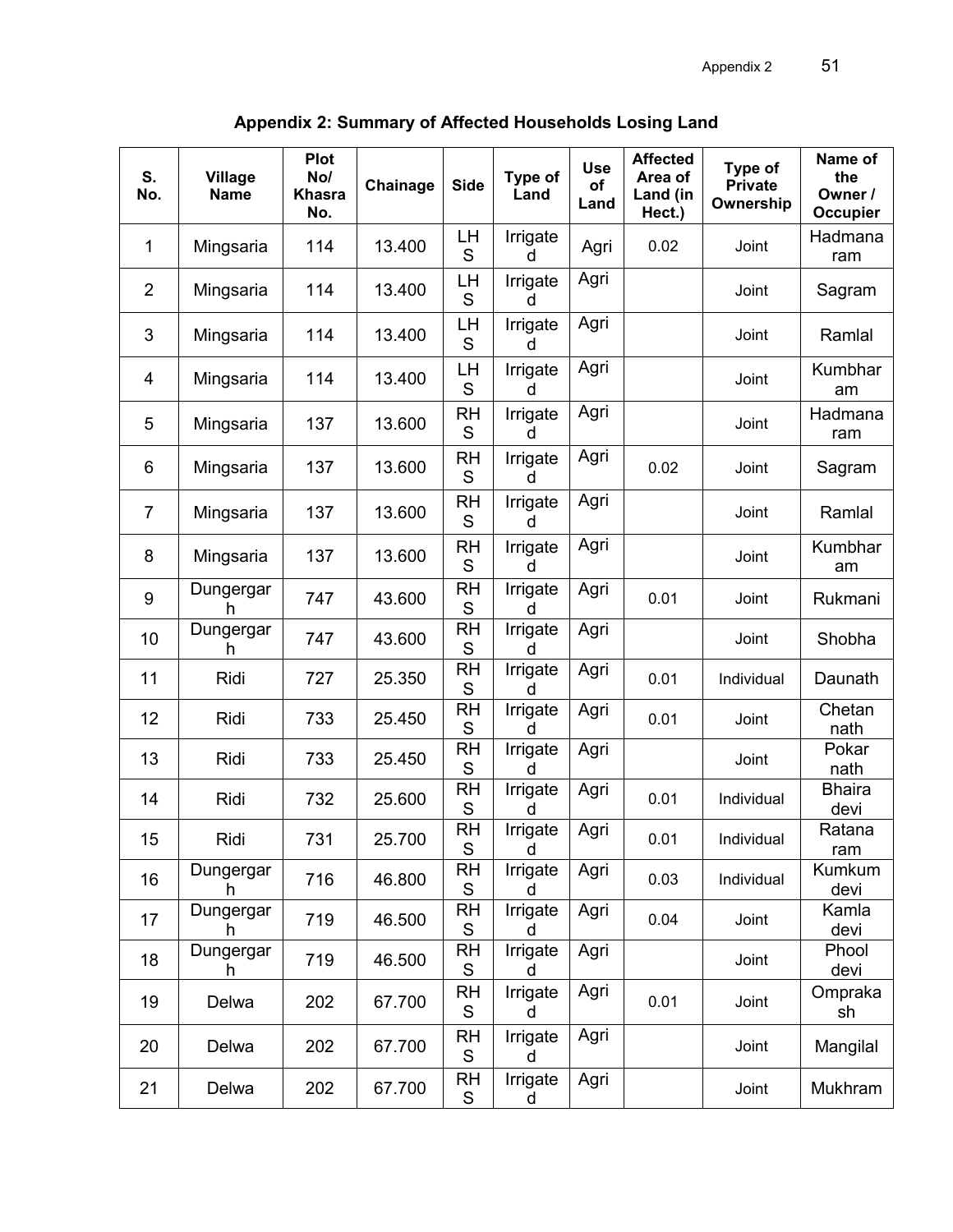## Appendix 2: Summary of Affected Households Losing Land

| S. No. | Village Name | Plot No/ Khasra No. | Chainage | Side | Type of Land | Use of Land | Affected Area of Land (in Hect.) | Type of Private Ownership | Name of the Owner / Occupier |
|---|---|---|---|---|---|---|---|---|---|
| 1 | Mingsaria | 114 | 13.400 | LHS | Irrigated | Agri | 0.02 | Joint | Hadmanaram |
| 2 | Mingsaria | 114 | 13.400 | LHS | Irrigated | Agri | | Joint | Sagram |
| 3 | Mingsaria | 114 | 13.400 | LHS | Irrigated | Agri | | Joint | Ramlal |
| 4 | Mingsaria | 114 | 13.400 | LHS | Irrigated | Agri | | Joint | Kumbharam |
| 5 | Mingsaria | 137 | 13.600 | RHS | Irrigated | Agri | | Joint | Hadmanaram |
| 6 | Mingsaria | 137 | 13.600 | RHS | Irrigated | Agri | 0.02 | Joint | Sagram |
| 7 | Mingsaria | 137 | 13.600 | RHS | Irrigated | Agri | | Joint | Ramlal |
| 8 | Mingsaria | 137 | 13.600 | RHS | Irrigated | Agri | | Joint | Kumbharam |
| 9 | Dungergarh | 747 | 43.600 | RHS | Irrigated | Agri | 0.01 | Joint | Rukmani |
| 10 | Dungergarh | 747 | 43.600 | RHS | Irrigated | Agri | | Joint | Shobha |
| 11 | Ridi | 727 | 25.350 | RHS | Irrigated | Agri | 0.01 | Individual | Daunath |
| 12 | Ridi | 733 | 25.450 | RHS | Irrigated | Agri | 0.01 | Joint | Chetan nath |
| 13 | Ridi | 733 | 25.450 | RHS | Irrigated | Agri | | Joint | Pokar nath |
| 14 | Ridi | 732 | 25.600 | RHS | Irrigated | Agri | 0.01 | Individual | Bhaira devi |
| 15 | Ridi | 731 | 25.700 | RHS | Irrigated | Agri | 0.01 | Individual | Ratana ram |
| 16 | Dungergarh | 716 | 46.800 | RHS | Irrigated | Agri | 0.03 | Individual | Kumkum devi |
| 17 | Dungergarh | 719 | 46.500 | RHS | Irrigated | Agri | 0.04 | Joint | Kamla devi |
| 18 | Dungergarh | 719 | 46.500 | RHS | Irrigated | Agri | | Joint | Phool devi |
| 19 | Delwa | 202 | 67.700 | RHS | Irrigated | Agri | 0.01 | Joint | Omprakash |
| 20 | Delwa | 202 | 67.700 | RHS | Irrigated | Agri | | Joint | Mangilal |
| 21 | Delwa | 202 | 67.700 | RHS | Irrigated | Agri | | Joint | Mukhram |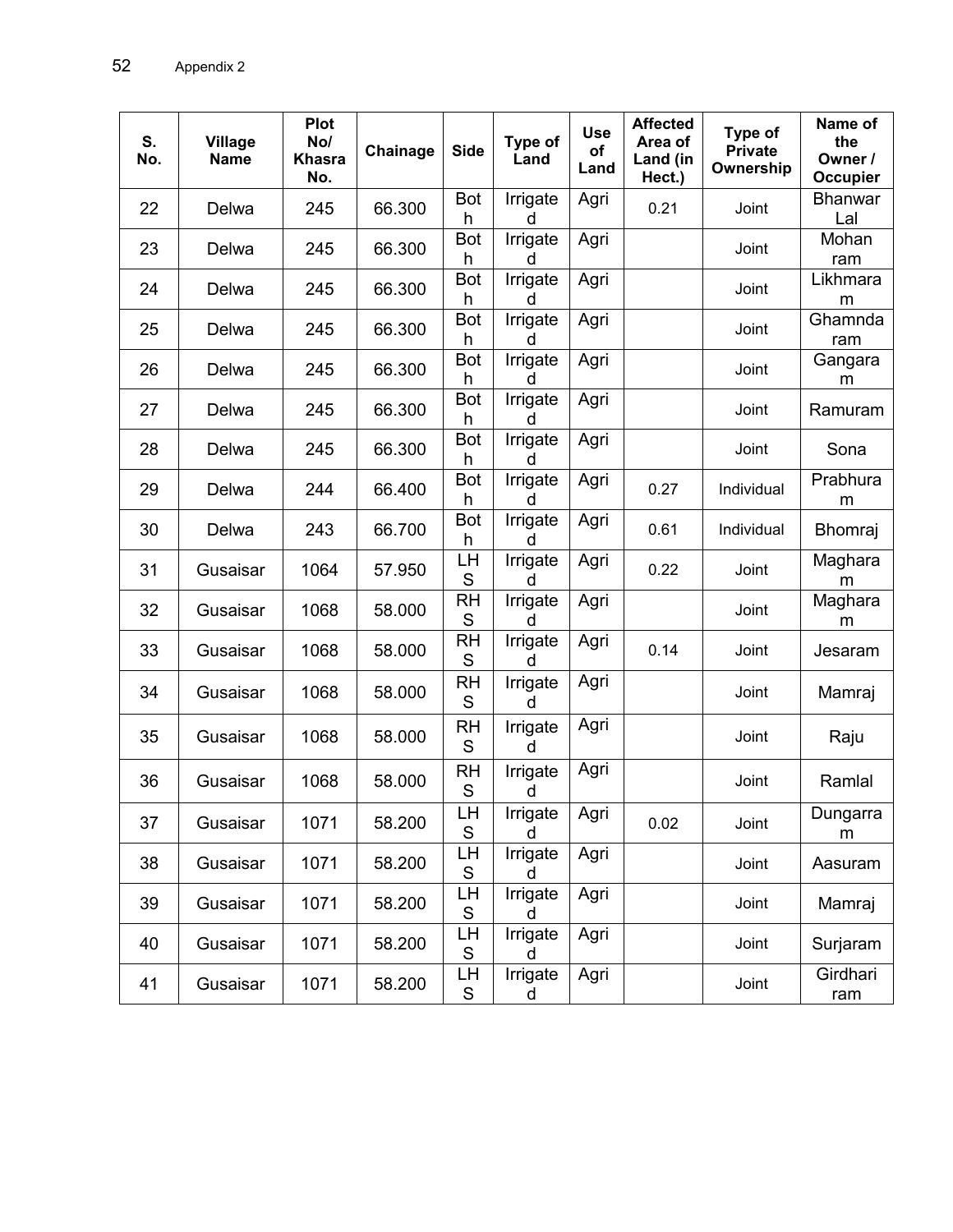| S. No. | Village Name | Plot No/ Khasra No. | Chainage | Side | Type of Land | Use of Land | Affected Area of Land (in Hect.) | Type of Private Ownership | Name of the Owner / Occupier |
|---|---|---|---|---|---|---|---|---|---|
| 22 | Delwa | 245 | 66.300 | Both | Irrigated | Agri | 0.21 | Joint | Bhanwar Lal |
| 23 | Delwa | 245 | 66.300 | Both | Irrigated | Agri | | Joint | Mohan ram |
| 24 | Delwa | 245 | 66.300 | Both | Irrigated | Agri | | Joint | Likhmaram |
| 25 | Delwa | 245 | 66.300 | Both | Irrigated | Agri | | Joint | Ghamndaram |
| 26 | Delwa | 245 | 66.300 | Both | Irrigated | Agri | | Joint | Gangaram |
| 27 | Delwa | 245 | 66.300 | Both | Irrigated | Agri | | Joint | Ramuram |
| 28 | Delwa | 245 | 66.300 | Both | Irrigated | Agri | | Joint | Sona |
| 29 | Delwa | 244 | 66.400 | Both | Irrigated | Agri | 0.27 | Individual | Prabhuram |
| 30 | Delwa | 243 | 66.700 | Both | Irrigated | Agri | 0.61 | Individual | Bhomraj |
| 31 | Gusaisar | 1064 | 57.950 | LHS | Irrigated | Agri | 0.22 | Joint | Magharam |
| 32 | Gusaisar | 1068 | 58.000 | RHS | Irrigated | Agri | | Joint | Magharam |
| 33 | Gusaisar | 1068 | 58.000 | RHS | Irrigated | Agri | 0.14 | Joint | Jesaram |
| 34 | Gusaisar | 1068 | 58.000 | RHS | Irrigated | Agri | | Joint | Mamraj |
| 35 | Gusaisar | 1068 | 58.000 | RHS | Irrigated | Agri | | Joint | Raju |
| 36 | Gusaisar | 1068 | 58.000 | RHS | Irrigated | Agri | | Joint | Ramlal |
| 37 | Gusaisar | 1071 | 58.200 | LHS | Irrigated | Agri | 0.02 | Joint | Dungarram |
| 38 | Gusaisar | 1071 | 58.200 | LHS | Irrigated | Agri | | Joint | Aasuram |
| 39 | Gusaisar | 1071 | 58.200 | LHS | Irrigated | Agri | | Joint | Mamraj |
| 40 | Gusaisar | 1071 | 58.200 | LHS | Irrigated | Agri | | Joint | Surjaram |
| 41 | Gusaisar | 1071 | 58.200 | LHS | Irrigated | Agri | | Joint | Girdhari ram |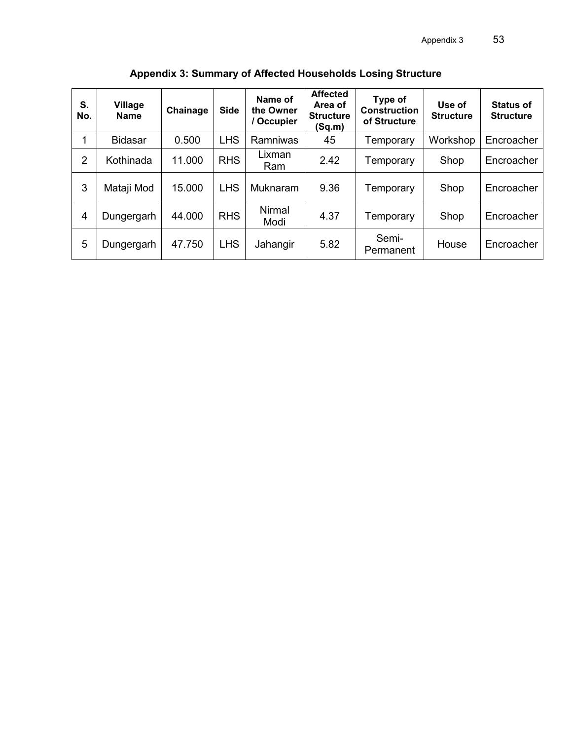## Appendix 3: Summary of Affected Households Losing Structure

| S. No. | Village Name | Chainage | Side | Name of the Owner / Occupier | Affected Area of Structure (Sq.m) | Type of Construction of Structure | Use of Structure | Status of Structure |
|---|---|---|---|---|---|---|---|---|
| 1 | Bidasar | 0.500 | LHS | Ramniwas | 45 | Temporary | Workshop | Encroacher |
| 2 | Kothinada | 11.000 | RHS | Lixman Ram | 2.42 | Temporary | Shop | Encroacher |
| 3 | Mataji Mod | 15.000 | LHS | Muknaram | 9.36 | Temporary | Shop | Encroacher |
| 4 | Dungergarh | 44.000 | RHS | Nirmal Modi | 4.37 | Temporary | Shop | Encroacher |
| 5 | Dungergarh | 47.750 | LHS | Jahangir | 5.82 | Semi-Permanent | House | Encroacher |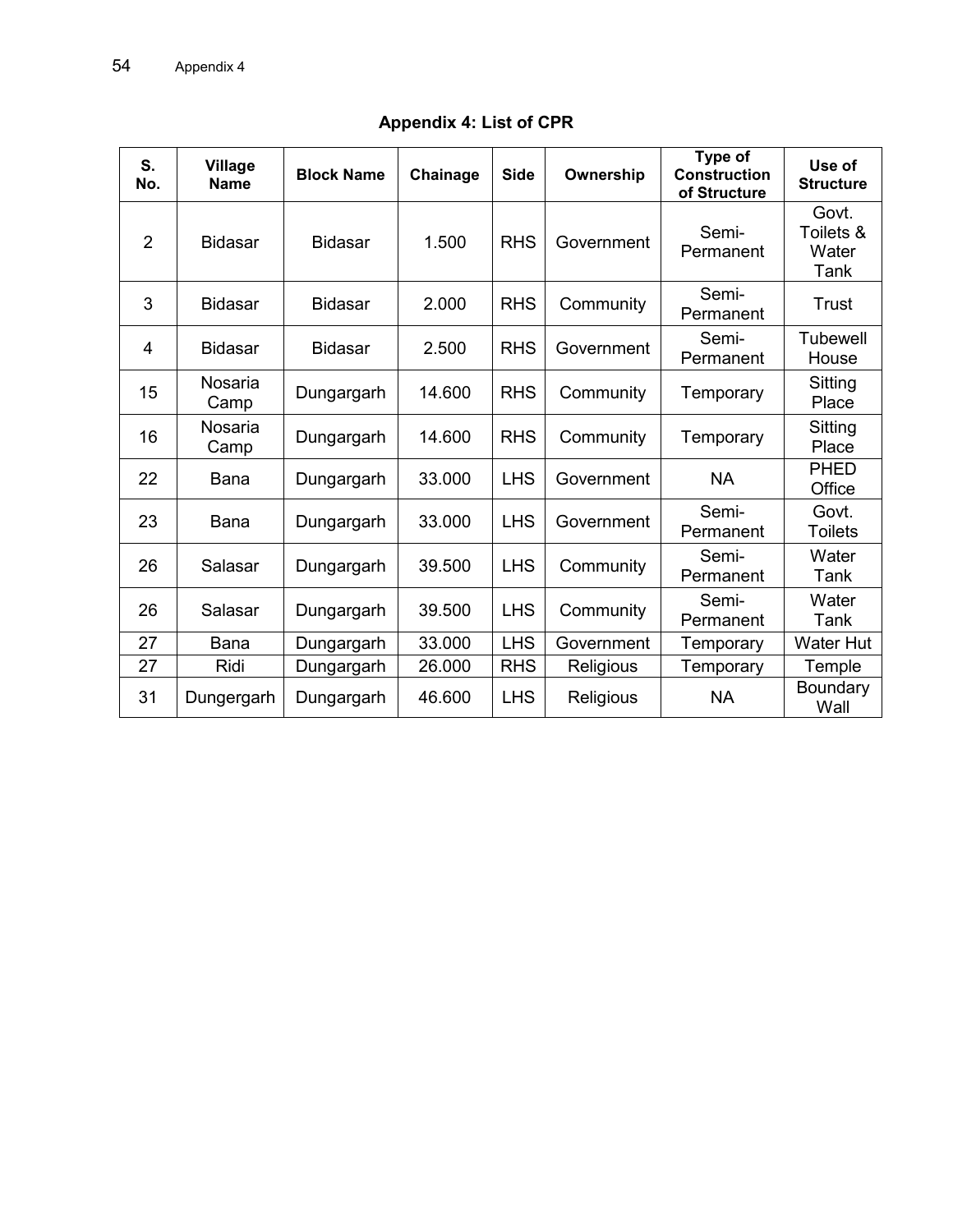## Appendix 4: List of CPR

| S. No. | Village Name | Block Name | Chainage | Side | Ownership | Type of Construction of Structure | Use of Structure |
|---|---|---|---|---|---|---|---|
| 2 | Bidasar | Bidasar | 1.500 | RHS | Government | Semi-Permanent | Govt. Toilets & Water Tank |
| 3 | Bidasar | Bidasar | 2.000 | RHS | Community | Semi-Permanent | Trust |
| 4 | Bidasar | Bidasar | 2.500 | RHS | Government | Semi-Permanent | Tubewell House |
| 15 | Nosaria Camp | Dungargarh | 14.600 | RHS | Community | Temporary | Sitting Place |
| 16 | Nosaria Camp | Dungargarh | 14.600 | RHS | Community | Temporary | Sitting Place |
| 22 | Bana | Dungargarh | 33.000 | LHS | Government | NA | PHED Office |
| 23 | Bana | Dungargarh | 33.000 | LHS | Government | Semi-Permanent | Govt. Toilets |
| 26 | Salasar | Dungargarh | 39.500 | LHS | Community | Semi-Permanent | Water Tank |
| 26 | Salasar | Dungargarh | 39.500 | LHS | Community | Semi-Permanent | Water Tank |
| 27 | Bana | Dungargarh | 33.000 | LHS | Government | Temporary | Water Hut |
| 27 | Ridi | Dungargarh | 26.000 | RHS | Religious | Temporary | Temple |
| 31 | Dungergarh | Dungargarh | 46.600 | LHS | Religious | NA | Boundary Wall |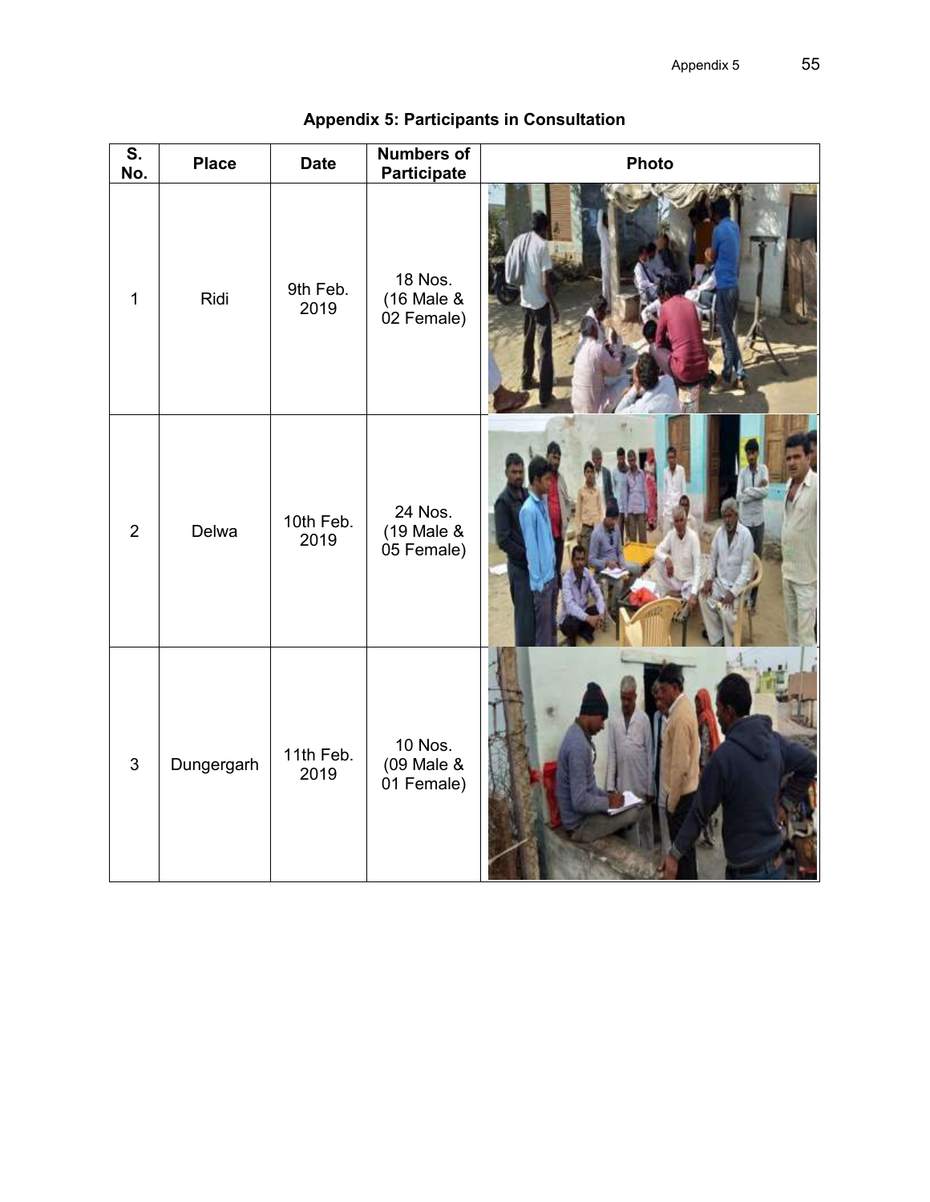## Appendix 5: Participants in Consultation

| S. No. | Place | Date | Numbers of Participate | Photo |
|---|---|---|---|---|
| 1 | Ridi | 9th Feb. 2019 | 18 Nos. (16 Male & 02 Female) | |
| 2 | Delwa | 10th Feb. 2019 | 24 Nos. (19 Male & 05 Female) | |
| 3 | Dungergarh | 11th Feb. 2019 | 10 Nos. (09 Male & 01 Female) | |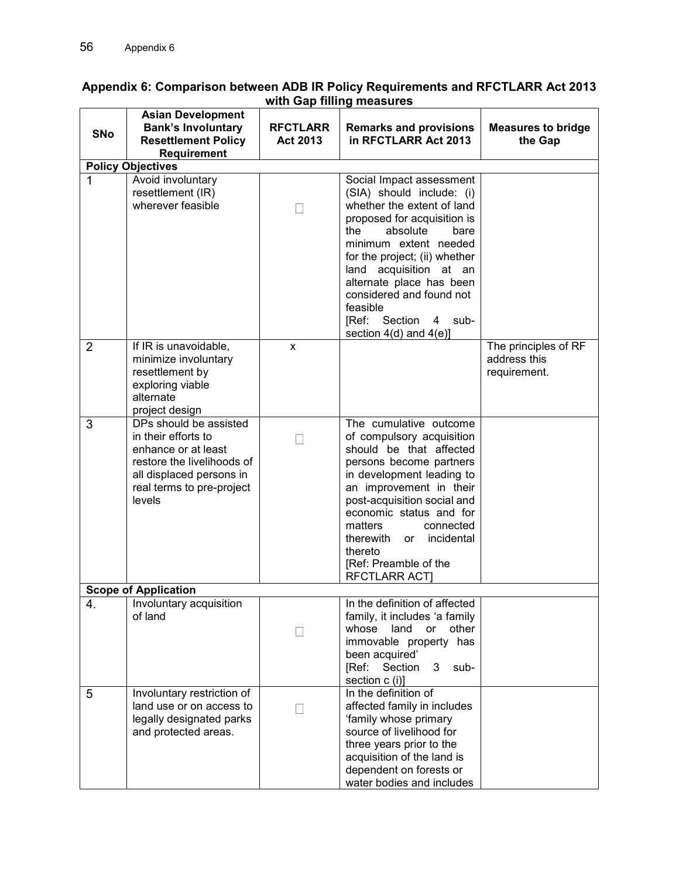# Appendix 6: Comparison between ADB IR Policy Requirements and RFCTLARR Act 2013 with Gap filling measures

| SNo | Asian Development Bank's Involuntary Resettlement Policy Requirement | RFCTLARR Act 2013 | Remarks and provisions in RFCTLARR Act 2013 | Measures to bridge the Gap |
|---|---|---|---|---|
| **Policy Objectives** | | | | |
| 1 | Avoid involuntary resettlement (IR) wherever feasible | ☐ | Social Impact assessment (SIA) should include: (i) whether the extent of land proposed for acquisition is the absolute bare minimum extent needed for the project; (ii) whether land acquisition at an alternate place has been considered and found not feasible [Ref: Section 4 sub-section 4(d) and 4(e)] | |
| 2 | If IR is unavoidable, minimize involuntary resettlement by exploring viable alternate project design | x | | The principles of RF address this requirement. |
| 3 | DPs should be assisted in their efforts to enhance or at least restore the livelihoods of all displaced persons in real terms to pre-project levels | ☐ | The cumulative outcome of compulsory acquisition should be that affected persons become partners in development leading to an improvement in their post-acquisition social and economic status and for matters connected therewith or incidental thereto [Ref: Preamble of the RFCTLARR ACT] | |
| **Scope of Application** | | | | |
| 4. | Involuntary acquisition of land | ☐ | In the definition of affected family, it includes 'a family whose land or other immovable property has been acquired' [Ref: Section 3 sub-section c (i)] | |
| 5 | Involuntary restriction of land use or on access to legally designated parks and protected areas. | ☐ | In the definition of affected family in includes 'family whose primary source of livelihood for three years prior to the acquisition of the land is dependent on forests or water bodies and includes | |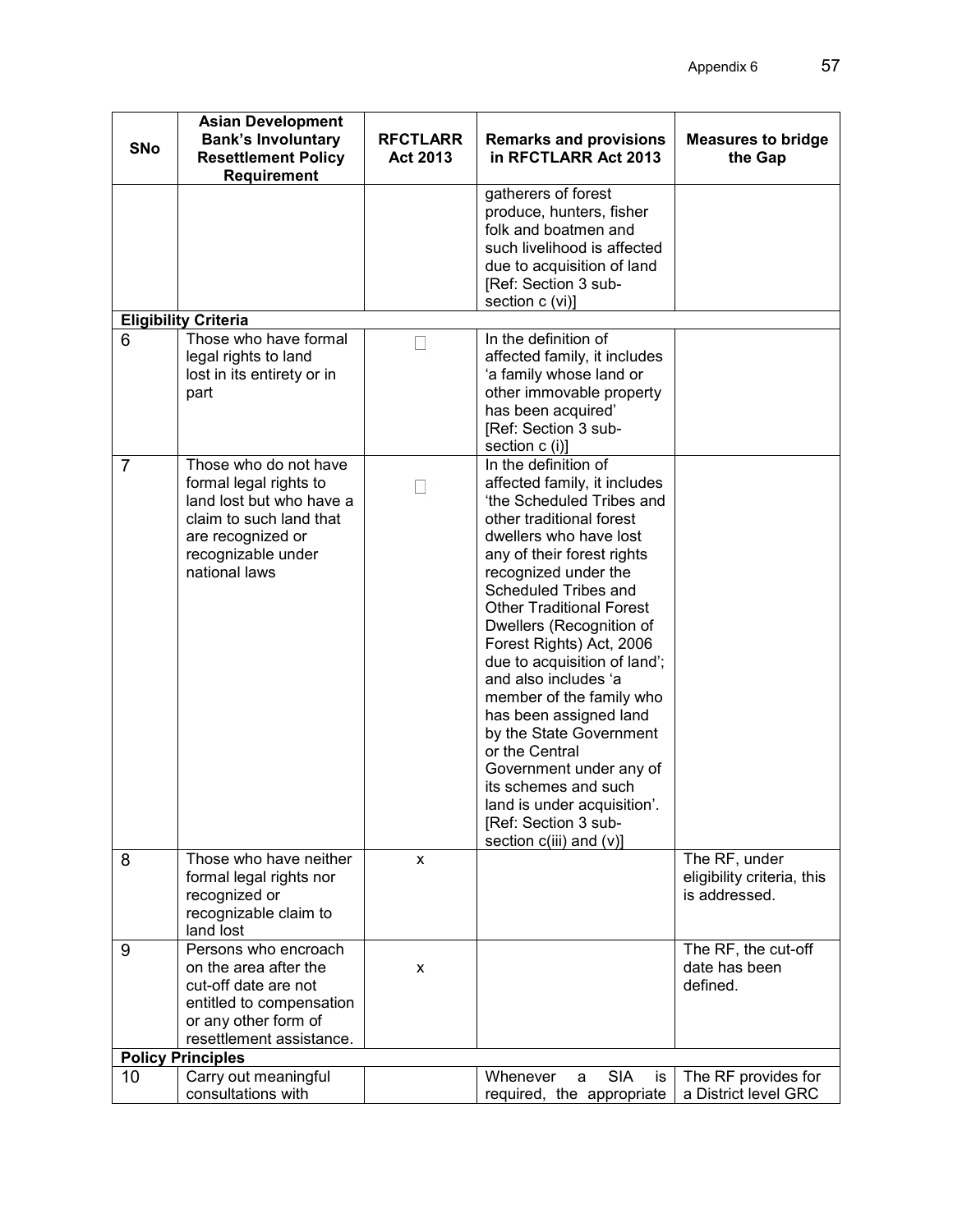| SNo | Asian Development Bank's Involuntary Resettlement Policy Requirement | RFCTLARR Act 2013 | Remarks and provisions in RFCTLARR Act 2013 | Measures to bridge the Gap |
|---|---|---|---|---|
| | | | gatherers of forest produce, hunters, fisher folk and boatmen and such livelihood is affected due to acquisition of land [Ref: Section 3 sub-section c (vi)] | |
| **Eligibility Criteria** | | | | |
| 6 | Those who have formal legal rights to land lost in its entirety or in part | ☐ | In the definition of affected family, it includes 'a family whose land or other immovable property has been acquired' [Ref: Section 3 sub-section c (i)] | |
| 7 | Those who do not have formal legal rights to land lost but who have a claim to such land that are recognized or recognizable under national laws | ☐ | In the definition of affected family, it includes 'the Scheduled Tribes and other traditional forest dwellers who have lost any of their forest rights recognized under the Scheduled Tribes and Other Traditional Forest Dwellers (Recognition of Forest Rights) Act, 2006 due to acquisition of land'; and also includes 'a member of the family who has been assigned land by the State Government or the Central Government under any of its schemes and such land is under acquisition'. [Ref: Section 3 sub-section c(iii) and (v)] | |
| 8 | Those who have neither formal legal rights nor recognized or recognizable claim to land lost | x | | The RF, under eligibility criteria, this is addressed. |
| 9 | Persons who encroach on the area after the cut-off date are not entitled to compensation or any other form of resettlement assistance. | x | | The RF, the cut-off date has been defined. |
| **Policy Principles** | | | | |
| 10 | Carry out meaningful consultations with | | Whenever a SIA is required, the appropriate | The RF provides for a District level GRC |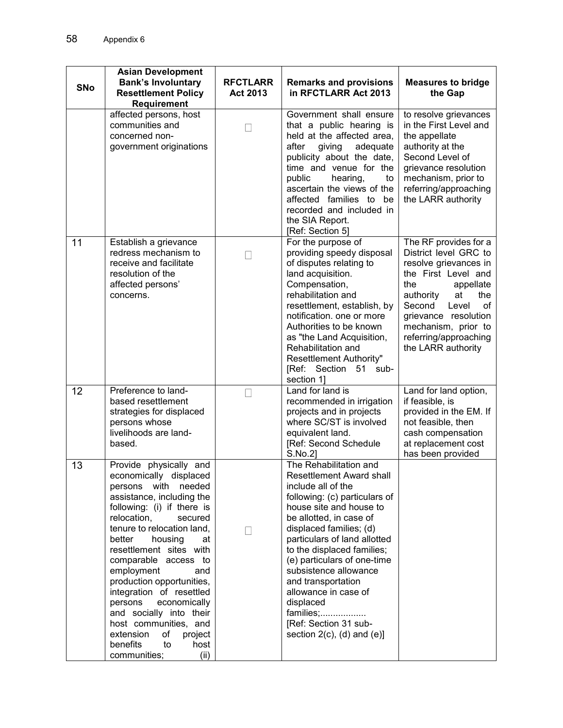| SNo | Asian Development Bank's Involuntary Resettlement Policy Requirement | RFCTLARR Act 2013 | Remarks and provisions in RFCTLARR Act 2013 | Measures to bridge the Gap |
|---|---|---|---|---|
| | affected persons, host communities and concerned non-government originations | ☐ | Government shall ensure that a public hearing is held at the affected area, after giving adequate publicity about the date, time and venue for the public hearing, to ascertain the views of the affected families to be recorded and included in the SIA Report. [Ref: Section 5] | to resolve grievances in the First Level and the appellate authority at the Second Level of grievance resolution mechanism, prior to referring/approaching the LARR authority |
| 11 | Establish a grievance redress mechanism to receive and facilitate resolution of the affected persons' concerns. | ☐ | For the purpose of providing speedy disposal of disputes relating to land acquisition. Compensation, rehabilitation and resettlement, establish, by notification. one or more Authorities to be known as "the Land Acquisition, Rehabilitation and Resettlement Authority" [Ref: Section 51 sub-section 1] | The RF provides for a District level GRC to resolve grievances in the First Level and the appellate authority at the Second Level of grievance resolution mechanism, prior to referring/approaching the LARR authority |
| 12 | Preference to land-based resettlement strategies for displaced persons whose livelihoods are land-based. | ☐ | Land for land is recommended in irrigation projects and in projects where SC/ST is involved equivalent land. [Ref: Second Schedule S.No.2] | Land for land option, if feasible, is provided in the EM. If not feasible, then cash compensation at replacement cost has been provided |
| 13 | Provide physically and economically displaced persons with needed assistance, including the following: (i) if there is relocation, secured tenure to relocation land, better housing at resettlement sites with comparable access to employment and production opportunities, integration of resettled persons economically and socially into their host communities, and extension of project benefits to host communities; (ii) | ☐ | The Rehabilitation and Resettlement Award shall include all of the following: (c) particulars of house site and house to be allotted, in case of displaced families; (d) particulars of land allotted to the displaced families; (e) particulars of one-time subsistence allowance and transportation allowance in case of displaced families;.................. [Ref: Section 31 sub-section 2(c), (d) and (e)] | |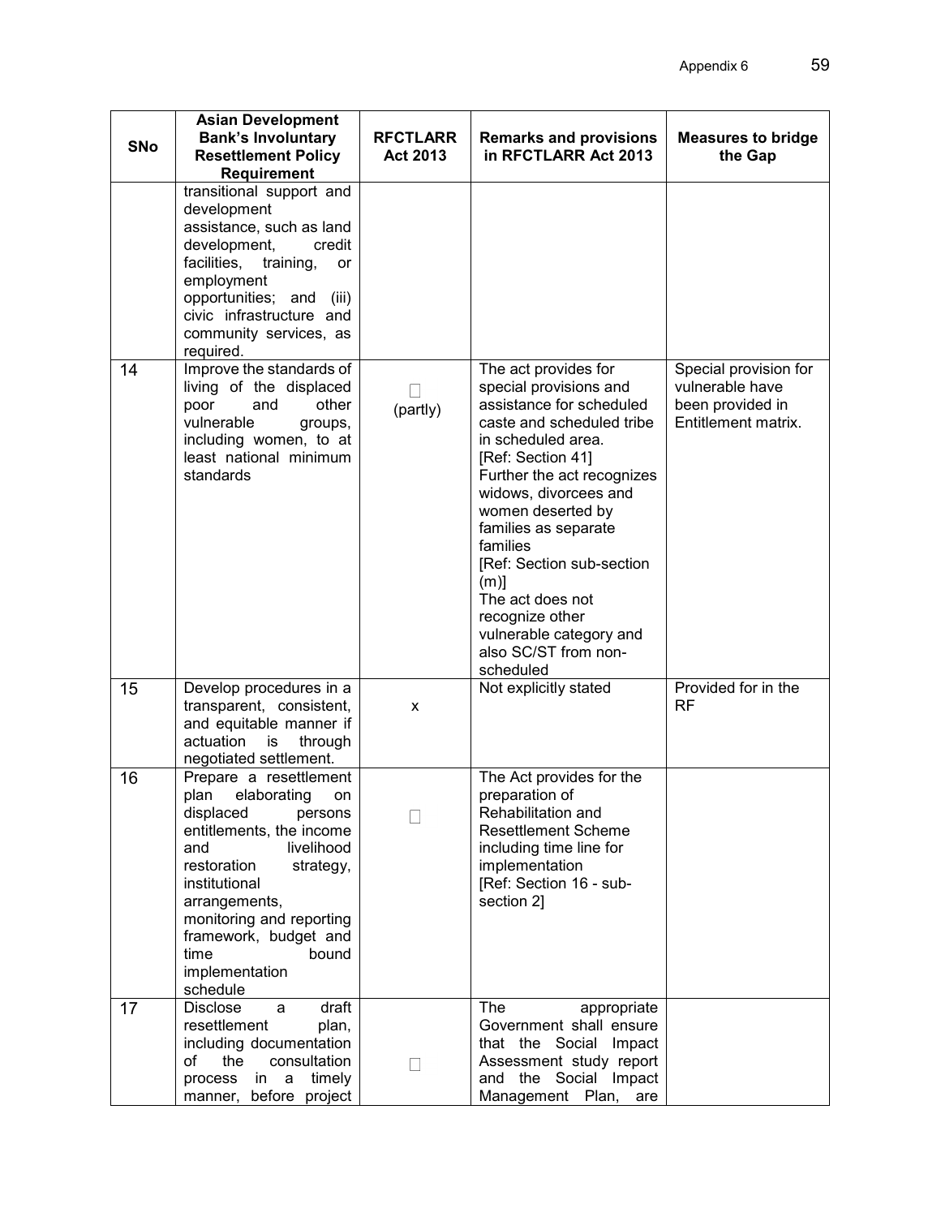| SNo | Asian Development Bank's Involuntary Resettlement Policy Requirement | RFCTLARR Act 2013 | Remarks and provisions in RFCTLARR Act 2013 | Measures to bridge the Gap |
|---|---|---|---|---|
| | transitional support and development assistance, such as land development, credit facilities, training, or employment opportunities; and (iii) civic infrastructure and community services, as required. | | | |
| 14 | Improve the standards of living of the displaced poor and other vulnerable groups, including women, to at least national minimum standards | ☐ (partly) | The act provides for special provisions and assistance for scheduled caste and scheduled tribe in scheduled area. [Ref: Section 41] Further the act recognizes widows, divorcees and women deserted by families as separate families [Ref: Section sub-section (m)] The act does not recognize other vulnerable category and also SC/ST from non-scheduled | Special provision for vulnerable have been provided in Entitlement matrix. |
| 15 | Develop procedures in a transparent, consistent, and equitable manner if actuation is through negotiated settlement. | x | Not explicitly stated | Provided for in the RF |
| 16 | Prepare a resettlement plan elaborating on displaced persons entitlements, the income and livelihood restoration strategy, institutional arrangements, monitoring and reporting framework, budget and time bound implementation schedule | ☐ | The Act provides for the preparation of Rehabilitation and Resettlement Scheme including time line for implementation [Ref: Section 16 - sub-section 2] | |
| 17 | Disclose a draft resettlement plan, including documentation of the consultation process in a timely manner, before project | ☐ | The appropriate Government shall ensure that the Social Impact Assessment study report and the Social Impact Management Plan, are | |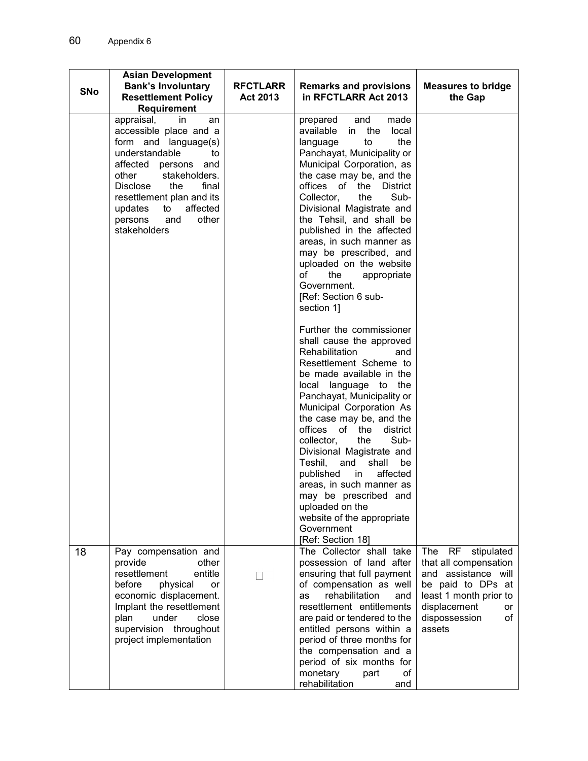| SNo | Asian Development Bank's Involuntary Resettlement Policy Requirement | RFCTLARR Act 2013 | Remarks and provisions in RFCTLARR Act 2013 | Measures to bridge the Gap |
|---|---|---|---|---|
| | appraisal, in an accessible place and a form and language(s) understandable to affected persons and other stakeholders. Disclose the final resettlement plan and its updates to affected persons and other stakeholders | | prepared and made available in the local language to the Panchayat, Municipality or Municipal Corporation, as the case may be, and the offices of the District Collector, the Sub-Divisional Magistrate and the Tehsil, and shall be published in the affected areas, in such manner as may be prescribed, and uploaded on the website of the appropriate Government. [Ref: Section 6 sub-section 1]<br><br>Further the commissioner shall cause the approved Rehabilitation and Resettlement Scheme to be made available in the local language to the Panchayat, Municipality or Municipal Corporation As the case may be, and the offices of the district collector, the Sub-Divisional Magistrate and Teshil, and shall be published in affected areas, in such manner as may be prescribed and uploaded on the website of the appropriate Government [Ref: Section 18] | |
| 18 | Pay compensation and provide other resettlement entitle before physical or economic displacement. Implant the resettlement plan under close supervision throughout project implementation | ☐ | The Collector shall take possession of land after ensuring that full payment of compensation as well as rehabilitation and resettlement entitlements are paid or tendered to the entitled persons within a period of three months for the compensation and a period of six months for monetary part of rehabilitation and | The RF stipulated that all compensation and assistance will be paid to DPs at least 1 month prior to displacement or dispossession of assets |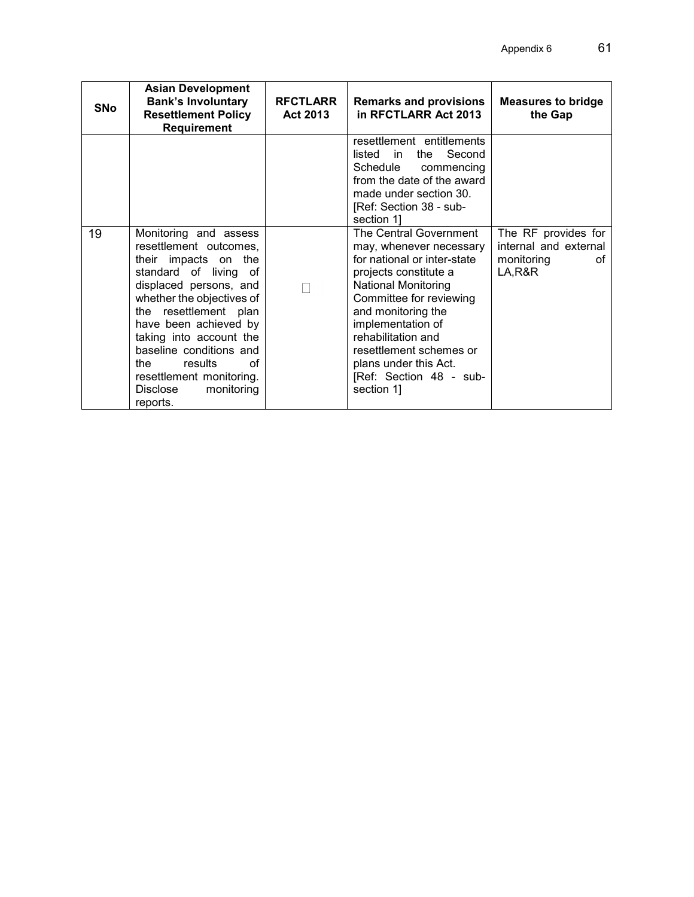| SNo | Asian Development Bank's Involuntary Resettlement Policy Requirement | RFCTLARR Act 2013 | Remarks and provisions in RFCTLARR Act 2013 | Measures to bridge the Gap |
|---|---|---|---|---|
| | | | resettlement entitlements listed in the Second Schedule commencing from the date of the award made under section 30. [Ref: Section 38 - sub-section 1] | |
| 19 | Monitoring and assess resettlement outcomes, their impacts on the standard of living of displaced persons, and whether the objectives of the resettlement plan have been achieved by taking into account the baseline conditions and the results of resettlement monitoring. Disclose monitoring reports. | □ | The Central Government may, whenever necessary for national or inter-state projects constitute a National Monitoring Committee for reviewing and monitoring the implementation of rehabilitation and resettlement schemes or plans under this Act. [Ref: Section 48 - sub-section 1] | The RF provides for internal and external monitoring of LA,R&R |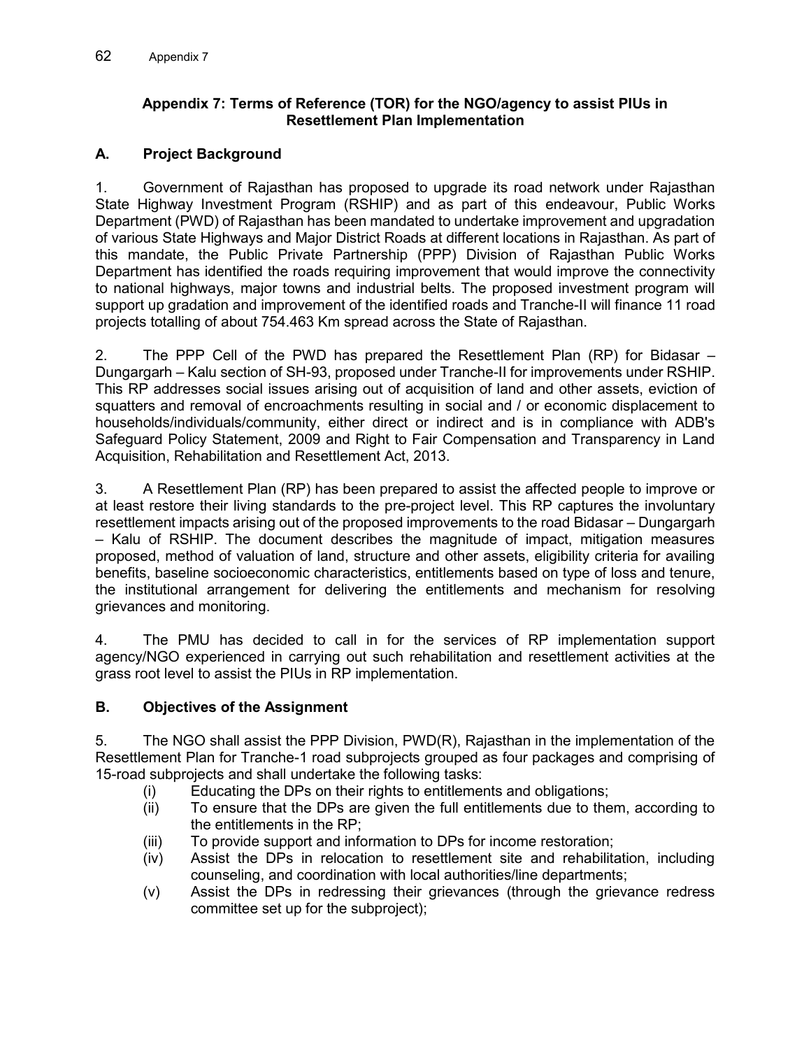## Appendix 7: Terms of Reference (TOR) for the NGO/agency to assist PIUs in Resettlement Plan Implementation

### A. Project Background

1. Government of Rajasthan has proposed to upgrade its road network under Rajasthan State Highway Investment Program (RSHIP) and as part of this endeavour, Public Works Department (PWD) of Rajasthan has been mandated to undertake improvement and upgradation of various State Highways and Major District Roads at different locations in Rajasthan. As part of this mandate, the Public Private Partnership (PPP) Division of Rajasthan Public Works Department has identified the roads requiring improvement that would improve the connectivity to national highways, major towns and industrial belts. The proposed investment program will support up gradation and improvement of the identified roads and Tranche-II will finance 11 road projects totalling of about 754.463 Km spread across the State of Rajasthan.

2. The PPP Cell of the PWD has prepared the Resettlement Plan (RP) for Bidasar – Dungargarh – Kalu section of SH-93, proposed under Tranche-II for improvements under RSHIP. This RP addresses social issues arising out of acquisition of land and other assets, eviction of squatters and removal of encroachments resulting in social and / or economic displacement to households/individuals/community, either direct or indirect and is in compliance with ADB's Safeguard Policy Statement, 2009 and Right to Fair Compensation and Transparency in Land Acquisition, Rehabilitation and Resettlement Act, 2013.

3. A Resettlement Plan (RP) has been prepared to assist the affected people to improve or at least restore their living standards to the pre-project level. This RP captures the involuntary resettlement impacts arising out of the proposed improvements to the road Bidasar – Dungargarh – Kalu of RSHIP. The document describes the magnitude of impact, mitigation measures proposed, method of valuation of land, structure and other assets, eligibility criteria for availing benefits, baseline socioeconomic characteristics, entitlements based on type of loss and tenure, the institutional arrangement for delivering the entitlements and mechanism for resolving grievances and monitoring.

4. The PMU has decided to call in for the services of RP implementation support agency/NGO experienced in carrying out such rehabilitation and resettlement activities at the grass root level to assist the PIUs in RP implementation.

### B. Objectives of the Assignment

5. The NGO shall assist the PPP Division, PWD(R), Rajasthan in the implementation of the Resettlement Plan for Tranche-1 road subprojects grouped as four packages and comprising of 15-road subprojects and shall undertake the following tasks:

(i) Educating the DPs on their rights to entitlements and obligations;
(ii) To ensure that the DPs are given the full entitlements due to them, according to the entitlements in the RP;
(iii) To provide support and information to DPs for income restoration;
(iv) Assist the DPs in relocation to resettlement site and rehabilitation, including counseling, and coordination with local authorities/line departments;
(v) Assist the DPs in redressing their grievances (through the grievance redress committee set up for the subproject);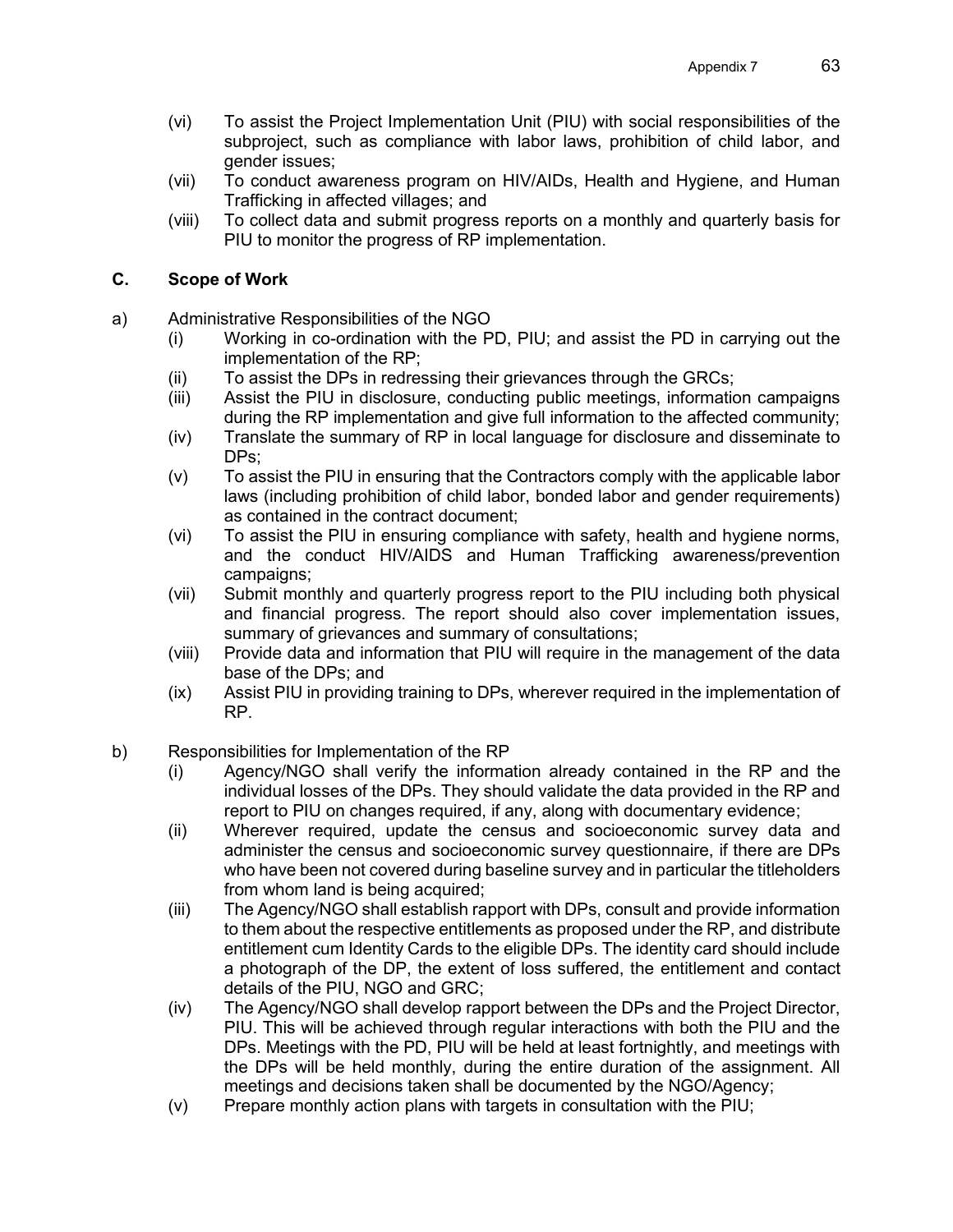(vi) To assist the Project Implementation Unit (PIU) with social responsibilities of the subproject, such as compliance with labor laws, prohibition of child labor, and gender issues;

(vii) To conduct awareness program on HIV/AIDs, Health and Hygiene, and Human Trafficking in affected villages; and

(viii) To collect data and submit progress reports on a monthly and quarterly basis for PIU to monitor the progress of RP implementation.

## C. Scope of Work

a) Administrative Responsibilities of the NGO

(i) Working in co-ordination with the PD, PIU; and assist the PD in carrying out the implementation of the RP;

(ii) To assist the DPs in redressing their grievances through the GRCs;

(iii) Assist the PIU in disclosure, conducting public meetings, information campaigns during the RP implementation and give full information to the affected community;

(iv) Translate the summary of RP in local language for disclosure and disseminate to DPs;

(v) To assist the PIU in ensuring that the Contractors comply with the applicable labor laws (including prohibition of child labor, bonded labor and gender requirements) as contained in the contract document;

(vi) To assist the PIU in ensuring compliance with safety, health and hygiene norms, and the conduct HIV/AIDS and Human Trafficking awareness/prevention campaigns;

(vii) Submit monthly and quarterly progress report to the PIU including both physical and financial progress. The report should also cover implementation issues, summary of grievances and summary of consultations;

(viii) Provide data and information that PIU will require in the management of the data base of the DPs; and

(ix) Assist PIU in providing training to DPs, wherever required in the implementation of RP.

b) Responsibilities for Implementation of the RP

(i) Agency/NGO shall verify the information already contained in the RP and the individual losses of the DPs. They should validate the data provided in the RP and report to PIU on changes required, if any, along with documentary evidence;

(ii) Wherever required, update the census and socioeconomic survey data and administer the census and socioeconomic survey questionnaire, if there are DPs who have been not covered during baseline survey and in particular the titleholders from whom land is being acquired;

(iii) The Agency/NGO shall establish rapport with DPs, consult and provide information to them about the respective entitlements as proposed under the RP, and distribute entitlement cum Identity Cards to the eligible DPs. The identity card should include a photograph of the DP, the extent of loss suffered, the entitlement and contact details of the PIU, NGO and GRC;

(iv) The Agency/NGO shall develop rapport between the DPs and the Project Director, PIU. This will be achieved through regular interactions with both the PIU and the DPs. Meetings with the PD, PIU will be held at least fortnightly, and meetings with the DPs will be held monthly, during the entire duration of the assignment. All meetings and decisions taken shall be documented by the NGO/Agency;

(v) Prepare monthly action plans with targets in consultation with the PIU;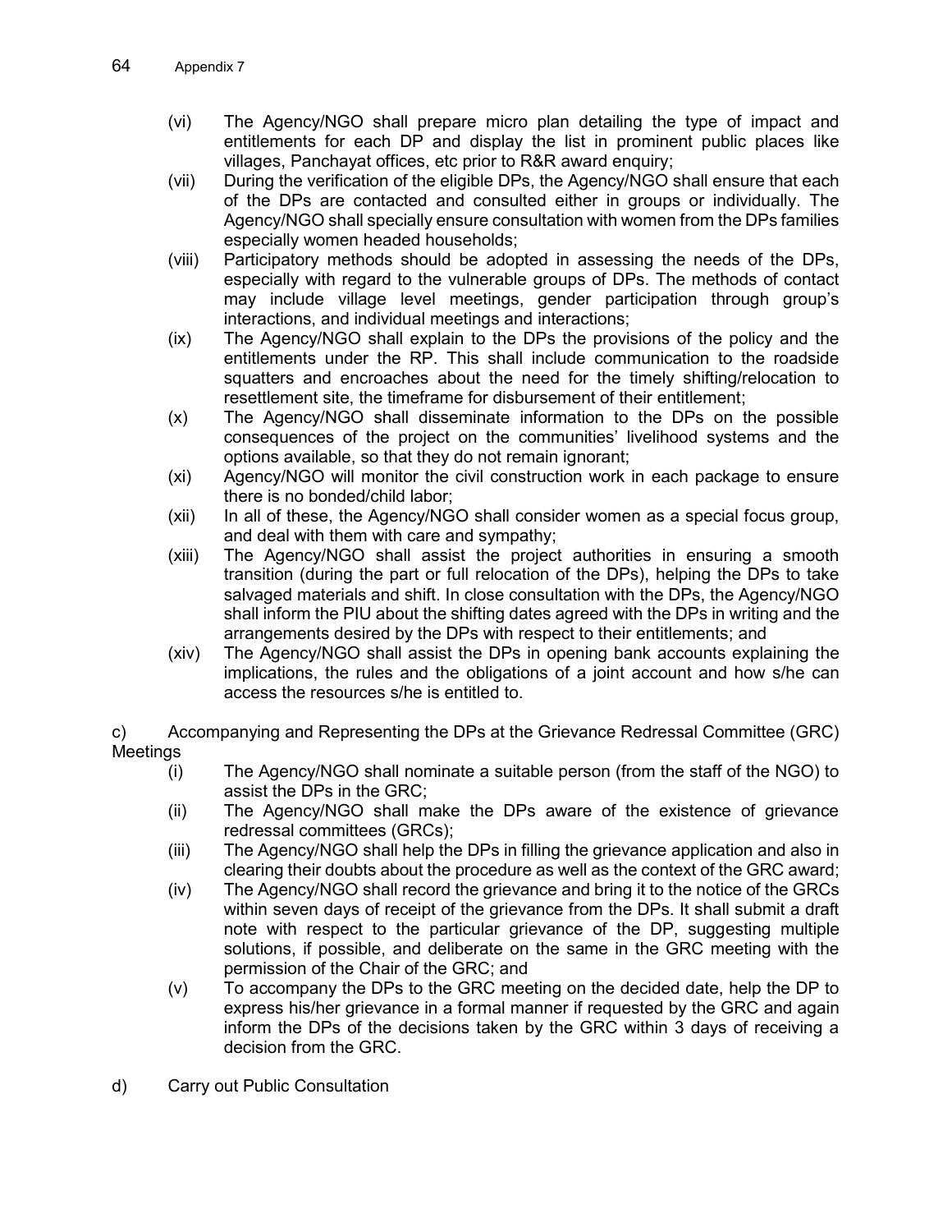(vi) The Agency/NGO shall prepare micro plan detailing the type of impact and entitlements for each DP and display the list in prominent public places like villages, Panchayat offices, etc prior to R&R award enquiry;

(vii) During the verification of the eligible DPs, the Agency/NGO shall ensure that each of the DPs are contacted and consulted either in groups or individually. The Agency/NGO shall specially ensure consultation with women from the DPs families especially women headed households;

(viii) Participatory methods should be adopted in assessing the needs of the DPs, especially with regard to the vulnerable groups of DPs. The methods of contact may include village level meetings, gender participation through group's interactions, and individual meetings and interactions;

(ix) The Agency/NGO shall explain to the DPs the provisions of the policy and the entitlements under the RP. This shall include communication to the roadside squatters and encroaches about the need for the timely shifting/relocation to resettlement site, the timeframe for disbursement of their entitlement;

(x) The Agency/NGO shall disseminate information to the DPs on the possible consequences of the project on the communities' livelihood systems and the options available, so that they do not remain ignorant;

(xi) Agency/NGO will monitor the civil construction work in each package to ensure there is no bonded/child labor;

(xii) In all of these, the Agency/NGO shall consider women as a special focus group, and deal with them with care and sympathy;

(xiii) The Agency/NGO shall assist the project authorities in ensuring a smooth transition (during the part or full relocation of the DPs), helping the DPs to take salvaged materials and shift. In close consultation with the DPs, the Agency/NGO shall inform the PIU about the shifting dates agreed with the DPs in writing and the arrangements desired by the DPs with respect to their entitlements; and

(xiv) The Agency/NGO shall assist the DPs in opening bank accounts explaining the implications, the rules and the obligations of a joint account and how s/he can access the resources s/he is entitled to.

c) Accompanying and Representing the DPs at the Grievance Redressal Committee (GRC) Meetings

(i) The Agency/NGO shall nominate a suitable person (from the staff of the NGO) to assist the DPs in the GRC;

(ii) The Agency/NGO shall make the DPs aware of the existence of grievance redressal committees (GRCs);

(iii) The Agency/NGO shall help the DPs in filling the grievance application and also in clearing their doubts about the procedure as well as the context of the GRC award;

(iv) The Agency/NGO shall record the grievance and bring it to the notice of the GRCs within seven days of receipt of the grievance from the DPs. It shall submit a draft note with respect to the particular grievance of the DP, suggesting multiple solutions, if possible, and deliberate on the same in the GRC meeting with the permission of the Chair of the GRC; and

(v) To accompany the DPs to the GRC meeting on the decided date, help the DP to express his/her grievance in a formal manner if requested by the GRC and again inform the DPs of the decisions taken by the GRC within 3 days of receiving a decision from the GRC.

d) Carry out Public Consultation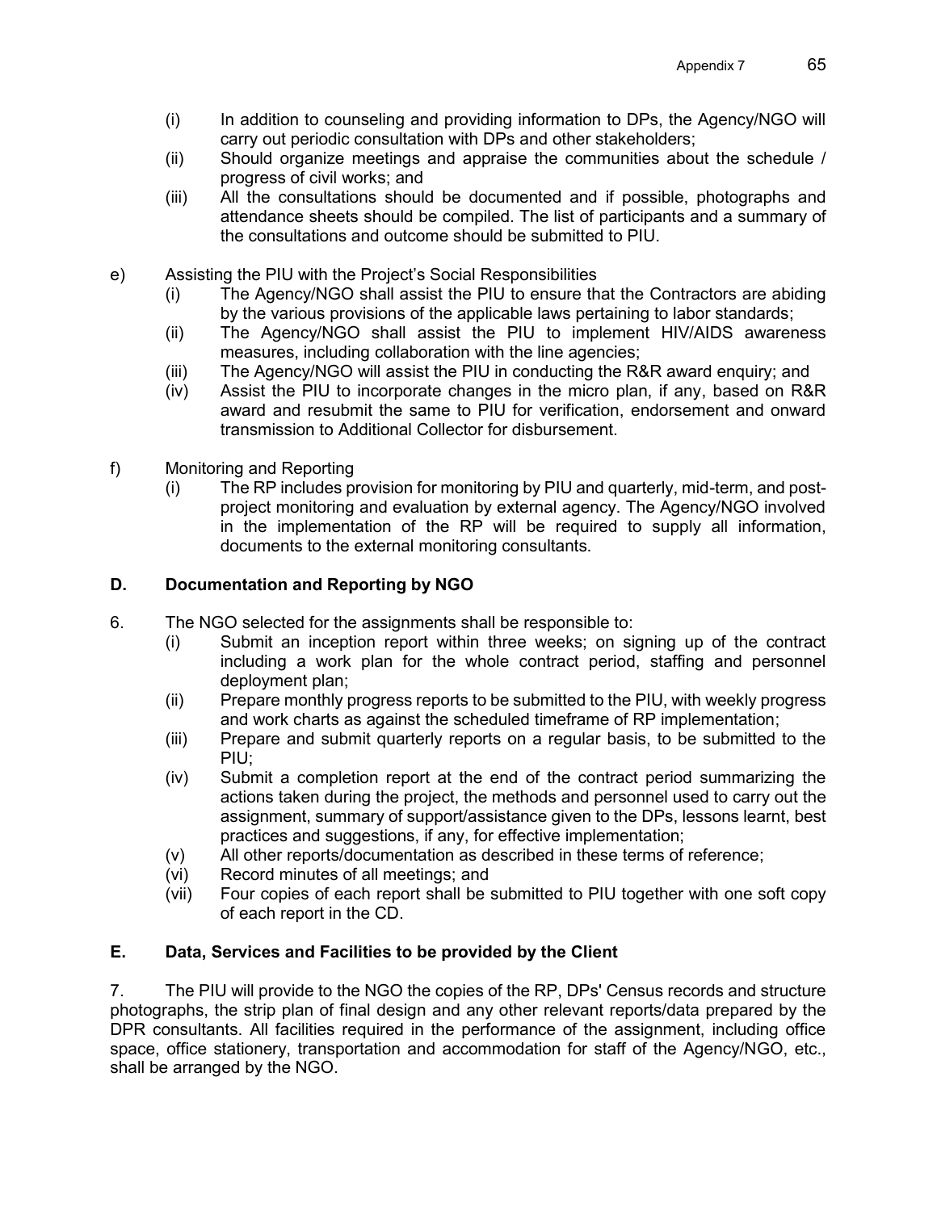(i) In addition to counseling and providing information to DPs, the Agency/NGO will carry out periodic consultation with DPs and other stakeholders;

(ii) Should organize meetings and appraise the communities about the schedule / progress of civil works; and

(iii) All the consultations should be documented and if possible, photographs and attendance sheets should be compiled. The list of participants and a summary of the consultations and outcome should be submitted to PIU.

e) Assisting the PIU with the Project's Social Responsibilities

(i) The Agency/NGO shall assist the PIU to ensure that the Contractors are abiding by the various provisions of the applicable laws pertaining to labor standards;

(ii) The Agency/NGO shall assist the PIU to implement HIV/AIDS awareness measures, including collaboration with the line agencies;

(iii) The Agency/NGO will assist the PIU in conducting the R&R award enquiry; and

(iv) Assist the PIU to incorporate changes in the micro plan, if any, based on R&R award and resubmit the same to PIU for verification, endorsement and onward transmission to Additional Collector for disbursement.

f) Monitoring and Reporting

(i) The RP includes provision for monitoring by PIU and quarterly, mid-term, and post-project monitoring and evaluation by external agency. The Agency/NGO involved in the implementation of the RP will be required to supply all information, documents to the external monitoring consultants.

## D. Documentation and Reporting by NGO

6. The NGO selected for the assignments shall be responsible to:

(i) Submit an inception report within three weeks; on signing up of the contract including a work plan for the whole contract period, staffing and personnel deployment plan;

(ii) Prepare monthly progress reports to be submitted to the PIU, with weekly progress and work charts as against the scheduled timeframe of RP implementation;

(iii) Prepare and submit quarterly reports on a regular basis, to be submitted to the PIU;

(iv) Submit a completion report at the end of the contract period summarizing the actions taken during the project, the methods and personnel used to carry out the assignment, summary of support/assistance given to the DPs, lessons learnt, best practices and suggestions, if any, for effective implementation;

(v) All other reports/documentation as described in these terms of reference;

(vi) Record minutes of all meetings; and

(vii) Four copies of each report shall be submitted to PIU together with one soft copy of each report in the CD.

## E. Data, Services and Facilities to be provided by the Client

7. The PIU will provide to the NGO the copies of the RP, DPs' Census records and structure photographs, the strip plan of final design and any other relevant reports/data prepared by the DPR consultants. All facilities required in the performance of the assignment, including office space, office stationery, transportation and accommodation for staff of the Agency/NGO, etc., shall be arranged by the NGO.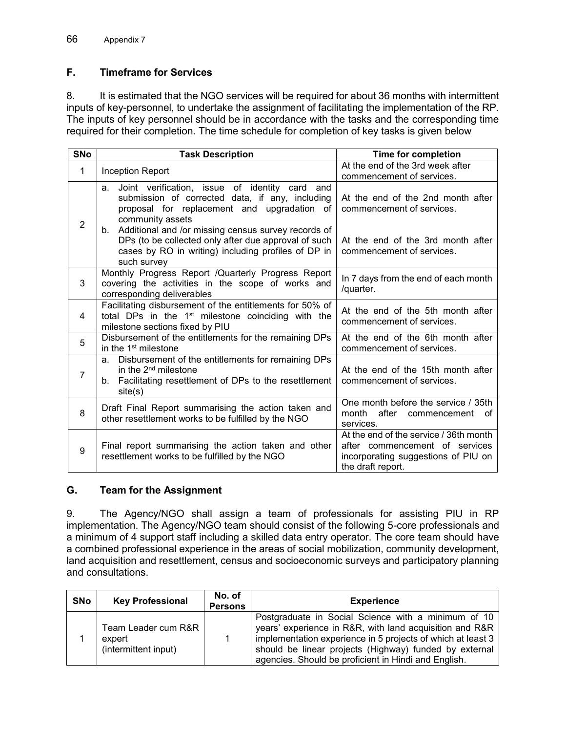### F. Timeframe for Services

8. It is estimated that the NGO services will be required for about 36 months with intermittent inputs of key-personnel, to undertake the assignment of facilitating the implementation of the RP. The inputs of key personnel should be in accordance with the tasks and the corresponding time required for their completion. The time schedule for completion of key tasks is given below

| SNo | Task Description | Time for completion |
|---|---|---|
| 1 | Inception Report | At the end of the 3rd week after commencement of services. |
| 2 | a. Joint verification, issue of identity card and submission of corrected data, if any, including proposal for replacement and upgradation of community assets<br>b. Additional and /or missing census survey records of DPs (to be collected only after due approval of such cases by RO in writing) including profiles of DP in such survey | At the end of the 2nd month after commencement of services.<br><br>At the end of the 3rd month after commencement of services. |
| 3 | Monthly Progress Report /Quarterly Progress Report covering the activities in the scope of works and corresponding deliverables | In 7 days from the end of each month /quarter. |
| 4 | Facilitating disbursement of the entitlements for 50% of total DPs in the 1st milestone coinciding with the milestone sections fixed by PIU | At the end of the 5th month after commencement of services. |
| 5 | Disbursement of the entitlements for the remaining DPs in the 1st milestone | At the end of the 6th month after commencement of services. |
| 7 | a. Disbursement of the entitlements for remaining DPs in the 2nd milestone<br>b. Facilitating resettlement of DPs to the resettlement site(s) | At the end of the 15th month after commencement of services. |
| 8 | Draft Final Report summarising the action taken and other resettlement works to be fulfilled by the NGO | One month before the service / 35th month after commencement of services. |
| 9 | Final report summarising the action taken and other resettlement works to be fulfilled by the NGO | At the end of the service / 36th month after commencement of services incorporating suggestions of PIU on the draft report. |

### G. Team for the Assignment

9. The Agency/NGO shall assign a team of professionals for assisting PIU in RP implementation. The Agency/NGO team should consist of the following 5-core professionals and a minimum of 4 support staff including a skilled data entry operator. The core team should have a combined professional experience in the areas of social mobilization, community development, land acquisition and resettlement, census and socioeconomic surveys and participatory planning and consultations.

| SNo | Key Professional | No. of Persons | Experience |
|---|---|---|---|
| 1 | Team Leader cum R&R expert (intermittent input) | 1 | Postgraduate in Social Science with a minimum of 10 years' experience in R&R, with land acquisition and R&R implementation experience in 5 projects of which at least 3 should be linear projects (Highway) funded by external agencies. Should be proficient in Hindi and English. |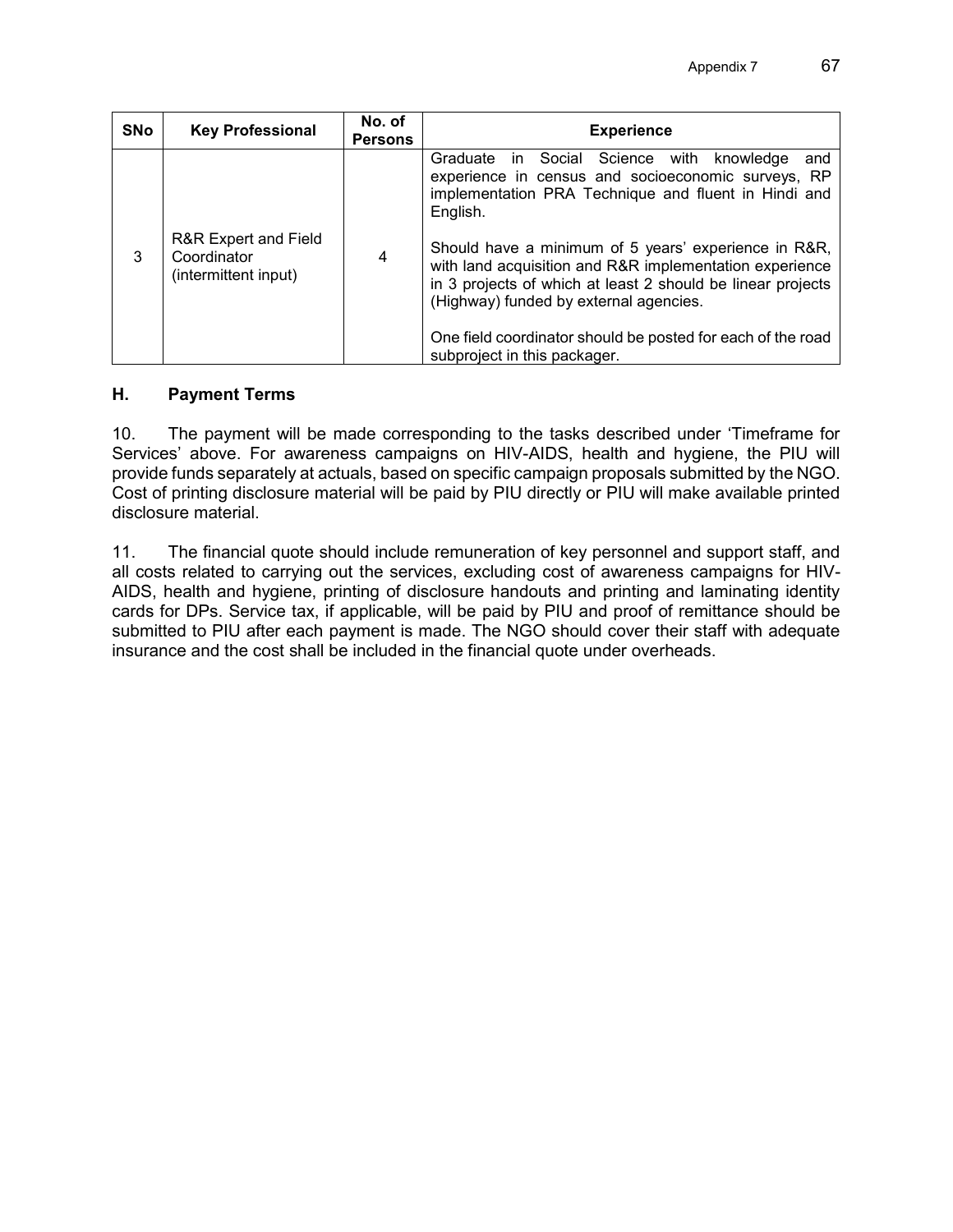| SNo | Key Professional | No. of Persons | Experience |
|---|---|---|---|
| 3 | R&R Expert and Field Coordinator (intermittent input) | 4 | Graduate in Social Science with knowledge and experience in census and socioeconomic surveys, RP implementation PRA Technique and fluent in Hindi and English.<br><br>Should have a minimum of 5 years' experience in R&R, with land acquisition and R&R implementation experience in 3 projects of which at least 2 should be linear projects (Highway) funded by external agencies.<br><br>One field coordinator should be posted for each of the road subproject in this packager. |

## H. Payment Terms

10. The payment will be made corresponding to the tasks described under 'Timeframe for Services' above. For awareness campaigns on HIV-AIDS, health and hygiene, the PIU will provide funds separately at actuals, based on specific campaign proposals submitted by the NGO. Cost of printing disclosure material will be paid by PIU directly or PIU will make available printed disclosure material.

11. The financial quote should include remuneration of key personnel and support staff, and all costs related to carrying out the services, excluding cost of awareness campaigns for HIV-AIDS, health and hygiene, printing of disclosure handouts and printing and laminating identity cards for DPs. Service tax, if applicable, will be paid by PIU and proof of remittance should be submitted to PIU after each payment is made. The NGO should cover their staff with adequate insurance and the cost shall be included in the financial quote under overheads.